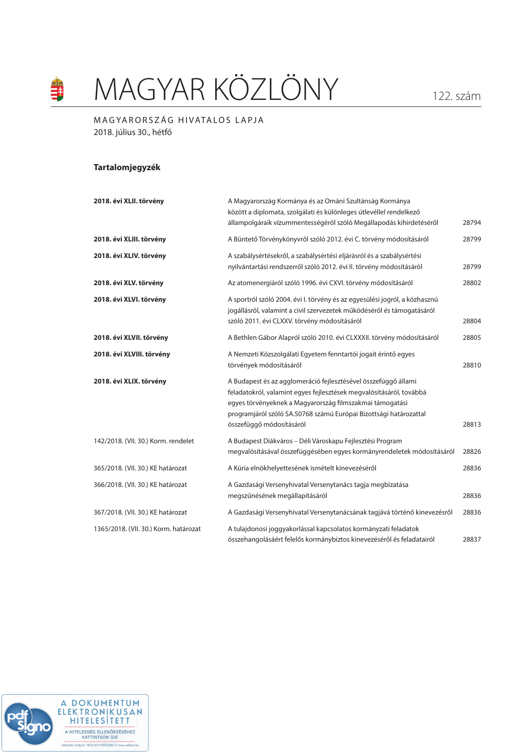# MAGYAR KÖZLÖNY

122. szám

MAGYARORSZÁG HIVATALOS LAPJA
2018. július 30., hétfő

## Tartalomjegyzék

| | | |
|---|---|---|
| **2018. évi XLII. törvény** | A Magyarország Kormánya és az Ománi Szultánság Kormánya között a diplomata, szolgálati és különleges útlevéllel rendelkező állampolgáraik vízummentességéről szóló Megállapodás kihirdetéséről | 28794 |
| **2018. évi XLIII. törvény** | A Büntető Törvénykönyvről szóló 2012. évi C. törvény módosításáról | 28799 |
| **2018. évi XLIV. törvény** | A szabálysértésekről, a szabálysértési eljárásról és a szabálysértési nyilvántartási rendszerről szóló 2012. évi II. törvény módosításáról | 28799 |
| **2018. évi XLV. törvény** | Az atomenergiáról szóló 1996. évi CXVI. törvény módosításáról | 28802 |
| **2018. évi XLVI. törvény** | A sportról szóló 2004. évi I. törvény és az egyesülési jogról, a közhasznú jogállásról, valamint a civil szervezetek működéséről és támogatásáról szóló 2011. évi CLXXV. törvény módosításáról | 28804 |
| **2018. évi XLVII. törvény** | A Bethlen Gábor Alapról szóló 2010. évi CLXXXII. törvény módosításáról | 28805 |
| **2018. évi XLVIII. törvény** | A Nemzeti Közszolgálati Egyetem fenntartói jogait érintő egyes törvények módosításáról | 28810 |
| **2018. évi XLIX. törvény** | A Budapest és az agglomeráció fejlesztésével összefüggő állami feladatokról, valamint egyes fejlesztések megvalósításáról, továbbá egyes törvényeknek a Magyarország filmszakmai támogatási programjáról szóló SA.50768 számú Európai Bizottsági határozattal összefüggő módosításáról | 28813 |
| 142/2018. (VII. 30.) Korm. rendelet | A Budapest Diákváros – Déli Városkapu Fejlesztési Program megvalósításával összefüggésében egyes kormányrendeletek módosításáról | 28826 |
| 365/2018. (VII. 30.) KE határozat | A Kúria elnökhelyettesének ismételt kinevezéséről | 28836 |
| 366/2018. (VII. 30.) KE határozat | A Gazdasági Versenyhivatal Versenytanács tagja megbízatása megszűnésének megállapításáról | 28836 |
| 367/2018. (VII. 30.) KE határozat | A Gazdasági Versenyhivatal Versenytanácsának tagjává történő kinevezésről | 28836 |
| 1365/2018. (VII. 30.) Korm. határozat | A tulajdonosi joggyakorlással kapcsolatos kormányzati feladatok összehangolásáért felelős kormánybiztos kinevezéséről és feladatairól | 28837 |

A DOKUMENTUM ELEKTRONIKUSAN HITELESÍTETT
A HITELESSÉG ELLENŐRZÉSÉHEZ KATTINTSON IDE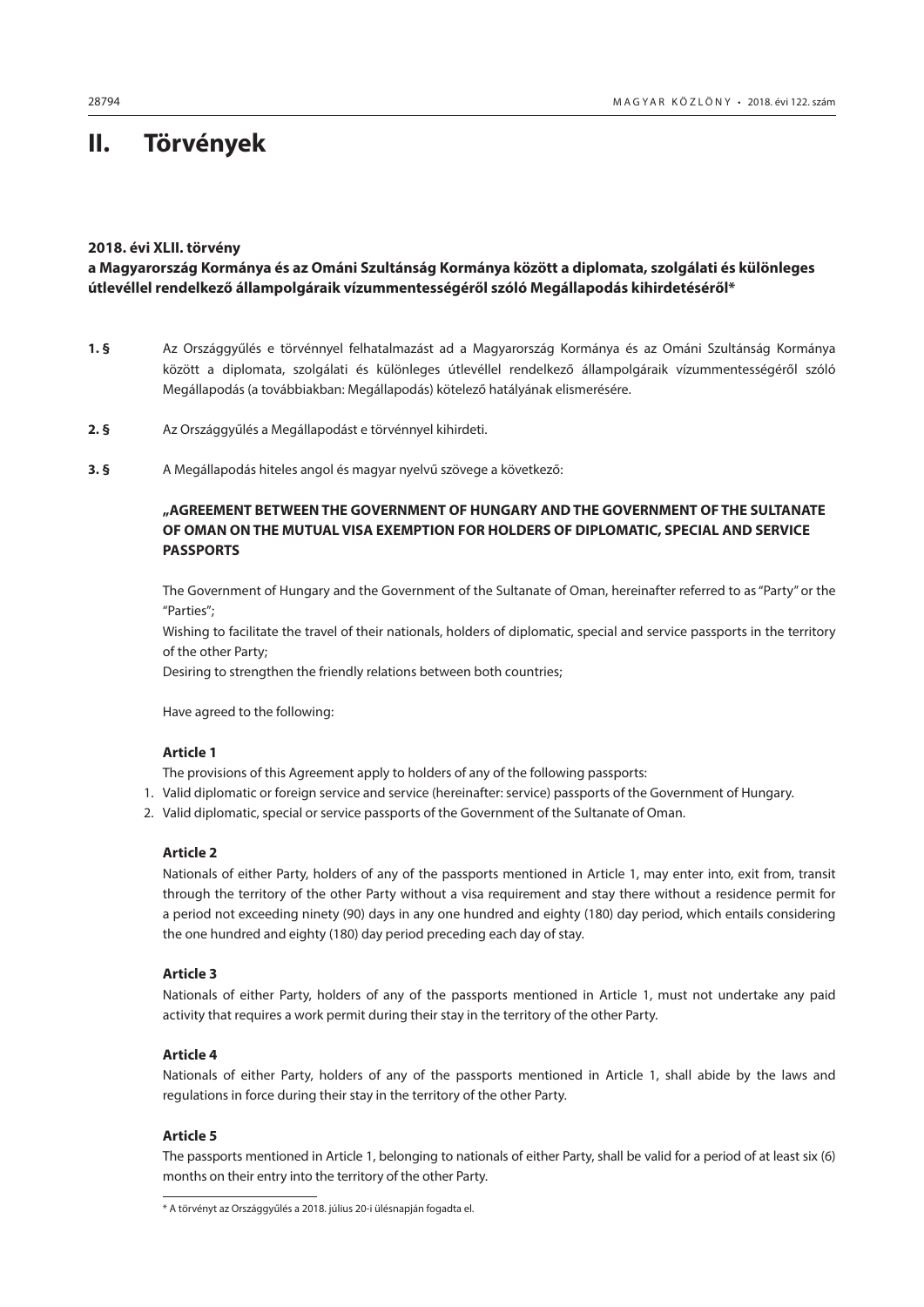# II. Törvények

### 2018. évi XLII. törvény
### a Magyarország Kormánya és az Ománi Szultánság Kormánya között a diplomata, szolgálati és különleges útlevéllel rendelkező állampolgáraik vízummentességéről szóló Megállapodás kihirdetéséről*

**1. §** Az Országgyűlés e törvénnyel felhatalmazást ad a Magyarország Kormánya és az Ománi Szultánság Kormánya között a diplomata, szolgálati és különleges útlevéllel rendelkező állampolgáraik vízummentességéről szóló Megállapodás (a továbbiakban: Megállapodás) kötelező hatályának elismerésére.

**2. §** Az Országgyűlés a Megállapodást e törvénnyel kihirdeti.

**3. §** A Megállapodás hiteles angol és magyar nyelvű szövege a következő:

**„AGREEMENT BETWEEN THE GOVERNMENT OF HUNGARY AND THE GOVERNMENT OF THE SULTANATE OF OMAN ON THE MUTUAL VISA EXEMPTION FOR HOLDERS OF DIPLOMATIC, SPECIAL AND SERVICE PASSPORTS**

The Government of Hungary and the Government of the Sultanate of Oman, hereinafter referred to as "Party" or the "Parties";

Wishing to facilitate the travel of their nationals, holders of diplomatic, special and service passports in the territory of the other Party;

Desiring to strengthen the friendly relations between both countries;

Have agreed to the following:

**Article 1**

The provisions of this Agreement apply to holders of any of the following passports:

1. Valid diplomatic or foreign service and service (hereinafter: service) passports of the Government of Hungary.
2. Valid diplomatic, special or service passports of the Government of the Sultanate of Oman.

**Article 2**

Nationals of either Party, holders of any of the passports mentioned in Article 1, may enter into, exit from, transit through the territory of the other Party without a visa requirement and stay there without a residence permit for a period not exceeding ninety (90) days in any one hundred and eighty (180) day period, which entails considering the one hundred and eighty (180) day period preceding each day of stay.

**Article 3**

Nationals of either Party, holders of any of the passports mentioned in Article 1, must not undertake any paid activity that requires a work permit during their stay in the territory of the other Party.

**Article 4**

Nationals of either Party, holders of any of the passports mentioned in Article 1, shall abide by the laws and regulations in force during their stay in the territory of the other Party.

**Article 5**

The passports mentioned in Article 1, belonging to nationals of either Party, shall be valid for a period of at least six (6) months on their entry into the territory of the other Party.

---

* A törvényt az Országgyűlés a 2018. július 20-i ülésnapján fogadta el.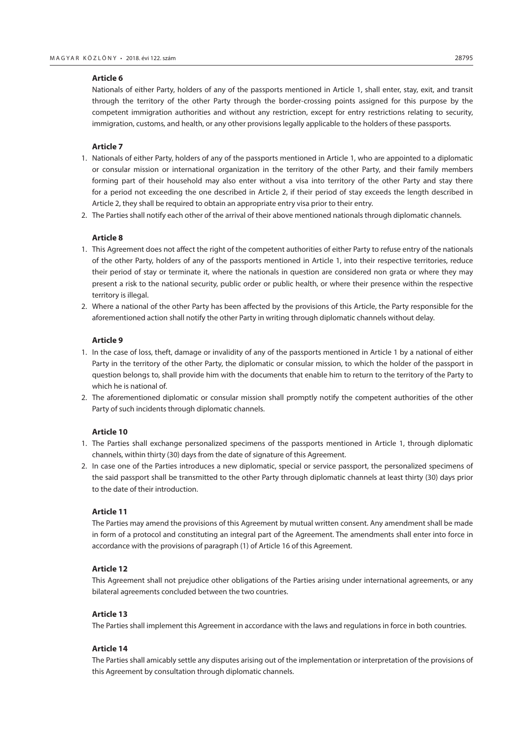### Article 6

Nationals of either Party, holders of any of the passports mentioned in Article 1, shall enter, stay, exit, and transit through the territory of the other Party through the border-crossing points assigned for this purpose by the competent immigration authorities and without any restriction, except for entry restrictions relating to security, immigration, customs, and health, or any other provisions legally applicable to the holders of these passports.

### Article 7

1. Nationals of either Party, holders of any of the passports mentioned in Article 1, who are appointed to a diplomatic or consular mission or international organization in the territory of the other Party, and their family members forming part of their household may also enter without a visa into territory of the other Party and stay there for a period not exceeding the one described in Article 2, if their period of stay exceeds the length described in Article 2, they shall be required to obtain an appropriate entry visa prior to their entry.
2. The Parties shall notify each other of the arrival of their above mentioned nationals through diplomatic channels.

### Article 8

1. This Agreement does not affect the right of the competent authorities of either Party to refuse entry of the nationals of the other Party, holders of any of the passports mentioned in Article 1, into their respective territories, reduce their period of stay or terminate it, where the nationals in question are considered non grata or where they may present a risk to the national security, public order or public health, or where their presence within the respective territory is illegal.
2. Where a national of the other Party has been affected by the provisions of this Article, the Party responsible for the aforementioned action shall notify the other Party in writing through diplomatic channels without delay.

### Article 9

1. In the case of loss, theft, damage or invalidity of any of the passports mentioned in Article 1 by a national of either Party in the territory of the other Party, the diplomatic or consular mission, to which the holder of the passport in question belongs to, shall provide him with the documents that enable him to return to the territory of the Party to which he is national of.
2. The aforementioned diplomatic or consular mission shall promptly notify the competent authorities of the other Party of such incidents through diplomatic channels.

### Article 10

1. The Parties shall exchange personalized specimens of the passports mentioned in Article 1, through diplomatic channels, within thirty (30) days from the date of signature of this Agreement.
2. In case one of the Parties introduces a new diplomatic, special or service passport, the personalized specimens of the said passport shall be transmitted to the other Party through diplomatic channels at least thirty (30) days prior to the date of their introduction.

### Article 11

The Parties may amend the provisions of this Agreement by mutual written consent. Any amendment shall be made in form of a protocol and constituting an integral part of the Agreement. The amendments shall enter into force in accordance with the provisions of paragraph (1) of Article 16 of this Agreement.

### Article 12

This Agreement shall not prejudice other obligations of the Parties arising under international agreements, or any bilateral agreements concluded between the two countries.

### Article 13

The Parties shall implement this Agreement in accordance with the laws and regulations in force in both countries.

### Article 14

The Parties shall amicably settle any disputes arising out of the implementation or interpretation of the provisions of this Agreement by consultation through diplomatic channels.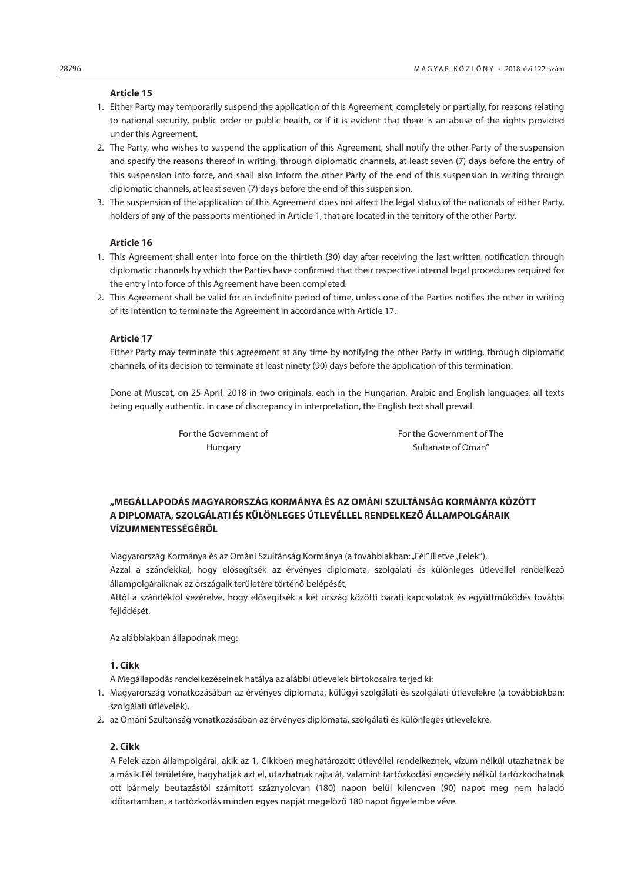**Article 15**

1. Either Party may temporarily suspend the application of this Agreement, completely or partially, for reasons relating to national security, public order or public health, or if it is evident that there is an abuse of the rights provided under this Agreement.
2. The Party, who wishes to suspend the application of this Agreement, shall notify the other Party of the suspension and specify the reasons thereof in writing, through diplomatic channels, at least seven (7) days before the entry of this suspension into force, and shall also inform the other Party of the end of this suspension in writing through diplomatic channels, at least seven (7) days before the end of this suspension.
3. The suspension of the application of this Agreement does not affect the legal status of the nationals of either Party, holders of any of the passports mentioned in Article 1, that are located in the territory of the other Party.

**Article 16**

1. This Agreement shall enter into force on the thirtieth (30) day after receiving the last written notification through diplomatic channels by which the Parties have confirmed that their respective internal legal procedures required for the entry into force of this Agreement have been completed.
2. This Agreement shall be valid for an indefinite period of time, unless one of the Parties notifies the other in writing of its intention to terminate the Agreement in accordance with Article 17.

**Article 17**

Either Party may terminate this agreement at any time by notifying the other Party in writing, through diplomatic channels, of its decision to terminate at least ninety (90) days before the application of this termination.

Done at Muscat, on 25 April, 2018 in two originals, each in the Hungarian, Arabic and English languages, all texts being equally authentic. In case of discrepancy in interpretation, the English text shall prevail.

| For the Government of Hungary | For the Government of The Sultanate of Oman" |
| --- | --- |

**„MEGÁLLAPODÁS MAGYARORSZÁG KORMÁNYA ÉS AZ OMÁNI SZULTÁNSÁG KORMÁNYA KÖZÖTT A DIPLOMATA, SZOLGÁLATI ÉS KÜLÖNLEGES ÚTLEVÉLLEL RENDELKEZŐ ÁLLAMPOLGÁRAIK VÍZUMMENTESSÉGÉRŐL**

Magyarország Kormánya és az Ománi Szultánság Kormánya (a továbbiakban: „Fél" illetve „Felek"),

Azzal a szándékkal, hogy elősegítsék az érvényes diplomata, szolgálati és különleges útlevéllel rendelkező állampolgáraiknak az országaik területére történő belépését,

Attól a szándéktól vezérelve, hogy elősegítsék a két ország közötti baráti kapcsolatok és együttműködés további fejlődését,

Az alábbiakban állapodnak meg:

**1. Cikk**

A Megállapodás rendelkezéseinek hatálya az alábbi útlevelek birtokosaira terjed ki:

1. Magyarország vonatkozásában az érvényes diplomata, külügyi szolgálati és szolgálati útlevelekre (a továbbiakban: szolgálati útlevelek),
2. az Ománi Szultánság vonatkozásában az érvényes diplomata, szolgálati és különleges útlevelekre.

**2. Cikk**

A Felek azon állampolgárai, akik az 1. Cikkben meghatározott útlevéllel rendelkeznek, vízum nélkül utazhatnak be a másik Fél területére, hagyhatják azt el, utazhatnak rajta át, valamint tartózkodási engedély nélkül tartózkodhatnak ott bármely beutazástól számított száznyolcvan (180) napon belül kilencven (90) napot meg nem haladó időtartamban, a tartózkodás minden egyes napját megelőző 180 napot figyelembe véve.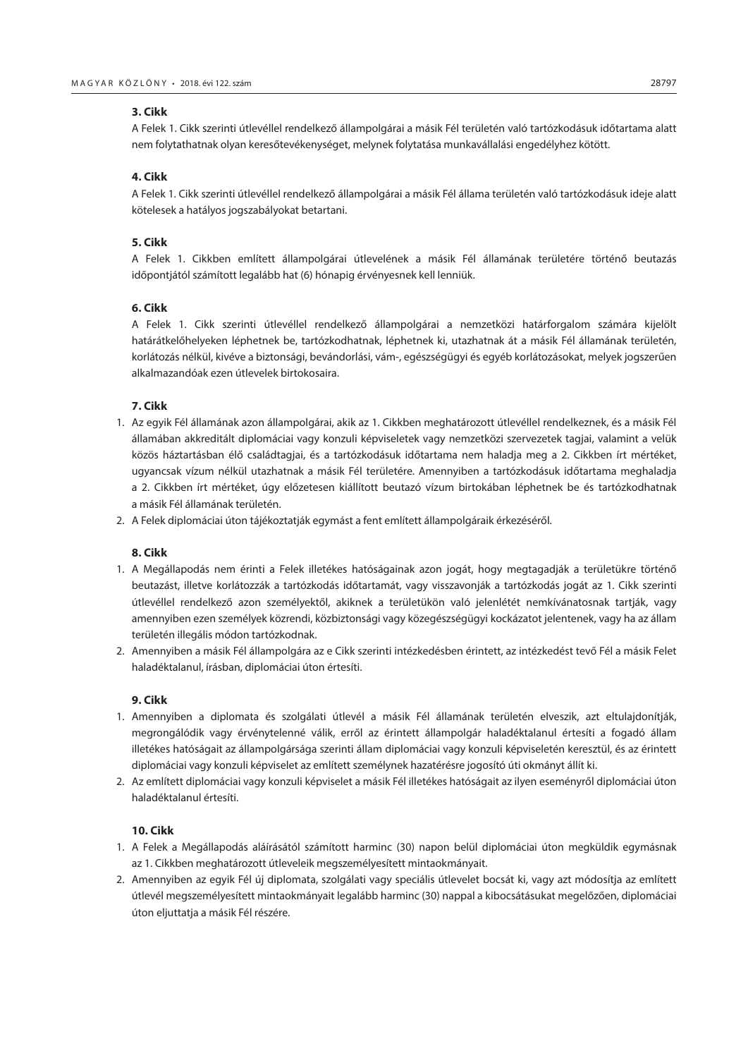**3. Cikk**

A Felek 1. Cikk szerinti útlevéllel rendelkező állampolgárai a másik Fél területén való tartózkodásuk időtartama alatt nem folytathatnak olyan keresőtevékenységet, melynek folytatása munkavállalási engedélyhez kötött.

**4. Cikk**

A Felek 1. Cikk szerinti útlevéllel rendelkező állampolgárai a másik Fél állama területén való tartózkodásuk ideje alatt kötelesek a hatályos jogszabályokat betartani.

**5. Cikk**

A Felek 1. Cikkben említett állampolgárai útlevelének a másik Fél államának területére történő beutazás időpontjától számított legalább hat (6) hónapig érvényesnek kell lenniük.

**6. Cikk**

A Felek 1. Cikk szerinti útlevéllel rendelkező állampolgárai a nemzetközi határforgalom számára kijelölt határátkelőhelyeken léphetnek be, tartózkodhatnak, léphetnek ki, utazhatnak át a másik Fél államának területén, korlátozás nélkül, kivéve a biztonsági, bevándorlási, vám-, egészségügyi és egyéb korlátozásokat, melyek jogszerűen alkalmazandóak ezen útlevelek birtokosaira.

**7. Cikk**

1. Az egyik Fél államának azon állampolgárai, akik az 1. Cikkben meghatározott útlevéllel rendelkeznek, és a másik Fél államában akkreditált diplomáciai vagy konzuli képviseletek vagy nemzetközi szervezetek tagjai, valamint a velük közös háztartásban élő családtagjai, és a tartózkodásuk időtartama nem haladja meg a 2. Cikkben írt mértéket, ugyancsak vízum nélkül utazhatnak a másik Fél területére. Amennyiben a tartózkodásuk időtartama meghaladja a 2. Cikkben írt mértéket, úgy előzetesen kiállított beutazó vízum birtokában léphetnek be és tartózkodhatnak a másik Fél államának területén.
2. A Felek diplomáciai úton tájékoztatják egymást a fent említett állampolgáraik érkezéséről.

**8. Cikk**

1. A Megállapodás nem érinti a Felek illetékes hatóságainak azon jogát, hogy megtagadják a területükre történő beutazást, illetve korlátozzák a tartózkodás időtartamát, vagy visszavonják a tartózkodás jogát az 1. Cikk szerinti útlevéllel rendelkező azon személyektől, akiknek a területükön való jelenlétét nemkívánatosnak tartják, vagy amennyiben ezen személyek közrendi, közbiztonsági vagy közegészségügyi kockázatot jelentenek, vagy ha az állam területén illegális módon tartózkodnak.
2. Amennyiben a másik Fél állampolgára az e Cikk szerinti intézkedésben érintett, az intézkedést tevő Fél a másik Felet haladéktalanul, írásban, diplomáciai úton értesíti.

**9. Cikk**

1. Amennyiben a diplomata és szolgálati útlevél a másik Fél államának területén elveszik, azt eltulajdonítják, megrongálódik vagy érvénytelenné válik, erről az érintett állampolgár haladéktalanul értesíti a fogadó állam illetékes hatóságait az állampolgársága szerinti állam diplomáciai vagy konzuli képviseletén keresztül, és az érintett diplomáciai vagy konzuli képviselet az említett személynek hazatérésre jogosító úti okmányt állít ki.
2. Az említett diplomáciai vagy konzuli képviselet a másik Fél illetékes hatóságait az ilyen eseményről diplomáciai úton haladéktalanul értesíti.

**10. Cikk**

1. A Felek a Megállapodás aláírásától számított harminc (30) napon belül diplomáciai úton megküldik egymásnak az 1. Cikkben meghatározott útleveleik megszemélyesített mintaokmányait.
2. Amennyiben az egyik Fél új diplomata, szolgálati vagy speciális útlevelet bocsát ki, vagy azt módosítja az említett útlevél megszemélyesített mintaokmányait legalább harminc (30) nappal a kibocsátásukat megelőzően, diplomáciai úton eljuttatja a másik Fél részére.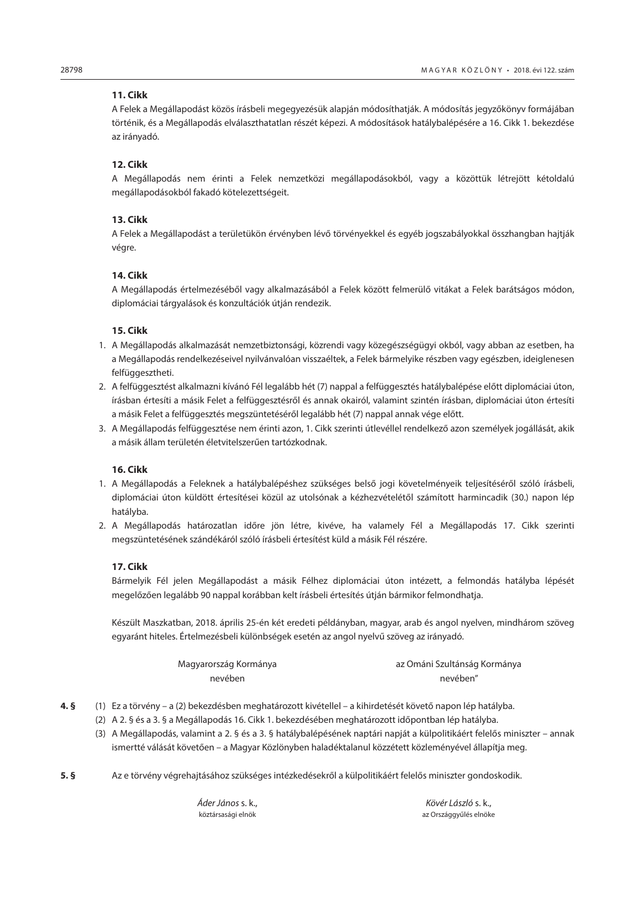**11. Cikk**

A Felek a Megállapodást közös írásbeli megegyezésük alapján módosíthatják. A módosítás jegyzőkönyv formájában történik, és a Megállapodás elválaszthatatlan részét képezi. A módosítások hatálybalépésére a 16. Cikk 1. bekezdése az irányadó.

**12. Cikk**

A Megállapodás nem érinti a Felek nemzetközi megállapodásokból, vagy a közöttük létrejött kétoldalú megállapodásokból fakadó kötelezettségeit.

**13. Cikk**

A Felek a Megállapodást a területükön érvényben lévő törvényekkel és egyéb jogszabályokkal összhangban hajtják végre.

**14. Cikk**

A Megállapodás értelmezéséből vagy alkalmazásából a Felek között felmerülő vitákat a Felek barátságos módon, diplomáciai tárgyalások és konzultációk útján rendezik.

**15. Cikk**

1. A Megállapodás alkalmazását nemzetbiztonsági, közrendi vagy közegészségügyi okból, vagy abban az esetben, ha a Megállapodás rendelkezéseivel nyilvánvalóan visszaéltek, a Felek bármelyike részben vagy egészben, ideiglenesen felfüggesztheti.
2. A felfüggesztést alkalmazni kívánó Fél legalább hét (7) nappal a felfüggesztés hatálybalépése előtt diplomáciai úton, írásban értesíti a másik Felet a felfüggesztésről és annak okairól, valamint szintén írásban, diplomáciai úton értesíti a másik Felet a felfüggesztés megszüntetéséről legalább hét (7) nappal annak vége előtt.
3. A Megállapodás felfüggesztése nem érinti azon, 1. Cikk szerinti útlevéllel rendelkező azon személyek jogállását, akik a másik állam területén életvitelszerűen tartózkodnak.

**16. Cikk**

1. A Megállapodás a Feleknek a hatálybalépéshez szükséges belső jogi követelményeik teljesítéséről szóló írásbeli, diplomáciai úton küldött értesítései közül az utolsónak a kézhezvételétől számított harmincadik (30.) napon lép hatályba.
2. A Megállapodás határozatlan időre jön létre, kivéve, ha valamely Fél a Megállapodás 17. Cikk szerinti megszüntetésének szándékáról szóló írásbeli értesítést küld a másik Fél részére.

**17. Cikk**

Bármelyik Fél jelen Megállapodást a másik Félhez diplomáciai úton intézett, a felmondás hatályba lépését megelőzően legalább 90 nappal korábban kelt írásbeli értesítés útján bármikor felmondhatja.

Készült Maszkatban, 2018. április 25-én két eredeti példányban, magyar, arab és angol nyelven, mindhárom szöveg egyaránt hiteles. Értelmezésbeli különbségek esetén az angol nyelvű szöveg az irányadó.

| Magyarország Kormánya nevében | az Ománi Szultánság Kormánya nevében” |
| --- | --- |

**4. §** (1) Ez a törvény – a (2) bekezdésben meghatározott kivétellel – a kihirdetését követő napon lép hatályba.

(2) A 2. § és a 3. § a Megállapodás 16. Cikk 1. bekezdésében meghatározott időpontban lép hatályba.

(3) A Megállapodás, valamint a 2. § és a 3. § hatálybalépésének naptári napját a külpolitikáért felelős miniszter – annak ismertté válását követően – a Magyar Közlönyben haladéktalanul közzétett közleményével állapítja meg.

**5. §** Az e törvény végrehajtásához szükséges intézkedésekről a külpolitikáért felelős miniszter gondoskodik.

| *Áder János* s. k., köztársasági elnök | *Kövér László* s. k., az Országgyűlés elnöke |
| --- | --- |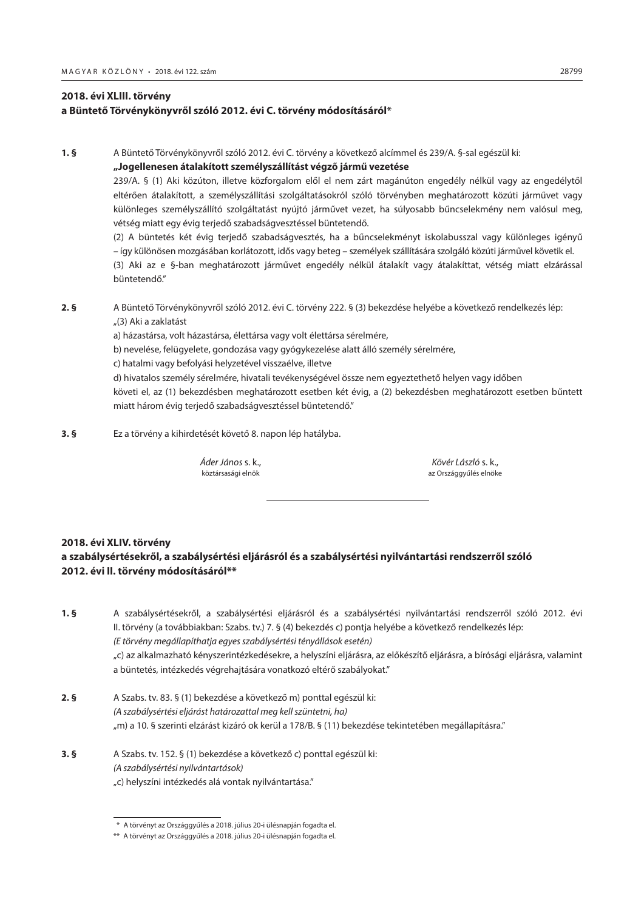**2018. évi XLIII. törvény**
**a Büntető Törvénykönyvről szóló 2012. évi C. törvény módosításáról***

**1. §** A Büntető Törvénykönyvről szóló 2012. évi C. törvény a következő alcímmel és 239/A. §-sal egészül ki:

**„Jogellenesen átalakított személyszállítást végző jármű vezetése**

239/A. § (1) Aki közúton, illetve közforgalom elől el nem zárt magánúton engedély nélkül vagy az engedélytől eltérően átalakított, a személyszállítási szolgáltatásokról szóló törvényben meghatározott közúti járművet vagy különleges személyszállító szolgáltatást nyújtó járművet vezet, ha súlyosabb bűncselekmény nem valósul meg, vétség miatt egy évig terjedő szabadságvesztéssel büntetendő.

(2) A büntetés két évig terjedő szabadságvesztés, ha a bűncselekményt iskolabusszal vagy különleges igényű – így különösen mozgásában korlátozott, idős vagy beteg – személyek szállítására szolgáló közúti járművel követik el.

(3) Aki az e §-ban meghatározott járművet engedély nélkül átalakít vagy átalakíttat, vétség miatt elzárással büntetendő."

**2. §** A Büntető Törvénykönyvről szóló 2012. évi C. törvény 222. § (3) bekezdése helyébe a következő rendelkezés lép:

„(3) Aki a zaklatást

a) házastársa, volt házastársa, élettársa vagy volt élettársa sérelmére,

b) nevelése, felügyelete, gondozása vagy gyógykezelése alatt álló személy sérelmére,

c) hatalmi vagy befolyási helyzetével visszaélve, illetve

d) hivatalos személy sérelmére, hivatali tevékenységével össze nem egyeztethető helyen vagy időben

követi el, az (1) bekezdésben meghatározott esetben két évig, a (2) bekezdésben meghatározott esetben bűntett miatt három évig terjedő szabadságvesztéssel büntetendő."

**3. §** Ez a törvény a kihirdetését követő 8. napon lép hatályba.

*Áder János* s. k.,
köztársasági elnök

*Kövér László* s. k.,
az Országgyűlés elnöke

---

**2018. évi XLIV. törvény**
**a szabálysértésekről, a szabálysértési eljárásról és a szabálysértési nyilvántartási rendszerről szóló 2012. évi II. törvény módosításáról****

**1. §** A szabálysértésekről, a szabálysértési eljárásról és a szabálysértési nyilvántartási rendszerről szóló 2012. évi II. törvény (a továbbiakban: Szabs. tv.) 7. § (4) bekezdés c) pontja helyébe a következő rendelkezés lép:

*(E törvény megállapíthatja egyes szabálysértési tényállások esetén)*

„c) az alkalmazható kényszerintézkedésekre, a helyszíni eljárásra, az előkészítő eljárásra, a bírósági eljárásra, valamint a büntetés, intézkedés végrehajtására vonatkozó eltérő szabályokat."

**2. §** A Szabs. tv. 83. § (1) bekezdése a következő m) ponttal egészül ki:

*(A szabálysértési eljárást határozattal meg kell szüntetni, ha)*

„m) a 10. § szerinti elzárást kizáró ok kerül a 178/B. § (11) bekezdése tekintetében megállapításra."

**3. §** A Szabs. tv. 152. § (1) bekezdése a következő c) ponttal egészül ki:

*(A szabálysértési nyilvántartások)*

„c) helyszíni intézkedés alá vontak nyilvántartása."

---

\* A törvényt az Országgyűlés a 2018. július 20-i ülésnapján fogadta el.

\*\* A törvényt az Országgyűlés a 2018. július 20-i ülésnapján fogadta el.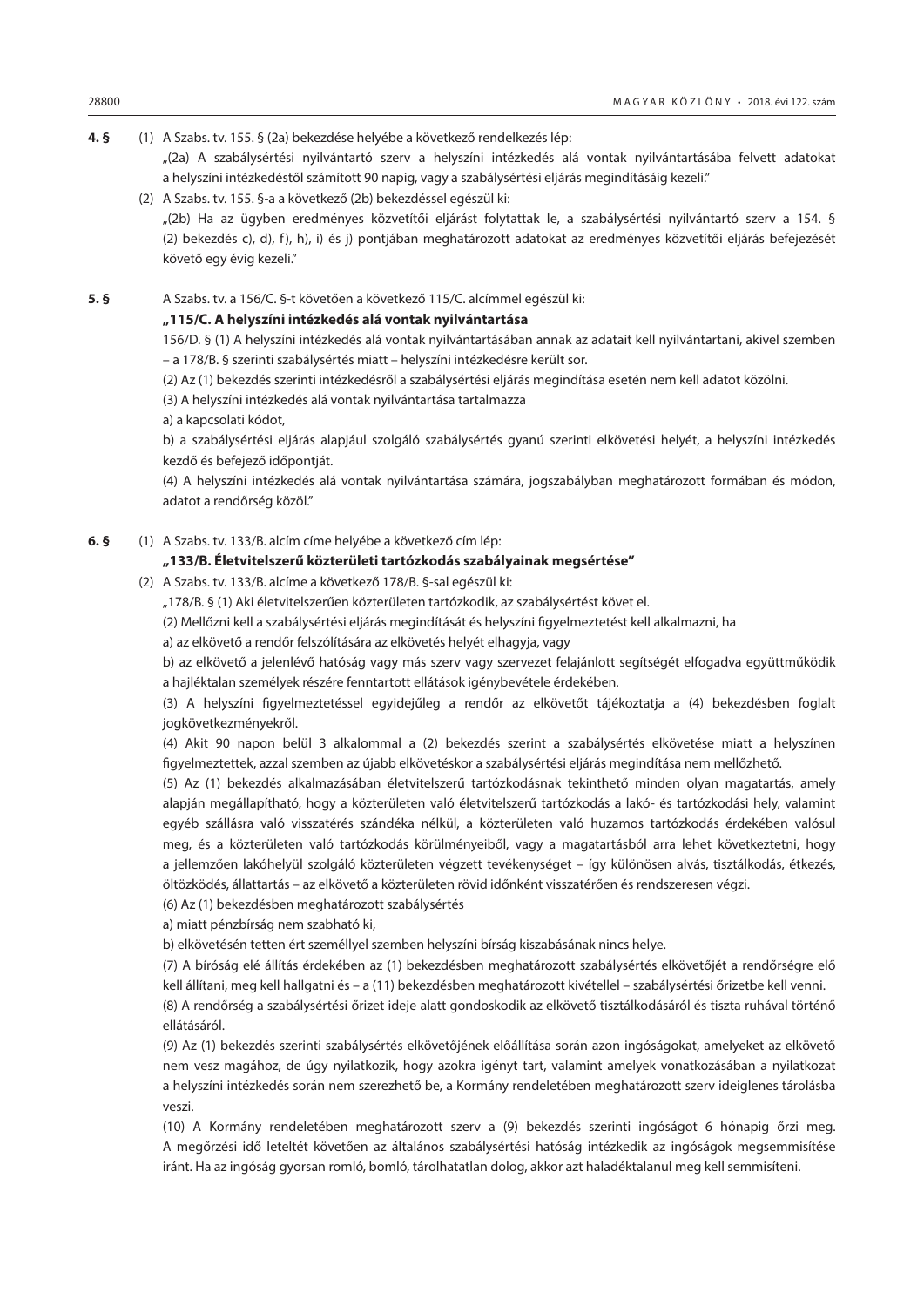**4. §** (1) A Szabs. tv. 155. § (2a) bekezdése helyébe a következő rendelkezés lép:

„(2a) A szabálysértési nyilvántartó szerv a helyszíni intézkedés alá vontak nyilvántartásába felvett adatokat a helyszíni intézkedéstől számított 90 napig, vagy a szabálysértési eljárás megindításáig kezeli."

(2) A Szabs. tv. 155. §-a a következő (2b) bekezdéssel egészül ki:

„(2b) Ha az ügyben eredményes közvetítői eljárást folytattak le, a szabálysértési nyilvántartó szerv a 154. § (2) bekezdés c), d), f), h), i) és j) pontjában meghatározott adatokat az eredményes közvetítői eljárás befejezését követő egy évig kezeli."

**5. §** A Szabs. tv. a 156/C. §-t követően a következő 115/C. alcímmel egészül ki:

**„115/C. A helyszíni intézkedés alá vontak nyilvántartása**

156/D. § (1) A helyszíni intézkedés alá vontak nyilvántartásában annak az adatait kell nyilvántartani, akivel szemben – a 178/B. § szerinti szabálysértés miatt – helyszíni intézkedésre került sor.

(2) Az (1) bekezdés szerinti intézkedésről a szabálysértési eljárás megindítása esetén nem kell adatot közölni.

(3) A helyszíni intézkedés alá vontak nyilvántartása tartalmazza

a) a kapcsolati kódot,

b) a szabálysértési eljárás alapjául szolgáló szabálysértés gyanú szerinti elkövetési helyét, a helyszíni intézkedés kezdő és befejező időpontját.

(4) A helyszíni intézkedés alá vontak nyilvántartása számára, jogszabályban meghatározott formában és módon, adatot a rendőrség közöl."

**6. §** (1) A Szabs. tv. 133/B. alcím címe helyébe a következő cím lép:

**„133/B. Életvitelszerű közterületi tartózkodás szabályainak megsértése"**

(2) A Szabs. tv. 133/B. alcíme a következő 178/B. §-sal egészül ki:

„178/B. § (1) Aki életvitelszerűen közterületen tartózkodik, az szabálysértést követ el.

(2) Mellőzni kell a szabálysértési eljárás megindítását és helyszíni figyelmeztetést kell alkalmazni, ha

a) az elkövető a rendőr felszólítására az elkövetés helyét elhagyja, vagy

b) az elkövető a jelenlévő hatóság vagy más szerv vagy szervezet felajánlott segítségét elfogadva együttműködik a hajléktalan személyek részére fenntartott ellátások igénybevétele érdekében.

(3) A helyszíni figyelmeztetéssel egyidejűleg a rendőr az elkövetőt tájékoztatja a (4) bekezdésben foglalt jogkövetkezményekről.

(4) Akit 90 napon belül 3 alkalommal a (2) bekezdés szerint a szabálysértés elkövetése miatt a helyszínen figyelmeztettek, azzal szemben az újabb elkövetéskor a szabálysértési eljárás megindítása nem mellőzhető.

(5) Az (1) bekezdés alkalmazásában életvitelszerű tartózkodásnak tekinthető minden olyan magatartás, amely alapján megállapítható, hogy a közterületen való életvitelszerű tartózkodás a lakó- és tartózkodási hely, valamint egyéb szállásra való visszatérés szándéka nélkül, a közterületen való huzamos tartózkodás érdekében valósul meg, és a közterületen való tartózkodás körülményeiből, vagy a magatartásból arra lehet következtetni, hogy a jellemzően lakóhelyül szolgáló közterületen végzett tevékenységet – így különösen alvás, tisztálkodás, étkezés, öltözködés, állattartás – az elkövető a közterületen rövid időnként visszatérően és rendszeresen végzi.

(6) Az (1) bekezdésben meghatározott szabálysértés

a) miatt pénzbírság nem szabható ki,

b) elkövetésén tetten ért személlyel szemben helyszíni bírság kiszabásának nincs helye.

(7) A bíróság elé állítás érdekében az (1) bekezdésben meghatározott szabálysértés elkövetőjét a rendőrségre elő kell állítani, meg kell hallgatni és – a (11) bekezdésben meghatározott kivétellel – szabálysértési őrizetbe kell venni.

(8) A rendőrség a szabálysértési őrizet ideje alatt gondoskodik az elkövető tisztálkodásáról és tiszta ruhával történő ellátásáról.

(9) Az (1) bekezdés szerinti szabálysértés elkövetőjének előállítása során azon ingóságokat, amelyeket az elkövető nem vesz magához, de úgy nyilatkozik, hogy azokra igényt tart, valamint amelyek vonatkozásában a nyilatkozat a helyszíni intézkedés során nem szerezhető be, a Kormány rendeletében meghatározott szerv ideiglenes tárolásba veszi.

(10) A Kormány rendeletében meghatározott szerv a (9) bekezdés szerinti ingóságot 6 hónapig őrzi meg. A megőrzési idő leteltét követően az általános szabálysértési hatóság intézkedik az ingóságok megsemmisítése iránt. Ha az ingóság gyorsan romló, bomló, tárolhatatlan dolog, akkor azt haladéktalanul meg kell semmisíteni.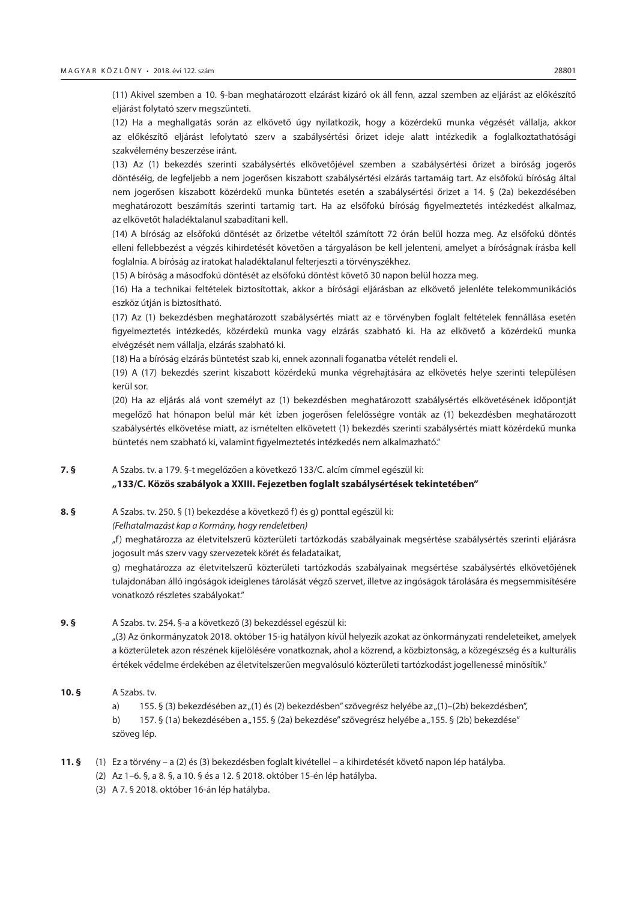(11) Akivel szemben a 10. §-ban meghatározott elzárást kizáró ok áll fenn, azzal szemben az eljárást az előkészítő eljárást folytató szerv megszünteti.

(12) Ha a meghallgatás során az elkövető úgy nyilatkozik, hogy a közérdekű munka végzését vállalja, akkor az előkészítő eljárást lefolytató szerv a szabálysértési őrizet ideje alatt intézkedik a foglalkoztathatósági szakvélemény beszerzése iránt.

(13) Az (1) bekezdés szerinti szabálysértés elkövetőjével szemben a szabálysértési őrizet a bíróság jogerős döntéséig, de legfeljebb a nem jogerősen kiszabott szabálysértési elzárás tartamáig tart. Az elsőfokú bíróság által nem jogerősen kiszabott közérdekű munka büntetés esetén a szabálysértési őrizet a 14. § (2a) bekezdésében meghatározott beszámítás szerinti tartamig tart. Ha az elsőfokú bíróság figyelmeztetés intézkedést alkalmaz, az elkövetőt haladéktalanul szabadítani kell.

(14) A bíróság az elsőfokú döntését az őrizetbe vételtől számított 72 órán belül hozza meg. Az elsőfokú döntés elleni fellebbezést a végzés kihirdetését követően a tárgyaláson be kell jelenteni, amelyet a bíróságnak írásba kell foglalnia. A bíróság az iratokat haladéktalanul felterjeszti a törvényszékhez.

(15) A bíróság a másodfokú döntését az elsőfokú döntést követő 30 napon belül hozza meg.

(16) Ha a technikai feltételek biztosítottak, akkor a bírósági eljárásban az elkövető jelenléte telekommunikációs eszköz útján is biztosítható.

(17) Az (1) bekezdésben meghatározott szabálysértés miatt az e törvényben foglalt feltételek fennállása esetén figyelmeztetés intézkedés, közérdekű munka vagy elzárás szabható ki. Ha az elkövető a közérdekű munka elvégzését nem vállalja, elzárás szabható ki.

(18) Ha a bíróság elzárás büntetést szab ki, ennek azonnali foganatba vételét rendeli el.

(19) A (17) bekezdés szerint kiszabott közérdekű munka végrehajtására az elkövetés helye szerinti településen kerül sor.

(20) Ha az eljárás alá vont személyt az (1) bekezdésben meghatározott szabálysértés elkövetésének időpontját megelőző hat hónapon belül már két ízben jogerősen felelősségre vonták az (1) bekezdésben meghatározott szabálysértés elkövetése miatt, az ismételten elkövetett (1) bekezdés szerinti szabálysértés miatt közérdekű munka büntetés nem szabható ki, valamint figyelmeztetés intézkedés nem alkalmazható."

**7. §** A Szabs. tv. a 179. §-t megelőzően a következő 133/C. alcím címmel egészül ki:

**„133/C. Közös szabályok a XXIII. Fejezetben foglalt szabálysértések tekintetében"**

**8. §** A Szabs. tv. 250. § (1) bekezdése a következő f) és g) ponttal egészül ki:

*(Felhatalmazást kap a Kormány, hogy rendeletben)*

„f) meghatározza az életvitelszerű közterületi tartózkodás szabályainak megsértése szabálysértés szerinti eljárásra jogosult más szerv vagy szervezetek körét és feladataikat,

g) meghatározza az életvitelszerű közterületi tartózkodás szabályainak megsértése szabálysértés elkövetőjének tulajdonában álló ingóságok ideiglenes tárolását végző szervet, illetve az ingóságok tárolására és megsemmisítésére vonatkozó részletes szabályokat."

**9. §** A Szabs. tv. 254. §-a a következő (3) bekezdéssel egészül ki:

„(3) Az önkormányzatok 2018. október 15-ig hatályon kívül helyezik azokat az önkormányzati rendeleteiket, amelyek a közterületek azon részének kijelölésére vonatkoznak, ahol a közrend, a közbiztonság, a közegészség és a kulturális értékek védelme érdekében az életvitelszerűen megvalósuló közterületi tartózkodást jogellenessé minősítik."

**10. §** A Szabs. tv.

a) 155. § (3) bekezdésében az „(1) és (2) bekezdésben" szövegrész helyébe az „(1)–(2b) bekezdésben",

b) 157. § (1a) bekezdésében a „155. § (2a) bekezdése" szövegrész helyébe a „155. § (2b) bekezdése"

szöveg lép.

**11. §** (1) Ez a törvény – a (2) és (3) bekezdésben foglalt kivétellel – a kihirdetését követő napon lép hatályba.

(2) Az 1–6. §, a 8. §, a 10. § és a 12. § 2018. október 15-én lép hatályba.

(3) A 7. § 2018. október 16-án lép hatályba.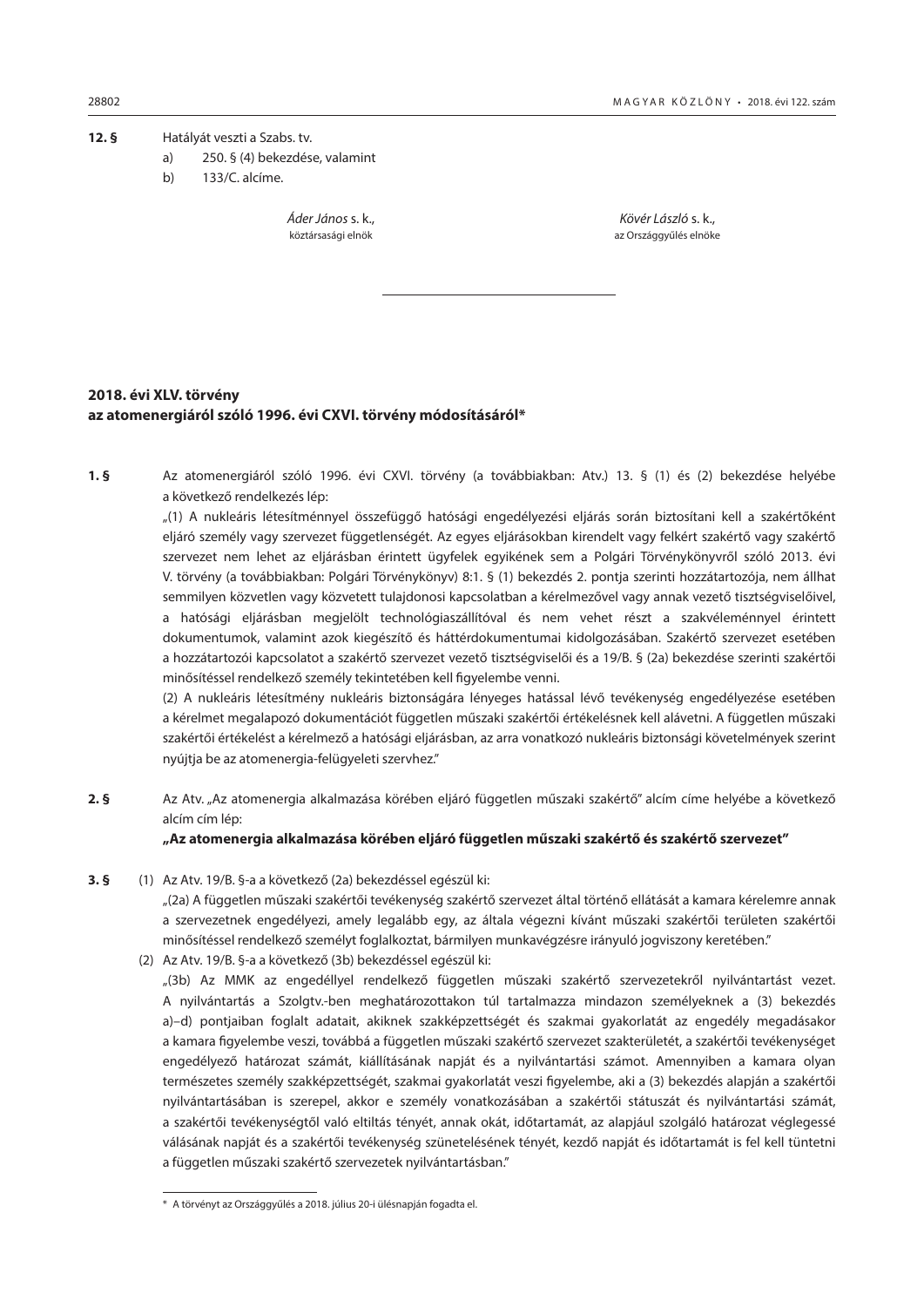**12. §** Hatályát veszti a Szabs. tv.

a) 250. § (4) bekezdése, valamint

b) 133/C. alcíme.

*Áder János* s. k.,
köztársasági elnök

*Kövér László* s. k.,
az Országgyűlés elnöke

---

## 2018. évi XLV. törvény az atomenergiáról szóló 1996. évi CXVI. törvény módosításáról*

**1. §** Az atomenergiáról szóló 1996. évi CXVI. törvény (a továbbiakban: Atv.) 13. § (1) és (2) bekezdése helyébe a következő rendelkezés lép:

„(1) A nukleáris létesítménnyel összefüggő hatósági engedélyezési eljárás során biztosítani kell a szakértőként eljáró személy vagy szervezet függetlenségét. Az egyes eljárásokban kirendelt vagy felkért szakértő vagy szakértő szervezet nem lehet az eljárásban érintett ügyfelek egyikének sem a Polgári Törvénykönyvről szóló 2013. évi V. törvény (a továbbiakban: Polgári Törvénykönyv) 8:1. § (1) bekezdés 2. pontja szerinti hozzátartozója, nem állhat semmilyen közvetlen vagy közvetett tulajdonosi kapcsolatban a kérelmezővel vagy annak vezető tisztségviselőivel, a hatósági eljárásban megjelölt technológiaszállítóval és nem vehet részt a szakvéleménnyel érintett dokumentumok, valamint azok kiegészítő és háttérdokumentumai kidolgozásában. Szakértő szervezet esetében a hozzátartozói kapcsolatot a szakértő szervezet vezető tisztségviselői és a 19/B. § (2a) bekezdése szerinti szakértői minősítéssel rendelkező személy tekintetében kell figyelembe venni.

(2) A nukleáris létesítmény nukleáris biztonságára lényeges hatással lévő tevékenység engedélyezése esetében a kérelmet megalapozó dokumentációt független műszaki szakértői értékelésnek kell alávetni. A független műszaki szakértői értékelést a kérelmező a hatósági eljárásban, az arra vonatkozó nukleáris biztonsági követelmények szerint nyújtja be az atomenergia-felügyeleti szervhez."

**2. §** Az Atv. „Az atomenergia alkalmazása körében eljáró független műszaki szakértő" alcím címe helyébe a következő alcím cím lép:

**„Az atomenergia alkalmazása körében eljáró független műszaki szakértő és szakértő szervezet"**

**3. §** (1) Az Atv. 19/B. §-a a következő (2a) bekezdéssel egészül ki:

„(2a) A független műszaki szakértői tevékenység szakértő szervezet által történő ellátását a kamara kérelemre annak a szervezetnek engedélyezi, amely legalább egy, az általa végezni kívánt műszaki szakértői területen szakértői minősítéssel rendelkező személyt foglalkoztat, bármilyen munkavégzésre irányuló jogviszony keretében."

(2) Az Atv. 19/B. §-a a következő (3b) bekezdéssel egészül ki:

„(3b) Az MMK az engedéllyel rendelkező független műszaki szakértő szervezetekről nyilvántartást vezet. A nyilvántartás a Szolgtv.-ben meghatározottakon túl tartalmazza mindazon személyeknek a (3) bekezdés a)–d) pontjaiban foglalt adatait, akiknek szakképzettségét és szakmai gyakorlatát az engedély megadásakor a kamara figyelembe veszi, továbbá a független műszaki szakértő szervezet szakterületét, a szakértői tevékenységet engedélyező határozat számát, kiállításának napját és a nyilvántartási számot. Amennyiben a kamara olyan természetes személy szakképzettségét, szakmai gyakorlatát veszi figyelembe, aki a (3) bekezdés alapján a szakértői nyilvántartásában is szerepel, akkor e személy vonatkozásában a szakértői státuszát és nyilvántartási számát, a szakértői tevékenységtől való eltiltás tényét, annak okát, időtartamát, az alapjául szolgáló határozat véglegessé válásának napját és a szakértői tevékenység szünetelésének tényét, kezdő napját és időtartamát is fel kell tüntetni a független műszaki szakértő szervezetek nyilvántartásban."

---

\* A törvényt az Országgyűlés a 2018. július 20-i ülésnapján fogadta el.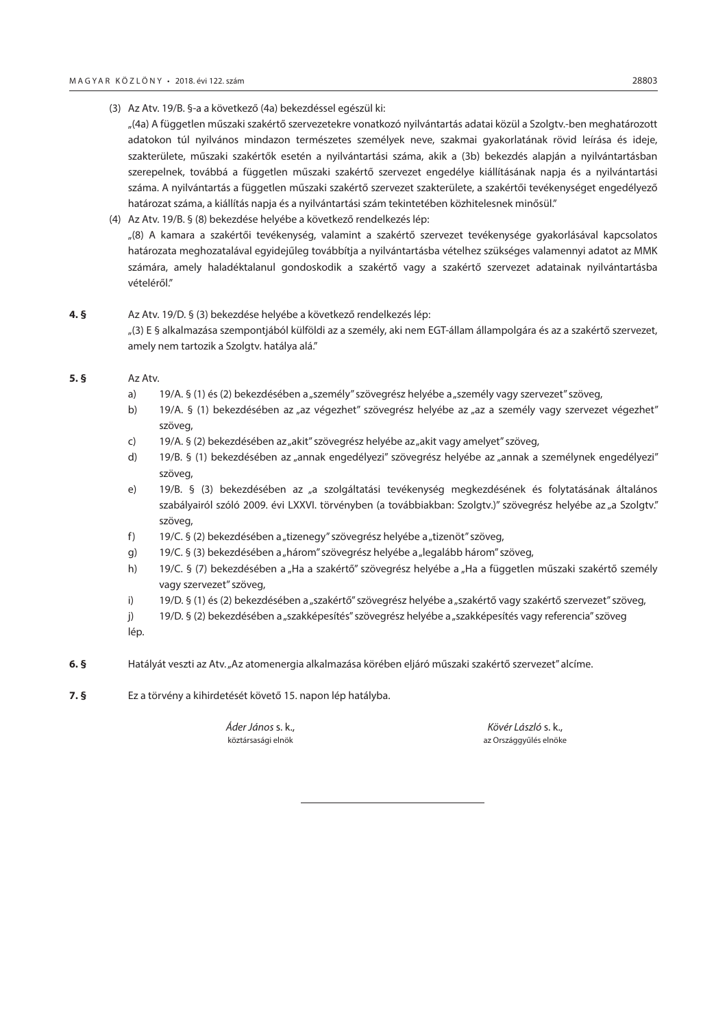(3) Az Atv. 19/B. §-a a következő (4a) bekezdéssel egészül ki:

„(4a) A független műszaki szakértő szervezetekre vonatkozó nyilvántartás adatai közül a Szolgtv.-ben meghatározott adatokon túl nyilvános mindazon természetes személyek neve, szakmai gyakorlatának rövid leírása és ideje, szakterülete, műszaki szakértők esetén a nyilvántartási száma, akik a (3b) bekezdés alapján a nyilvántartásban szerepelnek, továbbá a független műszaki szakértő szervezet engedélye kiállításának napja és a nyilvántartási száma. A nyilvántartás a független műszaki szakértő szervezet szakterülete, a szakértői tevékenységet engedélyező határozat száma, a kiállítás napja és a nyilvántartási szám tekintetében közhitelesnek minősül."

(4) Az Atv. 19/B. § (8) bekezdése helyébe a következő rendelkezés lép:

„(8) A kamara a szakértői tevékenység, valamint a szakértő szervezet tevékenysége gyakorlásával kapcsolatos határozata meghozatalával egyidejűleg továbbítja a nyilvántartásba vételhez szükséges valamennyi adatot az MMK számára, amely haladéktalanul gondoskodik a szakértő vagy a szakértő szervezet adatainak nyilvántartásba vételéről."

**4. §** Az Atv. 19/D. § (3) bekezdése helyébe a következő rendelkezés lép:

„(3) E § alkalmazása szempontjából külföldi az a személy, aki nem EGT-állam állampolgára és az a szakértő szervezet, amely nem tartozik a Szolgtv. hatálya alá."

**5. §** Az Atv.

a) 19/A. § (1) és (2) bekezdésében a „személy" szövegrész helyébe a „személy vagy szervezet" szöveg,
b) 19/A. § (1) bekezdésében az „az végezhet" szövegrész helyébe az „az a személy vagy szervezet végezhet" szöveg,
c) 19/A. § (2) bekezdésében az „akit" szövegrész helyébe az „akit vagy amelyet" szöveg,
d) 19/B. § (1) bekezdésében az „annak engedélyezi" szövegrész helyébe az „annak a személynek engedélyezi" szöveg,
e) 19/B. § (3) bekezdésében az „a szolgáltatási tevékenység megkezdésének és folytatásának általános szabályairól szóló 2009. évi LXXVI. törvényben (a továbbiakban: Szolgtv.)" szövegrész helyébe az „a Szolgtv." szöveg,
f) 19/C. § (2) bekezdésében a „tizenegy" szövegrész helyébe a „tizenöt" szöveg,
g) 19/C. § (3) bekezdésében a „három" szövegrész helyébe a „legalább három" szöveg,
h) 19/C. § (7) bekezdésében a „Ha a szakértő" szövegrész helyébe a „Ha a független műszaki szakértő személy vagy szervezet" szöveg,
i) 19/D. § (1) és (2) bekezdésében a „szakértő" szövegrész helyébe a „szakértő vagy szakértő szervezet" szöveg,
j) 19/D. § (2) bekezdésében a „szakképesítés" szövegrész helyébe a „szakképesítés vagy referencia" szöveg

lép.

**6. §** Hatályát veszti az Atv. „Az atomenergia alkalmazása körében eljáró műszaki szakértő szervezet" alcíme.

**7. §** Ez a törvény a kihirdetését követő 15. napon lép hatályba.

*Áder János* s. k.,
köztársasági elnök

*Kövér László* s. k.,
az Országgyűlés elnöke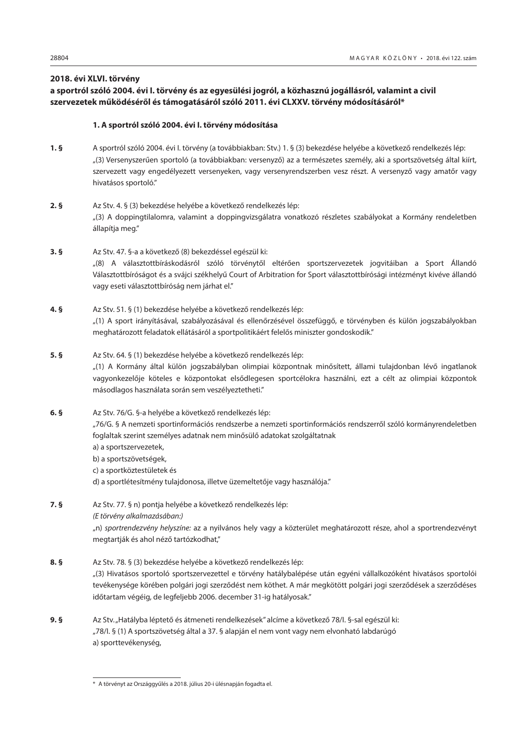**2018. évi XLVI. törvény**
**a sportról szóló 2004. évi I. törvény és az egyesülési jogról, a közhasznú jogállásról, valamint a civil szervezetek működéséről és támogatásáról szóló 2011. évi CLXXV. törvény módosításáról***

**1. A sportról szóló 2004. évi I. törvény módosítása**

**1. §** A sportról szóló 2004. évi I. törvény (a továbbiakban: Stv.) 1. § (3) bekezdése helyébe a következő rendelkezés lép:
„(3) Versenyszerűen sportoló (a továbbiakban: versenyző) az a természetes személy, aki a sportszövetség által kiírt, szervezett vagy engedélyezett versenyeken, vagy versenyrendszerben vesz részt. A versenyző vagy amatőr vagy hivatásos sportoló."

**2. §** Az Stv. 4. § (3) bekezdése helyébe a következő rendelkezés lép:
„(3) A doppingtilalomra, valamint a doppingvizsgálatra vonatkozó részletes szabályokat a Kormány rendeletben állapítja meg."

**3. §** Az Stv. 47. §-a a következő (8) bekezdéssel egészül ki:
„(8) A választottbíráskodásról szóló törvénytől eltérően sportszervezetek jogvitáiban a Sport Állandó Választottbíróságot és a svájci székhelyű Court of Arbitration for Sport választottbírósági intézményt kivéve állandó vagy eseti választottbíróság nem járhat el."

**4. §** Az Stv. 51. § (1) bekezdése helyébe a következő rendelkezés lép:
„(1) A sport irányításával, szabályozásával és ellenőrzésével összefüggő, e törvényben és külön jogszabályokban meghatározott feladatok ellátásáról a sportpolitikáért felelős miniszter gondoskodik."

**5. §** Az Stv. 64. § (1) bekezdése helyébe a következő rendelkezés lép:
„(1) A Kormány által külön jogszabályban olimpiai központnak minősített, állami tulajdonban lévő ingatlanok vagyonkezelője köteles e központokat elsődlegesen sportcélokra használni, ezt a célt az olimpiai központok másodlagos használata során sem veszélyeztetheti."

**6. §** Az Stv. 76/G. §-a helyébe a következő rendelkezés lép:
„76/G. § A nemzeti sportinformációs rendszerbe a nemzeti sportinformációs rendszerről szóló kormányrendeletben foglaltak szerint személyes adatnak nem minősülő adatokat szolgáltatnak
a) a sportszervezetek,
b) a sportszövetségek,
c) a sportköztestületek és
d) a sportlétesítmény tulajdonosa, illetve üzemeltetője vagy használója."

**7. §** Az Stv. 77. § n) pontja helyébe a következő rendelkezés lép:
*(E törvény alkalmazásában:)*
„n) *sportrendezvény helyszíne:* az a nyilvános hely vagy a közterület meghatározott része, ahol a sportrendezvényt megtartják és ahol néző tartózkodhat,"

**8. §** Az Stv. 78. § (3) bekezdése helyébe a következő rendelkezés lép:
„(3) Hivatásos sportoló sportszervezettel e törvény hatálybalépése után egyéni vállalkozóként hivatásos sportolói tevékenysége körében polgári jogi szerződést nem köthet. A már megkötött polgári jogi szerződések a szerződéses időtartam végéig, de legfeljebb 2006. december 31-ig hatályosak."

**9. §** Az Stv. „Hatályba léptető és átmeneti rendelkezések" alcíme a következő 78/I. §-sal egészül ki:
„78/I. § (1) A sportszövetség által a 37. § alapján el nem vont vagy nem elvonható labdarúgó
a) sporttevékenység,

---

\* A törvényt az Országgyűlés a 2018. július 20-i ülésnapján fogadta el.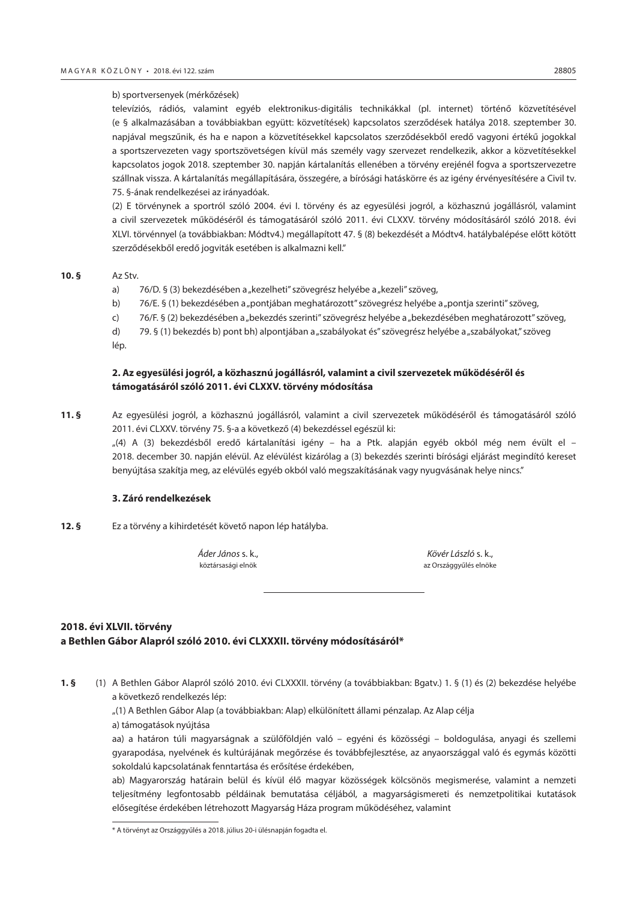b) sportversenyek (mérkőzések)

televíziós, rádiós, valamint egyéb elektronikus-digitális technikákkal (pl. internet) történő közvetítésével (e § alkalmazásában a továbbiakban együtt: közvetítések) kapcsolatos szerződések hatálya 2018. szeptember 30. napjával megszűnik, és ha e napon a közvetítésekkel kapcsolatos szerződésekből eredő vagyoni értékű jogokkal a sportszervezeten vagy sportszövetségen kívül más személy vagy szervezet rendelkezik, akkor a közvetítésekkel kapcsolatos jogok 2018. szeptember 30. napján kártalanítás ellenében a törvény erejénél fogva a sportszervezetre szállnak vissza. A kártalanítás megállapítására, összegére, a bírósági hatáskörre és az igény érvényesítésére a Civil tv. 75. §-ának rendelkezései az irányadóak.

(2) E törvénynek a sportról szóló 2004. évi I. törvény és az egyesülési jogról, a közhasznú jogállásról, valamint a civil szervezetek működéséről és támogatásáról szóló 2011. évi CLXXV. törvény módosításáról szóló 2018. évi XLVI. törvénnyel (a továbbiakban: Módtv4.) megállapított 47. § (8) bekezdését a Módtv4. hatálybalépése előtt kötött szerződésekből eredő jogviták esetében is alkalmazni kell."

**10. §** Az Stv.

a) 76/D. § (3) bekezdésében a „kezelheti" szövegrész helyébe a „kezeli" szöveg,

b) 76/E. § (1) bekezdésében a „pontjában meghatározott" szövegrész helyébe a „pontja szerinti" szöveg,

c) 76/F. § (2) bekezdésében a „bekezdés szerinti" szövegrész helyébe a „bekezdésében meghatározott" szöveg,

d) 79. § (1) bekezdés b) pont bh) alpontjában a „szabályokat és" szövegrész helyébe a „szabályokat," szöveg

lép.

### 2. Az egyesülési jogról, a közhasznú jogállásról, valamint a civil szervezetek működéséről és támogatásáról szóló 2011. évi CLXXV. törvény módosítása

**11. §** Az egyesülési jogról, a közhasznú jogállásról, valamint a civil szervezetek működéséről és támogatásáról szóló 2011. évi CLXXV. törvény 75. §-a a következő (4) bekezdéssel egészül ki:

„(4) A (3) bekezdésből eredő kártalanítási igény – ha a Ptk. alapján egyéb okból még nem évült el – 2018. december 30. napján elévül. Az elévülést kizárólag a (3) bekezdés szerinti bírósági eljárást megindító kereset benyújtása szakítja meg, az elévülés egyéb okból való megszakításának vagy nyugvásának helye nincs."

### 3. Záró rendelkezések

**12. §** Ez a törvény a kihirdetését követő napon lép hatályba.

*Áder János* s. k.,
köztársasági elnök

*Kövér László* s. k.,
az Országgyűlés elnöke

---

## 2018. évi XLVII. törvény a Bethlen Gábor Alapról szóló 2010. évi CLXXXII. törvény módosításáról*

**1. §** (1) A Bethlen Gábor Alapról szóló 2010. évi CLXXXII. törvény (a továbbiakban: Bgatv.) 1. § (1) és (2) bekezdése helyébe a következő rendelkezés lép:

„(1) A Bethlen Gábor Alap (a továbbiakban: Alap) elkülönített állami pénzalap. Az Alap célja

a) támogatások nyújtása

aa) a határon túli magyarságnak a szülőföldjén való – egyéni és közösségi – boldogulása, anyagi és szellemi gyarapodása, nyelvének és kultúrájának megőrzése és továbbfejlesztése, az anyaországgal való és egymás közötti sokoldalú kapcsolatának fenntartása és erősítése érdekében,

ab) Magyarország határain belül és kívül élő magyar közösségek kölcsönös megismerése, valamint a nemzeti teljesítmény legfontosabb példáinak bemutatása céljából, a magyarságismereti és nemzetpolitikai kutatások elősegítése érdekében létrehozott Magyarság Háza program működéséhez, valamint

---

\* A törvényt az Országgyűlés a 2018. július 20-i ülésnapján fogadta el.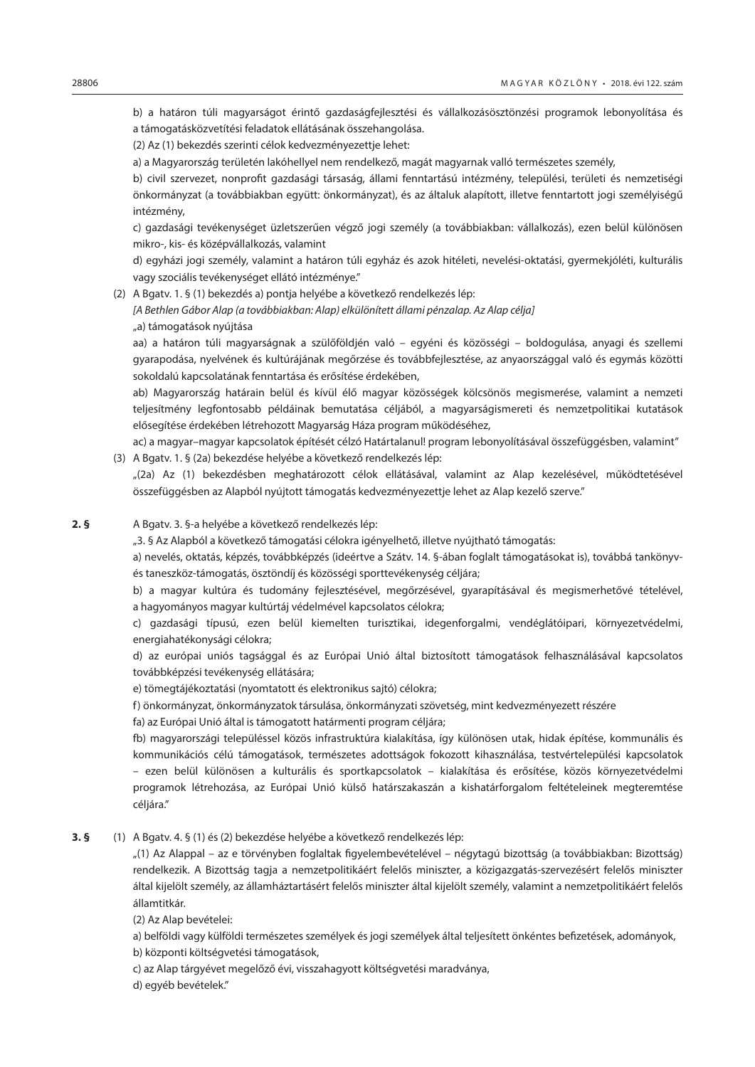b) a határon túli magyarságot érintő gazdaságfejlesztési és vállalkozásösztönzési programok lebonyolítása és a támogatásközvetítési feladatok ellátásának összehangolása.

(2) Az (1) bekezdés szerinti célok kedvezményezettje lehet:

a) a Magyarország területén lakóhellyel nem rendelkező, magát magyarnak valló természetes személy,

b) civil szervezet, nonprofit gazdasági társaság, állami fenntartású intézmény, települési, területi és nemzetiségi önkormányzat (a továbbiakban együtt: önkormányzat), és az általuk alapított, illetve fenntartott jogi személyiségű intézmény,

c) gazdasági tevékenységet üzletszerűen végző jogi személy (a továbbiakban: vállalkozás), ezen belül különösen mikro-, kis- és középvállalkozás, valamint

d) egyházi jogi személy, valamint a határon túli egyház és azok hitéleti, nevelési-oktatási, gyermekjóléti, kulturális vagy szociális tevékenységet ellátó intézménye."

(2) A Bgatv. 1. § (1) bekezdés a) pontja helyébe a következő rendelkezés lép:

*[A Bethlen Gábor Alap (a továbbiakban: Alap) elkülönített állami pénzalap. Az Alap célja]*

„a) támogatások nyújtása

aa) a határon túli magyarságnak a szülőföldjén való – egyéni és közösségi – boldogulása, anyagi és szellemi gyarapodása, nyelvének és kultúrájának megőrzése és továbbfejlesztése, az anyaországgal való és egymás közötti sokoldalú kapcsolatának fenntartása és erősítése érdekében,

ab) Magyarország határain belül és kívül élő magyar közösségek kölcsönös megismerése, valamint a nemzeti teljesítmény legfontosabb példáinak bemutatása céljából, a magyarságismereti és nemzetpolitikai kutatások elősegítése érdekében létrehozott Magyarság Háza program működéséhez,

ac) a magyar–magyar kapcsolatok építését célzó Határtalanul! program lebonyolításával összefüggésben, valamint"

(3) A Bgatv. 1. § (2a) bekezdése helyébe a következő rendelkezés lép:

„(2a) Az (1) bekezdésben meghatározott célok ellátásával, valamint az Alap kezelésével, működtetésével összefüggésben az Alapból nyújtott támogatás kedvezményezettje lehet az Alap kezelő szerve."

**2. §** A Bgatv. 3. §-a helyébe a következő rendelkezés lép:

„3. § Az Alapból a következő támogatási célokra igényelhető, illetve nyújtható támogatás:

a) nevelés, oktatás, képzés, továbbképzés (ideértve a Szátv. 14. §-ában foglalt támogatásokat is), továbbá tankönyv- és taneszköz-támogatás, ösztöndíj és közösségi sporttevékenység céljára;

b) a magyar kultúra és tudomány fejlesztésével, megőrzésével, gyarapításával és megismerhetővé tételével, a hagyományos magyar kultúrtáj védelmével kapcsolatos célokra;

c) gazdasági típusú, ezen belül kiemelten turisztikai, idegenforgalmi, vendéglátóipari, környezetvédelmi, energiahatékonysági célokra;

d) az európai uniós tagsággal és az Európai Unió által biztosított támogatások felhasználásával kapcsolatos továbbképzési tevékenység ellátására;

e) tömegtájékoztatási (nyomtatott és elektronikus sajtó) célokra;

f) önkormányzat, önkormányzatok társulása, önkormányzati szövetség, mint kedvezményezett részére

fa) az Európai Unió által is támogatott határmenti program céljára;

fb) magyarországi településsel közös infrastruktúra kialakítása, így különösen utak, hidak építése, kommunális és kommunikációs célú támogatások, természetes adottságok fokozott kihasználása, testvértelepülési kapcsolatok – ezen belül különösen a kulturális és sportkapcsolatok – kialakítása és erősítése, közös környezetvédelmi programok létrehozása, az Európai Unió külső határszakaszán a kishatárforgalom feltételeinek megteremtése céljára."

**3. §** (1) A Bgatv. 4. § (1) és (2) bekezdése helyébe a következő rendelkezés lép:

„(1) Az Alappal – az e törvényben foglaltak figyelembevételével – négytagú bizottság (a továbbiakban: Bizottság) rendelkezik. A Bizottság tagja a nemzetpolitikáért felelős miniszter, a közigazgatás-szervezésért felelős miniszter által kijelölt személy, az államháztartásért felelős miniszter által kijelölt személy, valamint a nemzetpolitikáért felelős államtitkár.

(2) Az Alap bevételei:

a) belföldi vagy külföldi természetes személyek és jogi személyek által teljesített önkéntes befizetések, adományok,

b) központi költségvetési támogatások,

c) az Alap tárgyévet megelőző évi, visszahagyott költségvetési maradványa,

d) egyéb bevételek."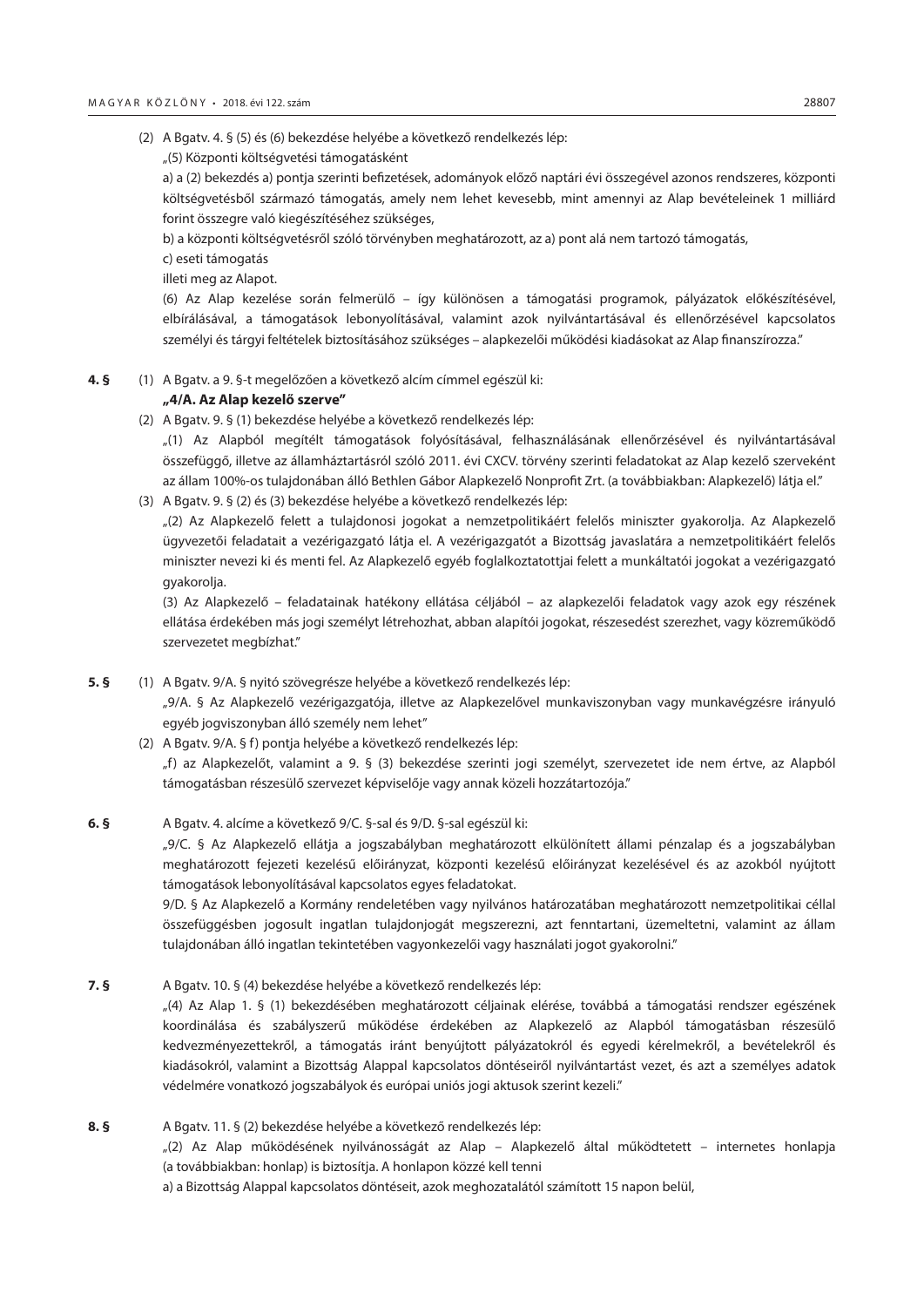(2) A Bgatv. 4. § (5) és (6) bekezdése helyébe a következő rendelkezés lép:

„(5) Központi költségvetési támogatásként

a) a (2) bekezdés a) pontja szerinti befizetések, adományok előző naptári évi összegével azonos rendszeres, központi költségvetésből származó támogatás, amely nem lehet kevesebb, mint amennyi az Alap bevételeinek 1 milliárd forint összegre való kiegészítéséhez szükséges,

b) a központi költségvetésről szóló törvényben meghatározott, az a) pont alá nem tartozó támogatás,

c) eseti támogatás

illeti meg az Alapot.

(6) Az Alap kezelése során felmerülő – így különösen a támogatási programok, pályázatok előkészítésével, elbírálásával, a támogatások lebonyolításával, valamint azok nyilvántartásával és ellenőrzésével kapcsolatos személyi és tárgyi feltételek biztosításához szükséges – alapkezelői működési kiadásokat az Alap finanszírozza.”

**4. §** (1) A Bgatv. a 9. §-t megelőzően a következő alcím címmel egészül ki:

**„4/A. Az Alap kezelő szerve”**

(2) A Bgatv. 9. § (1) bekezdése helyébe a következő rendelkezés lép:

„(1) Az Alapból megítélt támogatások folyósításával, felhasználásának ellenőrzésével és nyilvántartásával összefüggő, illetve az államháztartásról szóló 2011. évi CXCV. törvény szerinti feladatokat az Alap kezelő szerveként az állam 100%-os tulajdonában álló Bethlen Gábor Alapkezelő Nonprofit Zrt. (a továbbiakban: Alapkezelő) látja el.”

(3) A Bgatv. 9. § (2) és (3) bekezdése helyébe a következő rendelkezés lép:

„(2) Az Alapkezelő felett a tulajdonosi jogokat a nemzetpolitikáért felelős miniszter gyakorolja. Az Alapkezelő ügyvezetői feladatait a vezérigazgató látja el. A vezérigazgatót a Bizottság javaslatára a nemzetpolitikáért felelős miniszter nevezi ki és menti fel. Az Alapkezelő egyéb foglalkoztatottjai felett a munkáltatói jogokat a vezérigazgató gyakorolja.

(3) Az Alapkezelő – feladatainak hatékony ellátása céljából – az alapkezelői feladatok vagy azok egy részének ellátása érdekében más jogi személyt létrehozhat, abban alapítói jogokat, részesedést szerezhet, vagy közreműködő szervezetet megbízhat.”

**5. §** (1) A Bgatv. 9/A. § nyitó szövegrésze helyébe a következő rendelkezés lép:

„9/A. § Az Alapkezelő vezérigazgatója, illetve az Alapkezelővel munkaviszonyban vagy munkavégzésre irányuló egyéb jogviszonyban álló személy nem lehet”

(2) A Bgatv. 9/A. § f) pontja helyébe a következő rendelkezés lép:

„f) az Alapkezelőt, valamint a 9. § (3) bekezdése szerinti jogi személyt, szervezetet ide nem értve, az Alapból támogatásban részesülő szervezet képviselője vagy annak közeli hozzátartozója.”

**6. §** A Bgatv. 4. alcíme a következő 9/C. §-sal és 9/D. §-sal egészül ki:

„9/C. § Az Alapkezelő ellátja a jogszabályban meghatározott elkülönített állami pénzalap és a jogszabályban meghatározott fejezeti kezelésű előirányzat, központi kezelésű előirányzat kezelésével és az azokból nyújtott támogatások lebonyolításával kapcsolatos egyes feladatokat.

9/D. § Az Alapkezelő a Kormány rendeletében vagy nyilvános határozatában meghatározott nemzetpolitikai céllal összefüggésben jogosult ingatlan tulajdonjogát megszerezni, azt fenntartani, üzemeltetni, valamint az állam tulajdonában álló ingatlan tekintetében vagyonkezelői vagy használati jogot gyakorolni.”

**7. §** A Bgatv. 10. § (4) bekezdése helyébe a következő rendelkezés lép:

„(4) Az Alap 1. § (1) bekezdésében meghatározott céljainak elérése, továbbá a támogatási rendszer egészének koordinálása és szabályszerű működése érdekében az Alapkezelő az Alapból támogatásban részesülő kedvezményezettekről, a támogatás iránt benyújtott pályázatokról és egyedi kérelmekről, a bevételekről és kiadásokról, valamint a Bizottság Alappal kapcsolatos döntéseiről nyilvántartást vezet, és azt a személyes adatok védelmére vonatkozó jogszabályok és európai uniós jogi aktusok szerint kezeli.”

**8. §** A Bgatv. 11. § (2) bekezdése helyébe a következő rendelkezés lép:

„(2) Az Alap működésének nyilvánosságát az Alap – Alapkezelő által működtetett – internetes honlapja (a továbbiakban: honlap) is biztosítja. A honlapon közzé kell tenni

a) a Bizottság Alappal kapcsolatos döntéseit, azok meghozatalától számított 15 napon belül,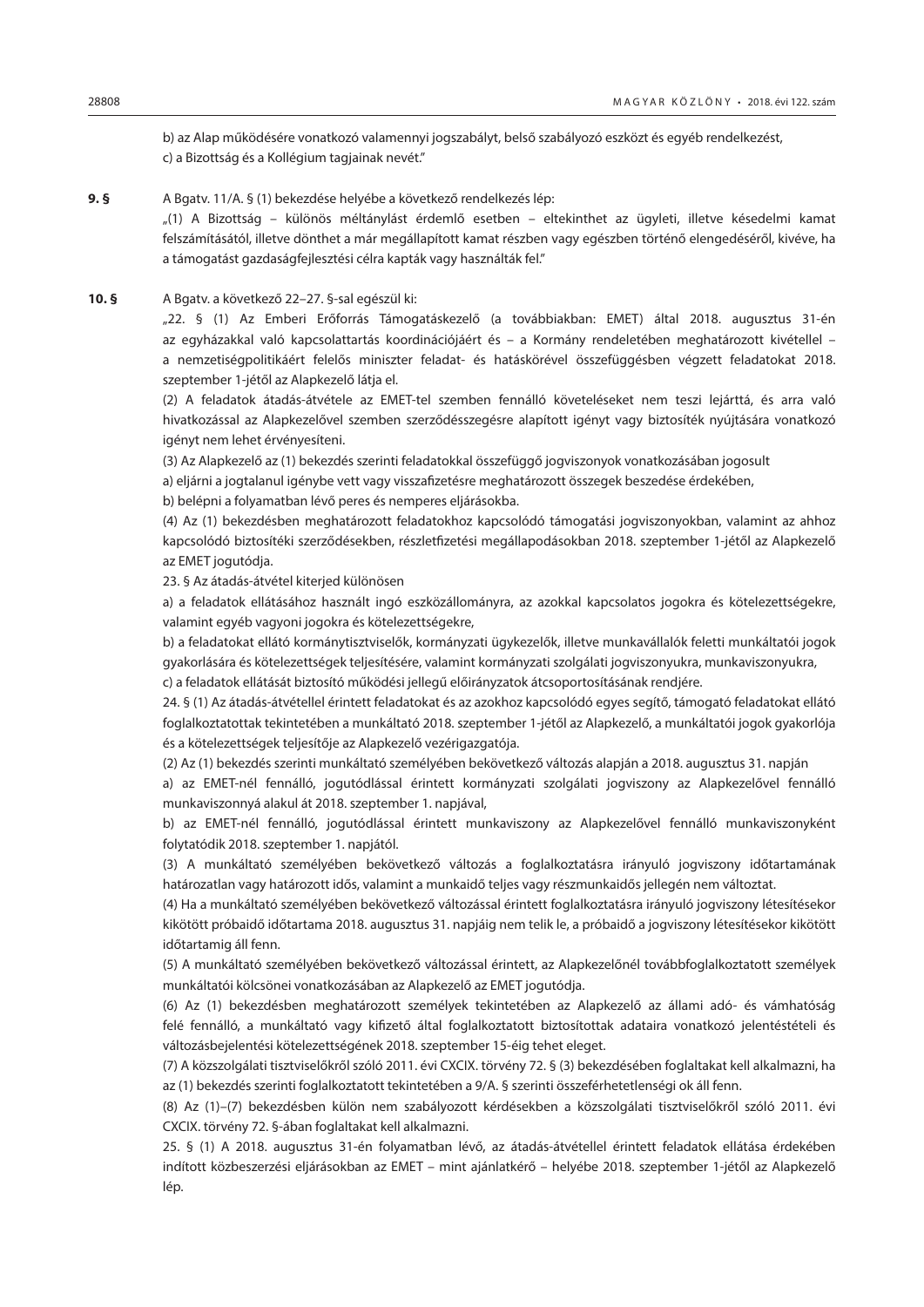b) az Alap működésére vonatkozó valamennyi jogszabályt, belső szabályozó eszközt és egyéb rendelkezést,

c) a Bizottság és a Kollégium tagjainak nevét."

**9. §** A Bgatv. 11/A. § (1) bekezdése helyébe a következő rendelkezés lép:

„(1) A Bizottság – különös méltánylást érdemlő esetben – eltekinthet az ügyleti, illetve késedelmi kamat felszámításától, illetve dönthet a már megállapított kamat részben vagy egészben történő elengedéséről, kivéve, ha a támogatást gazdaságfejlesztési célra kapták vagy használták fel."

**10. §** A Bgatv. a következő 22–27. §-sal egészül ki:

„22. § (1) Az Emberi Erőforrás Támogatáskezelő (a továbbiakban: EMET) által 2018. augusztus 31-én az egyházakkal való kapcsolattartás koordinációjáért és – a Kormány rendeletében meghatározott kivétellel – a nemzetiségpolitikáért felelős miniszter feladat- és hatáskörével összefüggésben végzett feladatokat 2018. szeptember 1-jétől az Alapkezelő látja el.

(2) A feladatok átadás-átvétele az EMET-tel szemben fennálló követeléseket nem teszi lejárttá, és arra való hivatkozással az Alapkezelővel szemben szerződésszegésre alapított igényt vagy biztosíték nyújtására vonatkozó igényt nem lehet érvényesíteni.

(3) Az Alapkezelő az (1) bekezdés szerinti feladatokkal összefüggő jogviszonyok vonatkozásában jogosult

a) eljárni a jogtalanul igénybe vett vagy visszafizetésre meghatározott összegek beszedése érdekében,

b) belépni a folyamatban lévő peres és nemperes eljárásokba.

(4) Az (1) bekezdésben meghatározott feladatokhoz kapcsolódó támogatási jogviszonyokban, valamint az ahhoz kapcsolódó biztosítéki szerződésekben, részletfizetési megállapodásokban 2018. szeptember 1-jétől az Alapkezelő az EMET jogutódja.

23. § Az átadás-átvétel kiterjed különösen

a) a feladatok ellátásához használt ingó eszközállományra, az azokkal kapcsolatos jogokra és kötelezettségekre, valamint egyéb vagyoni jogokra és kötelezettségekre,

b) a feladatokat ellátó kormánytisztviselők, kormányzati ügykezelők, illetve munkavállalók feletti munkáltatói jogok gyakorlására és kötelezettségek teljesítésére, valamint kormányzati szolgálati jogviszonyukra, munkaviszonyukra,

c) a feladatok ellátását biztosító működési jellegű előirányzatok átcsoportosításának rendjére.

24. § (1) Az átadás-átvétellel érintett feladatokat és az azokhoz kapcsolódó egyes segítő, támogató feladatokat ellátó foglalkoztatottak tekintetében a munkáltató 2018. szeptember 1-jétől az Alapkezelő, a munkáltatói jogok gyakorlója és a kötelezettségek teljesítője az Alapkezelő vezérigazgatója.

(2) Az (1) bekezdés szerinti munkáltató személyében bekövetkező változás alapján a 2018. augusztus 31. napján

a) az EMET-nél fennálló, jogutódlással érintett kormányzati szolgálati jogviszony az Alapkezelővel fennálló munkaviszonnyá alakul át 2018. szeptember 1. napjával,

b) az EMET-nél fennálló, jogutódlással érintett munkaviszony az Alapkezelővel fennálló munkaviszonyként folytatódik 2018. szeptember 1. napjától.

(3) A munkáltató személyében bekövetkező változás a foglalkoztatásra irányuló jogviszony időtartamának határozatlan vagy határozott idős, valamint a munkaidő teljes vagy részmunkaidős jellegén nem változtat.

(4) Ha a munkáltató személyében bekövetkező változással érintett foglalkoztatásra irányuló jogviszony létesítésekor kikötött próbaidő időtartama 2018. augusztus 31. napjáig nem telik le, a próbaidő a jogviszony létesítésekor kikötött időtartamig áll fenn.

(5) A munkáltató személyében bekövetkező változással érintett, az Alapkezelőnél továbbfoglalkoztatott személyek munkáltatói kölcsönei vonatkozásában az Alapkezelő az EMET jogutódja.

(6) Az (1) bekezdésben meghatározott személyek tekintetében az Alapkezelő az állami adó- és vámhatóság felé fennálló, a munkáltató vagy kifizető által foglalkoztatott biztosítottak adataira vonatkozó jelentéstételi és változásbejelentési kötelezettségének 2018. szeptember 15-éig tehet eleget.

(7) A közszolgálati tisztviselőkről szóló 2011. évi CXCIX. törvény 72. § (3) bekezdésében foglaltakat kell alkalmazni, ha az (1) bekezdés szerinti foglalkoztatott tekintetében a 9/A. § szerinti összeférhetetlenségi ok áll fenn.

(8) Az (1)–(7) bekezdésben külön nem szabályozott kérdésekben a közszolgálati tisztviselőkről szóló 2011. évi CXCIX. törvény 72. §-ában foglaltakat kell alkalmazni.

25. § (1) A 2018. augusztus 31-én folyamatban lévő, az átadás-átvétellel érintett feladatok ellátása érdekében indított közbeszerzési eljárásokban az EMET – mint ajánlatkérő – helyébe 2018. szeptember 1-jétől az Alapkezelő lép.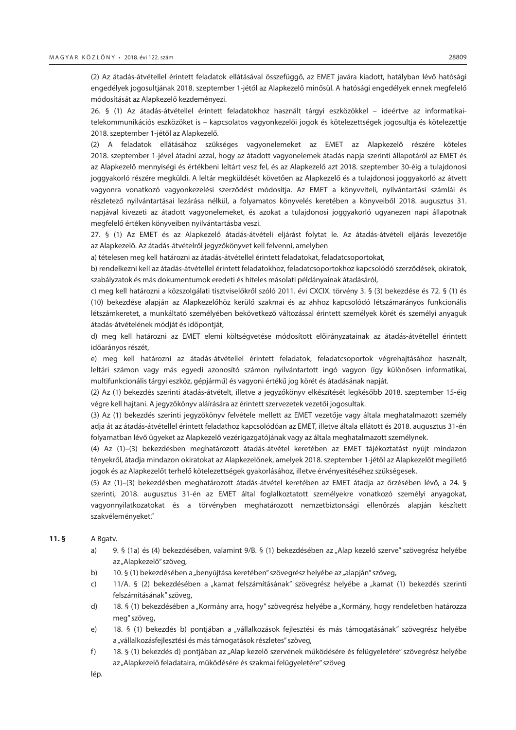(2) Az átadás-átvétellel érintett feladatok ellátásával összefüggő, az EMET javára kiadott, hatályban lévő hatósági engedélyek jogosultjának 2018. szeptember 1-jétől az Alapkezelő minősül. A hatósági engedélyek ennek megfelelő módosítását az Alapkezelő kezdeményezi.

26. § (1) Az átadás-átvétellel érintett feladatokhoz használt tárgyi eszközökkel – ideértve az informatikai-telekommunikációs eszközöket is – kapcsolatos vagyonkezelői jogok és kötelezettségek jogosultja és kötelezettje 2018. szeptember 1-jétől az Alapkezelő.

(2) A feladatok ellátásához szükséges vagyonelemeket az EMET az Alapkezelő részére köteles 2018. szeptember 1-jével átadni azzal, hogy az átadott vagyonelemek átadás napja szerinti állapotáról az EMET és az Alapkezelő mennyiségi és értékbeni leltárt vesz fel, és az Alapkezelő azt 2018. szeptember 30-áig a tulajdonosi joggyakorló részére megküldi. A leltár megküldését követően az Alapkezelő és a tulajdonosi joggyakorló az átvett vagyonra vonatkozó vagyonkezelési szerződést módosítja. Az EMET a könyvviteli, nyilvántartási számlái és részletező nyilvántartásai lezárása nélkül, a folyamatos könyvelés keretében a könyveiből 2018. augusztus 31. napjával kivezeti az átadott vagyonelemeket, és azokat a tulajdonosi joggyakorló ugyanezen napi állapotnak megfelelő értéken könyveiben nyilvántartásba veszi.

27. § (1) Az EMET és az Alapkezelő átadás-átvételi eljárást folytat le. Az átadás-átvételi eljárás levezetője az Alapkezelő. Az átadás-átvételről jegyzőkönyvet kell felvenni, amelyben

a) tételesen meg kell határozni az átadás-átvétellel érintett feladatokat, feladatcsoportokat,

b) rendelkezni kell az átadás-átvétellel érintett feladatokhoz, feladatcsoportokhoz kapcsolódó szerződések, okiratok, szabályzatok és más dokumentumok eredeti és hiteles másolati példányainak átadásáról,

c) meg kell határozni a közszolgálati tisztviselőkről szóló 2011. évi CXCIX. törvény 3. § (3) bekezdése és 72. § (1) és (10) bekezdése alapján az Alapkezelőhöz kerülő szakmai és az ahhoz kapcsolódó létszámarányos funkcionális létszámkeretet, a munkáltató személyében bekövetkező változással érintett személyek körét és személyi anyaguk átadás-átvételének módját és időpontját,

d) meg kell határozni az EMET elemi költségvetése módosított előirányzatainak az átadás-átvétellel érintett időarányos részét,

e) meg kell határozni az átadás-átvétellel érintett feladatok, feladatcsoportok végrehajtásához használt, leltári számon vagy más egyedi azonosító számon nyilvántartott ingó vagyon (így különösen informatikai, multifunkcionális tárgyi eszköz, gépjármű) és vagyoni értékű jog körét és átadásának napját.

(2) Az (1) bekezdés szerinti átadás-átvételt, illetve a jegyzőkönyv elkészítését legkésőbb 2018. szeptember 15-éig végre kell hajtani. A jegyzőkönyv aláírására az érintett szervezetek vezetői jogosultak.

(3) Az (1) bekezdés szerinti jegyzőkönyv felvétele mellett az EMET vezetője vagy általa meghatalmazott személy adja át az átadás-átvétellel érintett feladathoz kapcsolódóan az EMET, illetve általa ellátott és 2018. augusztus 31-én folyamatban lévő ügyeket az Alapkezelő vezérigazgatójának vagy az általa meghatalmazott személynek.

(4) Az (1)–(3) bekezdésben meghatározott átadás-átvétel keretében az EMET tájékoztatást nyújt mindazon tényekről, átadja mindazon okiratokat az Alapkezelőnek, amelyek 2018. szeptember 1-jétől az Alapkezelőt megillető jogok és az Alapkezelőt terhelő kötelezettségek gyakorlásához, illetve érvényesítéséhez szükségesek.

(5) Az (1)–(3) bekezdésben meghatározott átadás-átvétel keretében az EMET átadja az őrzésében lévő, a 24. § szerinti, 2018. augusztus 31-én az EMET által foglalkoztatott személyekre vonatkozó személyi anyagokat, vagyonnyilatkozatokat és a törvényben meghatározott nemzetbiztonsági ellenőrzés alapján készített szakvéleményeket."

**11. §** A Bgatv.

a) 9. § (1a) és (4) bekezdésében, valamint 9/B. § (1) bekezdésében az „Alap kezelő szerve" szövegrész helyébe az „Alapkezelő" szöveg,

b) 10. § (1) bekezdésében a „benyújtása keretében" szövegrész helyébe az „alapján" szöveg,

c) 11/A. § (2) bekezdésében a „kamat felszámításának" szövegrész helyébe a „kamat (1) bekezdés szerinti felszámításának" szöveg,

d) 18. § (1) bekezdésében a „Kormány arra, hogy" szövegrész helyébe a „Kormány, hogy rendeletben határozza meg" szöveg,

e) 18. § (1) bekezdés b) pontjában a „vállalkozások fejlesztési és más támogatásának" szövegrész helyébe a „vállalkozásfejlesztési és más támogatások részletes" szöveg,

f) 18. § (1) bekezdés d) pontjában az „Alap kezelő szervének működésére és felügyeletére" szövegrész helyébe az „Alapkezelő feladataira, működésére és szakmai felügyeletére" szöveg

lép.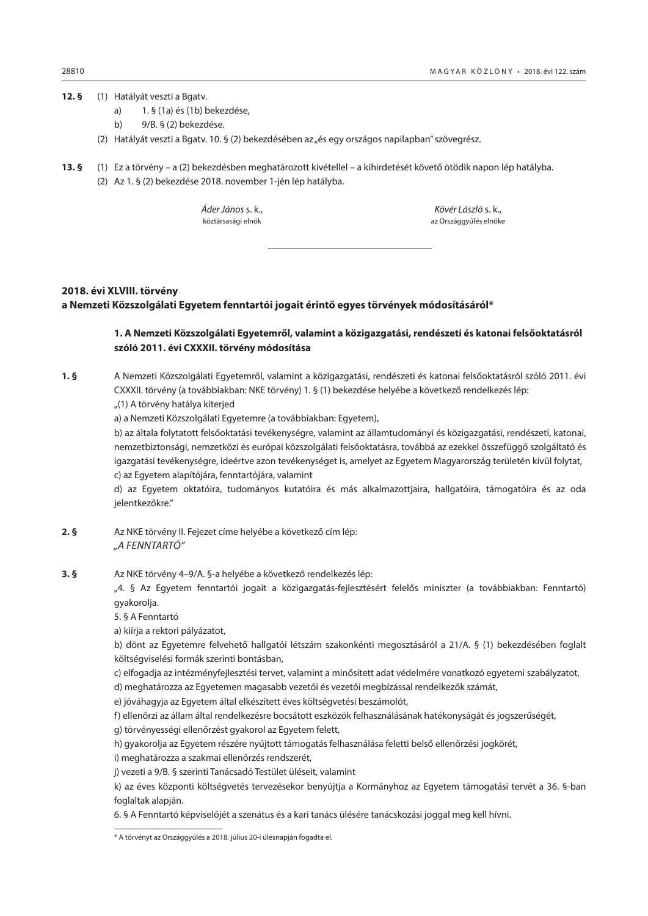**12. §** (1) Hatályát veszti a Bgatv.

a) 1. § (1a) és (1b) bekezdése,

b) 9/B. § (2) bekezdése.

(2) Hatályát veszti a Bgatv. 10. § (2) bekezdésében az „és egy országos napilapban” szövegrész.

**13. §** (1) Ez a törvény – a (2) bekezdésben meghatározott kivétellel – a kihirdetését követő ötödik napon lép hatályba.

(2) Az 1. § (2) bekezdése 2018. november 1-jén lép hatályba.

*Áder János* s. k.,
köztársasági elnök

*Kövér László* s. k.,
az Országgyűlés elnöke

---

## 2018. évi XLVIII. törvény a Nemzeti Közszolgálati Egyetem fenntartói jogait érintő egyes törvények módosításáról*

### 1. A Nemzeti Közszolgálati Egyetemről, valamint a közigazgatási, rendészeti és katonai felsőoktatásról szóló 2011. évi CXXXII. törvény módosítása

**1. §** A Nemzeti Közszolgálati Egyetemről, valamint a közigazgatási, rendészeti és katonai felsőoktatásról szóló 2011. évi CXXXII. törvény (a továbbiakban: NKE törvény) 1. § (1) bekezdése helyébe a következő rendelkezés lép:

„(1) A törvény hatálya kiterjed

a) a Nemzeti Közszolgálati Egyetemre (a továbbiakban: Egyetem),

b) az általa folytatott felsőoktatási tevékenységre, valamint az államtudományi és közigazgatási, rendészeti, katonai, nemzetbiztonsági, nemzetközi és európai közszolgálati felsőoktatásra, továbbá az ezekkel összefüggő szolgáltató és igazgatási tevékenységre, ideértve azon tevékenységet is, amelyet az Egyetem Magyarország területén kívül folytat,

c) az Egyetem alapítójára, fenntartójára, valamint

d) az Egyetem oktatóira, tudományos kutatóira és más alkalmazottjaira, hallgatóira, támogatóira és az oda jelentkezőkre.”

**2. §** Az NKE törvény II. Fejezet címe helyébe a következő cím lép:

*„A FENNTARTÓ”*

**3. §** Az NKE törvény 4–9/A. §-a helyébe a következő rendelkezés lép:

„4. § Az Egyetem fenntartói jogait a közigazgatás-fejlesztésért felelős miniszter (a továbbiakban: Fenntartó) gyakorolja.

5. § A Fenntartó

a) kiírja a rektori pályázatot,

b) dönt az Egyetemre felvehető hallgatói létszám szakonkénti megosztásáról a 21/A. § (1) bekezdésében foglalt költségviselési formák szerinti bontásban,

c) elfogadja az intézményfejlesztési tervet, valamint a minősített adat védelmére vonatkozó egyetemi szabályzatot,

d) meghatározza az Egyetemen magasabb vezetői és vezetői megbízással rendelkezők számát,

e) jóváhagyja az Egyetem által elkészített éves költségvetési beszámolót,

f) ellenőrzi az állam által rendelkezésre bocsátott eszközök felhasználásának hatékonyságát és jogszerűségét,

g) törvényességi ellenőrzést gyakorol az Egyetem felett,

h) gyakorolja az Egyetem részére nyújtott támogatás felhasználása feletti belső ellenőrzési jogkörét,

i) meghatározza a szakmai ellenőrzés rendszerét,

j) vezeti a 9/B. § szerinti Tanácsadó Testület üléseit, valamint

k) az éves központi költségvetés tervezésekor benyújtja a Kormányhoz az Egyetem támogatási tervét a 36. §-ban foglaltak alapján.

6. § A Fenntartó képviselőjét a szenátus és a kari tanács ülésére tanácskozási joggal meg kell hívni.

---

\* A törvényt az Országgyűlés a 2018. július 20-i ülésnapján fogadta el.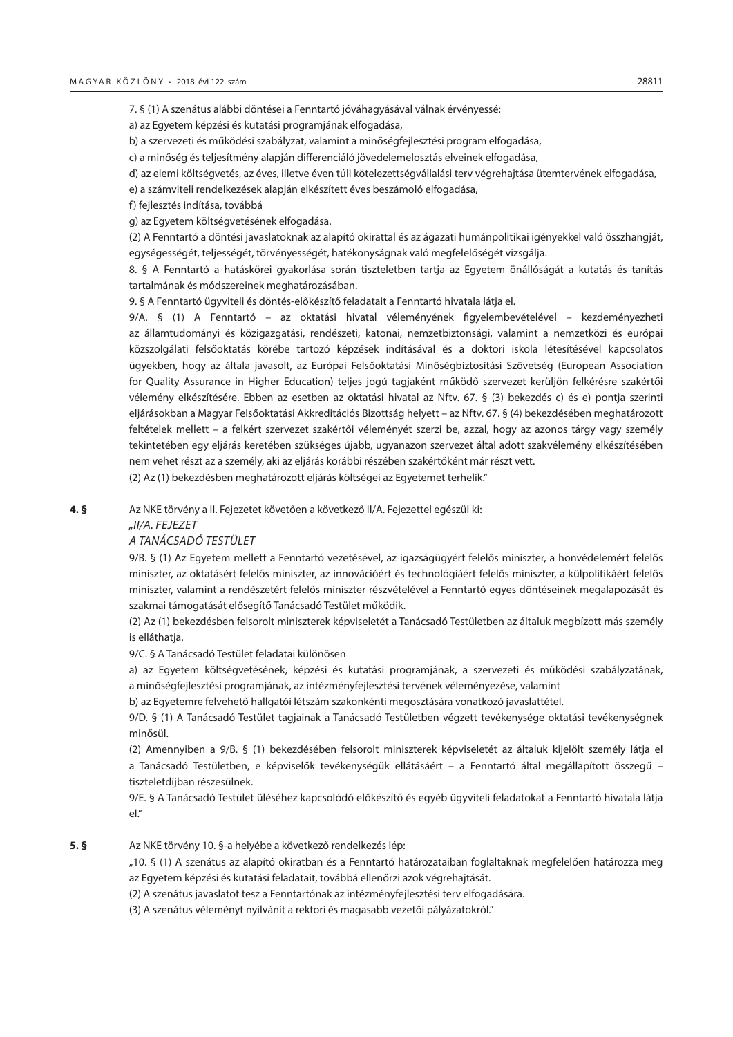7. § (1) A szenátus alábbi döntései a Fenntartó jóváhagyásával válnak érvényessé:

a) az Egyetem képzési és kutatási programjának elfogadása,

b) a szervezeti és működési szabályzat, valamint a minőségfejlesztési program elfogadása,

c) a minőség és teljesítmény alapján differenciáló jövedelemelosztás elveinek elfogadása,

d) az elemi költségvetés, az éves, illetve éven túli kötelezettségvállalási terv végrehajtása ütemtervének elfogadása,

e) a számviteli rendelkezések alapján elkészített éves beszámoló elfogadása,

f) fejlesztés indítása, továbbá

g) az Egyetem költségvetésének elfogadása.

(2) A Fenntartó a döntési javaslatoknak az alapító okirattal és az ágazati humánpolitikai igényekkel való összhangját, egységességét, teljességét, törvényességét, hatékonyságnak való megfelelőségét vizsgálja.

8. § A Fenntartó a hatáskörei gyakorlása során tiszteletben tartja az Egyetem önállóságát a kutatás és tanítás tartalmának és módszereinek meghatározásában.

9. § A Fenntartó ügyviteli és döntés-előkészítő feladatait a Fenntartó hivatala látja el.

9/A. § (1) A Fenntartó – az oktatási hivatal véleményének figyelembevételével – kezdeményezheti az államtudományi és közigazgatási, rendészeti, katonai, nemzetbiztonsági, valamint a nemzetközi és európai közszolgálati felsőoktatás körébe tartozó képzések indításával és a doktori iskola létesítésével kapcsolatos ügyekben, hogy az általa javasolt, az Európai Felsőoktatási Minőségbiztosítási Szövetség (European Association for Quality Assurance in Higher Education) teljes jogú tagjaként működő szervezet kerüljön felkérésre szakértői vélemény elkészítésére. Ebben az esetben az oktatási hivatal az Nftv. 67. § (3) bekezdés c) és e) pontja szerinti eljárásokban a Magyar Felsőoktatási Akkreditációs Bizottság helyett – az Nftv. 67. § (4) bekezdésében meghatározott feltételek mellett – a felkért szervezet szakértői véleményét szerzi be, azzal, hogy az azonos tárgy vagy személy tekintetében egy eljárás keretében szükséges újabb, ugyanazon szervezet által adott szakvélemény elkészítésében nem vehet részt az a személy, aki az eljárás korábbi részében szakértőként már részt vett.

(2) Az (1) bekezdésben meghatározott eljárás költségei az Egyetemet terhelik."

**4. §** Az NKE törvény a II. Fejezetet követően a következő II/A. Fejezettel egészül ki:

*„II/A. FEJEZET*

*A TANÁCSADÓ TESTÜLET*

9/B. § (1) Az Egyetem mellett a Fenntartó vezetésével, az igazságügyért felelős miniszter, a honvédelemért felelős miniszter, az oktatásért felelős miniszter, az innovációért és technológiáért felelős miniszter, a külpolitikáért felelős miniszter, valamint a rendészetért felelős miniszter részvételével a Fenntartó egyes döntéseinek megalapozását és szakmai támogatását elősegítő Tanácsadó Testület működik.

(2) Az (1) bekezdésben felsorolt miniszterek képviseletét a Tanácsadó Testületben az általuk megbízott más személy is elláthatja.

9/C. § A Tanácsadó Testület feladatai különösen

a) az Egyetem költségvetésének, képzési és kutatási programjának, a szervezeti és működési szabályzatának, a minőségfejlesztési programjának, az intézményfejlesztési tervének véleményezése, valamint

b) az Egyetemre felvehető hallgatói létszám szakonkénti megosztására vonatkozó javaslattétel.

9/D. § (1) A Tanácsadó Testület tagjainak a Tanácsadó Testületben végzett tevékenysége oktatási tevékenységnek minősül.

(2) Amennyiben a 9/B. § (1) bekezdésében felsorolt miniszterek képviseletét az általuk kijelölt személy látja el a Tanácsadó Testületben, e képviselők tevékenységük ellátásáért – a Fenntartó által megállapított összegű – tiszteletdíjban részesülnek.

9/E. § A Tanácsadó Testület üléséhez kapcsolódó előkészítő és egyéb ügyviteli feladatokat a Fenntartó hivatala látja el."

**5. §** Az NKE törvény 10. §-a helyébe a következő rendelkezés lép:

„10. § (1) A szenátus az alapító okiratban és a Fenntartó határozataiban foglaltaknak megfelelően határozza meg az Egyetem képzési és kutatási feladatait, továbbá ellenőrzi azok végrehajtását.

(2) A szenátus javaslatot tesz a Fenntartónak az intézményfejlesztési terv elfogadására.

(3) A szenátus véleményt nyilvánít a rektori és magasabb vezetői pályázatokról."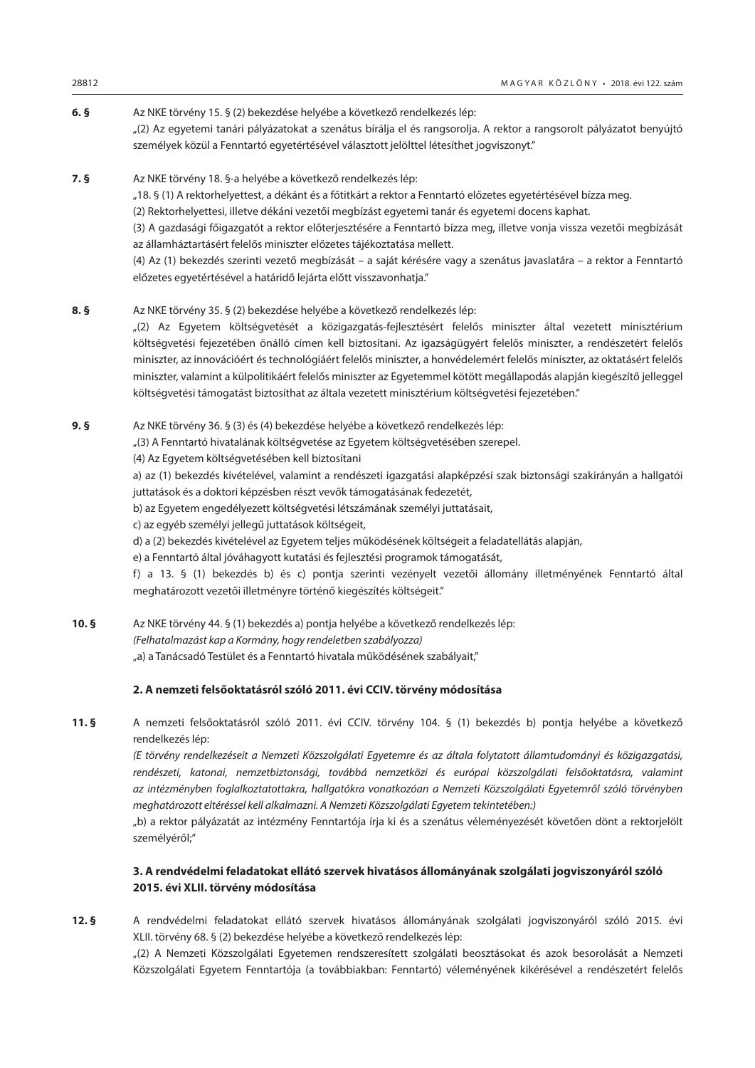**6. §** Az NKE törvény 15. § (2) bekezdése helyébe a következő rendelkezés lép:

„(2) Az egyetemi tanári pályázatokat a szenátus bírálja el és rangsorolja. A rektor a rangsorolt pályázatot benyújtó személyek közül a Fenntartó egyetértésével választott jelölttel létesíthet jogviszonyt.”

**7. §** Az NKE törvény 18. §-a helyébe a következő rendelkezés lép:

„18. § (1) A rektorhelyettest, a dékánt és a főtitkárt a rektor a Fenntartó előzetes egyetértésével bízza meg.

(2) Rektorhelyettesi, illetve dékáni vezetői megbízást egyetemi tanár és egyetemi docens kaphat.

(3) A gazdasági főigazgatót a rektor előterjesztésére a Fenntartó bízza meg, illetve vonja vissza vezetői megbízását az államháztartásért felelős miniszter előzetes tájékoztatása mellett.

(4) Az (1) bekezdés szerinti vezető megbízását – a saját kérésére vagy a szenátus javaslatára – a rektor a Fenntartó előzetes egyetértésével a határidő lejárta előtt visszavonhatja.”

**8. §** Az NKE törvény 35. § (2) bekezdése helyébe a következő rendelkezés lép:

„(2) Az Egyetem költségvetését a közigazgatás-fejlesztésért felelős miniszter által vezetett minisztérium költségvetési fejezetében önálló címen kell biztosítani. Az igazságügyért felelős miniszter, a rendészetért felelős miniszter, az innovációért és technológiáért felelős miniszter, a honvédelemért felelős miniszter, az oktatásért felelős miniszter, valamint a külpolitikáért felelős miniszter az Egyetemmel kötött megállapodás alapján kiegészítő jelleggel költségvetési támogatást biztosíthat az általa vezetett minisztérium költségvetési fejezetében.”

**9. §** Az NKE törvény 36. § (3) és (4) bekezdése helyébe a következő rendelkezés lép:

„(3) A Fenntartó hivatalának költségvetése az Egyetem költségvetésében szerepel.

(4) Az Egyetem költségvetésében kell biztosítani

a) az (1) bekezdés kivételével, valamint a rendészeti igazgatási alapképzési szak biztonsági szakirányán a hallgatói juttatások és a doktori képzésben részt vevők támogatásának fedezetét,

b) az Egyetem engedélyezett költségvetési létszámának személyi juttatásait,

c) az egyéb személyi jellegű juttatások költségeit,

d) a (2) bekezdés kivételével az Egyetem teljes működésének költségeit a feladatellátás alapján,

e) a Fenntartó által jóváhagyott kutatási és fejlesztési programok támogatását,

f) a 13. § (1) bekezdés b) és c) pontja szerinti vezényelt vezetői állomány illetményének Fenntartó által meghatározott vezetői illetményre történő kiegészítés költségeit.”

**10. §** Az NKE törvény 44. § (1) bekezdés a) pontja helyébe a következő rendelkezés lép:

*(Felhatalmazást kap a Kormány, hogy rendeletben szabályozza)*

„a) a Tanácsadó Testület és a Fenntartó hivatala működésének szabályait,”

### 2. A nemzeti felsőoktatásról szóló 2011. évi CCIV. törvény módosítása

**11. §** A nemzeti felsőoktatásról szóló 2011. évi CCIV. törvény 104. § (1) bekezdés b) pontja helyébe a következő rendelkezés lép:

*(E törvény rendelkezéseit a Nemzeti Közszolgálati Egyetemre és az általa folytatott államtudományi és közigazgatási, rendészeti, katonai, nemzetbiztonsági, továbbá nemzetközi és európai közszolgálati felsőoktatásra, valamint az intézményben foglalkoztatottakra, hallgatókra vonatkozóan a Nemzeti Közszolgálati Egyetemről szóló törvényben meghatározott eltéréssel kell alkalmazni. A Nemzeti Közszolgálati Egyetem tekintetében:)*

„b) a rektor pályázatát az intézmény Fenntartója írja ki és a szenátus véleményezését követően dönt a rektorjelölt személyéről;”

### 3. A rendvédelmi feladatokat ellátó szervek hivatásos állományának szolgálati jogviszonyáról szóló 2015. évi XLII. törvény módosítása

**12. §** A rendvédelmi feladatokat ellátó szervek hivatásos állományának szolgálati jogviszonyáról szóló 2015. évi XLII. törvény 68. § (2) bekezdése helyébe a következő rendelkezés lép:

„(2) A Nemzeti Közszolgálati Egyetemen rendszeresített szolgálati beosztásokat és azok besorolását a Nemzeti Közszolgálati Egyetem Fenntartója (a továbbiakban: Fenntartó) véleményének kikérésével a rendészetért felelős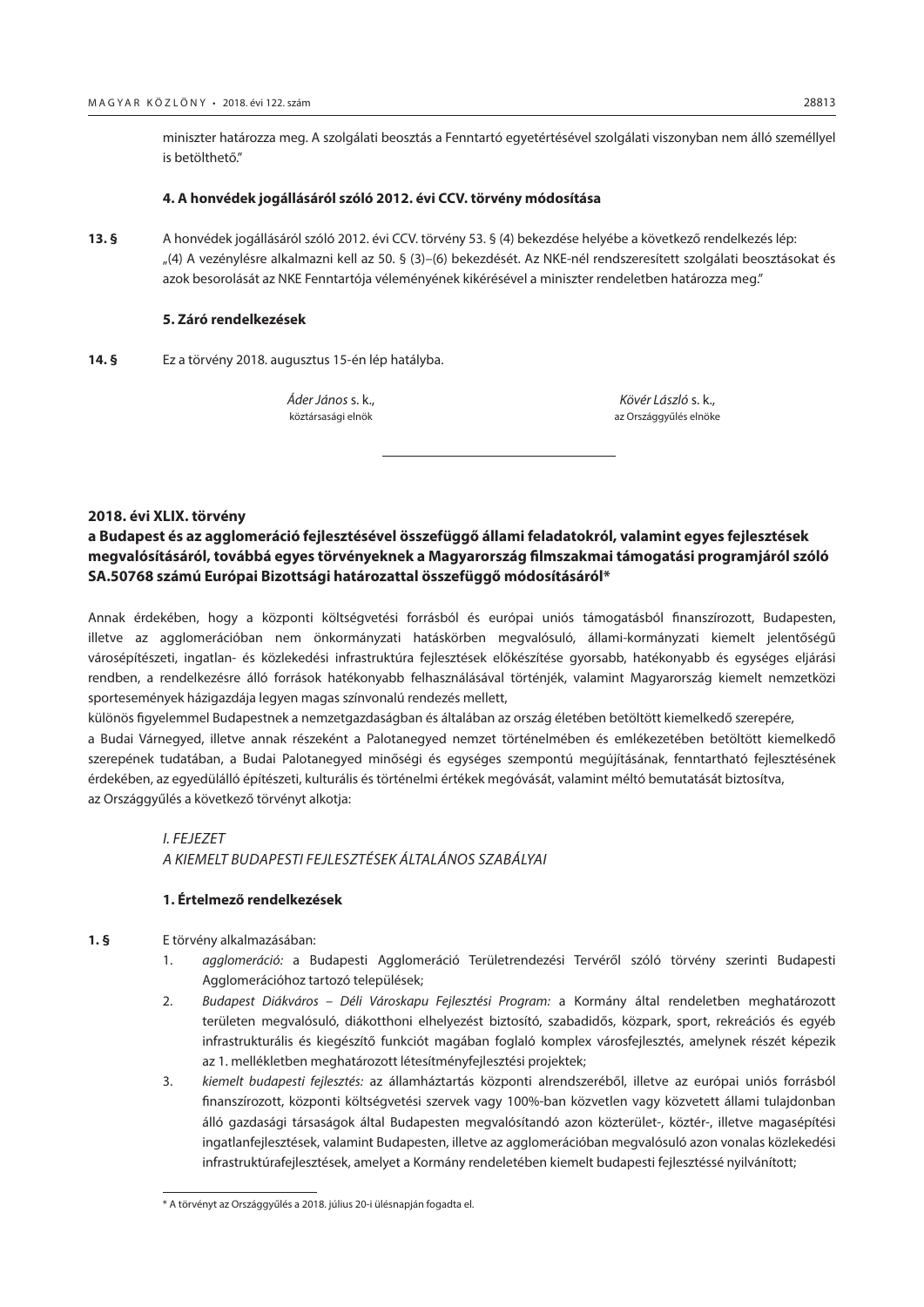miniszter határozza meg. A szolgálati beosztás a Fenntartó egyetértésével szolgálati viszonyban nem álló személlyel is betölthető."

**4. A honvédek jogállásáról szóló 2012. évi CCV. törvény módosítása**

**13. §** A honvédek jogállásáról szóló 2012. évi CCV. törvény 53. § (4) bekezdése helyébe a következő rendelkezés lép:
„(4) A vezénylésre alkalmazni kell az 50. § (3)–(6) bekezdését. Az NKE-nél rendszeresített szolgálati beosztásokat és azok besorolását az NKE Fenntartója véleményének kikérésével a miniszter rendeletben határozza meg."

**5. Záró rendelkezések**

**14. §** Ez a törvény 2018. augusztus 15-én lép hatályba.

*Áder János* s. k.,
köztársasági elnök

*Kövér László* s. k.,
az Országgyűlés elnöke

---

## 2018. évi XLIX. törvény
## a Budapest és az agglomeráció fejlesztésével összefüggő állami feladatokról, valamint egyes fejlesztések megvalósításáról, továbbá egyes törvényeknek a Magyarország filmszakmai támogatási programjáról szóló SA.50768 számú Európai Bizottsági határozattal összefüggő módosításáról*

Annak érdekében, hogy a központi költségvetési forrásból és európai uniós támogatásból finanszírozott, Budapesten, illetve az agglomerációban nem önkormányzati hatáskörben megvalósuló, állami-kormányzati kiemelt jelentőségű városépítészeti, ingatlan- és közlekedési infrastruktúra fejlesztések előkészítése gyorsabb, hatékonyabb és egységes eljárási rendben, a rendelkezésre álló források hatékonyabb felhasználásával történjék, valamint Magyarország kiemelt nemzetközi sportesemények házigazdája legyen magas színvonalú rendezés mellett,

különös figyelemmel Budapestnek a nemzetgazdaságban és általában az ország életében betöltött kiemelkedő szerepére,

a Budai Várnegyed, illetve annak részeként a Palotanegyed nemzet történelmében és emlékezetében betöltött kiemelkedő szerepének tudatában, a Budai Palotanegyed minőségi és egységes szempontú megújításának, fenntartható fejlesztésének érdekében, az egyedülálló építészeti, kulturális és történelmi értékek megóvását, valamint méltó bemutatását biztosítva,

az Országgyűlés a következő törvényt alkotja:

*I. FEJEZET*
*A KIEMELT BUDAPESTI FEJLESZTÉSEK ÁLTALÁNOS SZABÁLYAI*

**1. Értelmező rendelkezések**

**1. §** E törvény alkalmazásában:

1. *agglomeráció:* a Budapesti Agglomeráció Területrendezési Tervéről szóló törvény szerinti Budapesti Agglomerációhoz tartozó település;
2. *Budapest Diákváros – Déli Városkapu Fejlesztési Program:* a Kormány által rendeletben meghatározott területen megvalósuló, diákotthoni elhelyezést biztosító, szabadidős, közpark, sport, rekreációs és egyéb infrastrukturális és kiegészítő funkciót magában foglaló komplex városfejlesztés, amelynek részét képezik az 1. mellékletben meghatározott létesítményfejlesztési projektek;
3. *kiemelt budapesti fejlesztés:* az államháztartás központi alrendszeréből, illetve az európai uniós forrásból finanszírozott, központi költségvetési szervek vagy 100%-ban közvetlen vagy közvetett állami tulajdonban álló gazdasági társaságok által Budapesten megvalósítandó azon közterület-, köztér-, illetve magasépítési ingatlanfejlesztések, valamint Budapesten, illetve az agglomerációban megvalósuló azon vonalas közlekedési infrastruktúrafejlesztések, amelyet a Kormány rendeletében kiemelt budapesti fejlesztéssé nyilvánított;

---

* A törvényt az Országgyűlés a 2018. július 20-i ülésnapján fogadta el.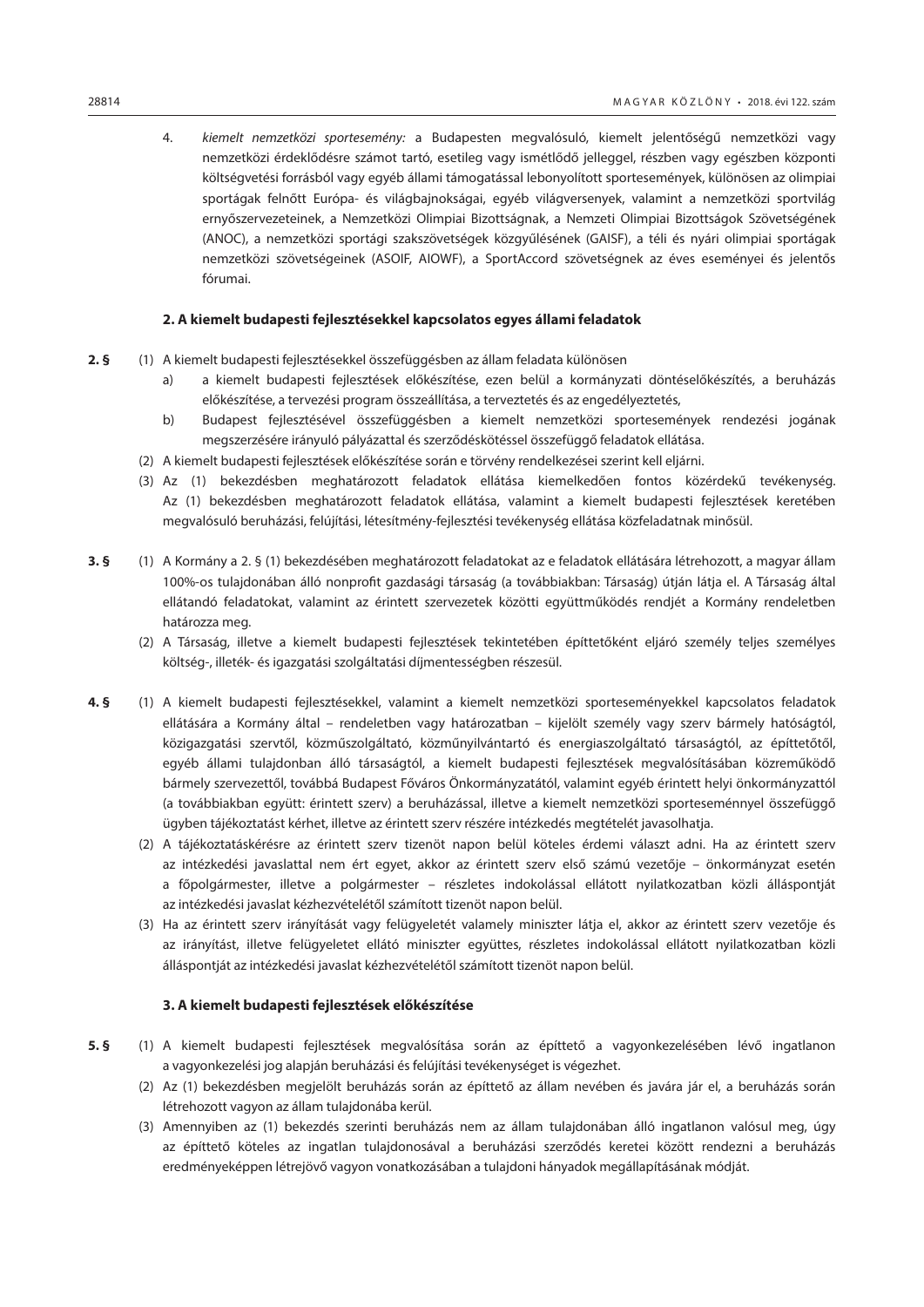4. *kiemelt nemzetközi sportesemény:* a Budapesten megvalósuló, kiemelt jelentőségű nemzetközi vagy nemzetközi érdeklődésre számot tartó, esetileg vagy ismétlődő jelleggel, részben vagy egészben központi költségvetési forrásból vagy egyéb állami támogatással lebonyolított sportesemények, különösen az olimpiai sportágak felnőtt Európa- és világbajnokságai, egyéb világversenyek, valamint a nemzetközi sportvilág ernyőszervezeteinek, a Nemzetközi Olimpiai Bizottságnak, a Nemzeti Olimpiai Bizottságok Szövetségének (ANOC), a nemzetközi sportági szakszövetségek közgyűlésének (GAISF), a téli és nyári olimpiai sportágak nemzetközi szövetségeinek (ASOIF, AIOWF), a SportAccord szövetségnek az éves eseményei és jelentős fórumai.

### 2. A kiemelt budapesti fejlesztésekkel kapcsolatos egyes állami feladatok

**2. §** (1) A kiemelt budapesti fejlesztésekkel összefüggésben az állam feladata különösen

a) a kiemelt budapesti fejlesztések előkészítése, ezen belül a kormányzati döntéselőkészítés, a beruházás előkészítése, a tervezési program összeállítása, a tervezés és az engedélyeztetés,

b) Budapest fejlesztésével összefüggésben a kiemelt nemzetközi sportesemények rendezési jogának megszerzésére irányuló pályázattal és szerződéskötéssel összefüggő feladatok ellátása.

(2) A kiemelt budapesti fejlesztések előkészítése során e törvény rendelkezései szerint kell eljárni.

(3) Az (1) bekezdésben meghatározott feladatok ellátása kiemelkedően fontos közérdekű tevékenység. Az (1) bekezdésben meghatározott feladatok ellátása, valamint a kiemelt budapesti fejlesztések keretében megvalósuló beruházási, felújítási, létesítmény-fejlesztési tevékenység ellátása közfeladatnak minősül.

**3. §** (1) A Kormány a 2. § (1) bekezdésében meghatározott feladatokat az e feladatok ellátására létrehozott, a magyar állam 100%-os tulajdonában álló nonprofit gazdasági társaság (a továbbiakban: Társaság) útján látja el. A Társaság által ellátandó feladatokat, valamint az érintett szervezetek közötti együttműködés rendjét a Kormány rendeletben határozza meg.

(2) A Társaság, illetve a kiemelt budapesti fejlesztések tekintetében építtetőként eljáró személy teljes személyes költség-, illeték- és igazgatási szolgáltatási díjmentességben részesül.

**4. §** (1) A kiemelt budapesti fejlesztésekkel, valamint a kiemelt nemzetközi sporteseményekkel kapcsolatos feladatok ellátására a Kormány által – rendeletben vagy határozatban – kijelölt személy vagy szerv bármely hatóságtól, közigazgatási szervtől, közműszolgáltató, közműnyilvántartó és energiaszolgáltató társaságtól, az építtetőtől, egyéb állami tulajdonban álló társaságtól, a kiemelt budapesti fejlesztések megvalósításában közreműködő bármely szervezettől, továbbá Budapest Főváros Önkormányzatától, valamint egyéb érintett helyi önkormányzattól (a továbbiakban együtt: érintett szerv) a beruházással, illetve a kiemelt nemzetközi sporteseménnyel összefüggő ügyben tájékoztatást kérhet, illetve az érintett szerv részére intézkedés megtételét javasolhatja.

(2) A tájékoztatáskérésre az érintett szerv tizenöt napon belül köteles érdemi választ adni. Ha az érintett szerv az intézkedési javaslattal nem ért egyet, akkor az érintett szerv első számú vezetője – önkormányzat esetén a főpolgármester, illetve a polgármester – részletes indokolással ellátott nyilatkozatban közli álláspontját az intézkedési javaslat kézhezvételétől számított tizenöt napon belül.

(3) Ha az érintett szerv irányítását vagy felügyeletét valamely miniszter látja el, akkor az érintett szerv vezetője és az irányítást, illetve felügyeletet ellátó miniszter együttes, részletes indokolással ellátott nyilatkozatban közli álláspontját az intézkedési javaslat kézhezvételétől számított tizenöt napon belül.

### 3. A kiemelt budapesti fejlesztések előkészítése

**5. §** (1) A kiemelt budapesti fejlesztések megvalósítása során az építtető a vagyonkezelésében lévő ingatlanon a vagyonkezelési jog alapján beruházási és felújítási tevékenységet is végezhet.

(2) Az (1) bekezdésben megjelölt beruházás során az építtető az állam nevében és javára jár el, a beruházás során létrehozott vagyon az állam tulajdonába kerül.

(3) Amennyiben az (1) bekezdés szerinti beruházás nem az állam tulajdonában álló ingatlanon valósul meg, úgy az építtető köteles az ingatlan tulajdonosával a beruházási szerződés keretei között rendezni a beruházás eredményeképpen létrejövő vagyon vonatkozásában a tulajdoni hányadok megállapításának módját.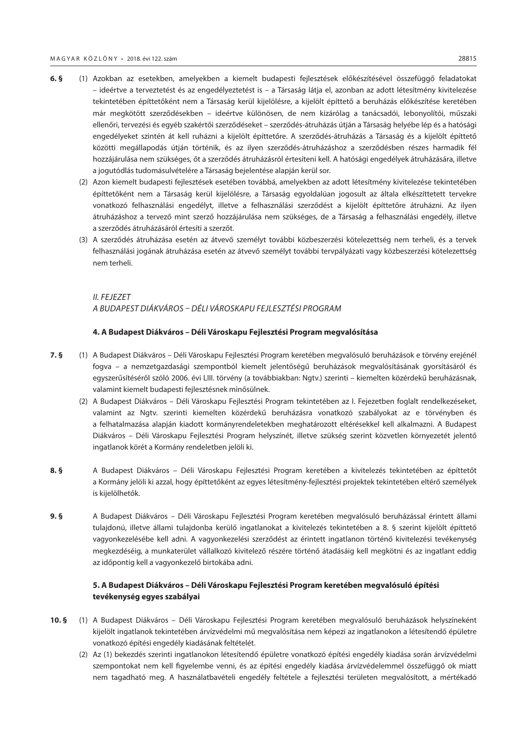**6. §** (1) Azokban az esetekben, amelyekben a kiemelt budapesti fejlesztések előkészítésével összefüggő feladatokat – ideértve a terveztetést és az engedélyeztetést is – a Társaság látja el, azonban az adott létesítmény kivitelezése tekintetében építtetőként nem a Társaság kerül kijelölésre, a kijelölt építtető a beruházás előkészítése keretében már megkötött szerződésekben – ideértve különösen, de nem kizárólag a tanácsadói, lebonyolítói, műszaki ellenőri, tervezési és egyéb szakértői szerződéseket – szerződés-átruházás útján a Társaság helyébe lép és a hatósági engedélyeket szintén át kell ruházni a kijelölt építtetőre. A szerződés-átruházás a Társaság és a kijelölt építtető közötti megállapodás útján történik, és az ilyen szerződés-átruházáshoz a szerződésben részes harmadik fél hozzájárulása nem szükséges, őt a szerződés átruházásról értesíteni kell. A hatósági engedélyek átruházására, illetve a jogutódlás tudomásulvételére a Társaság bejelentése alapján kerül sor.

(2) Azon kiemelt budapesti fejlesztések esetében továbbá, amelyekben az adott létesítmény kivitelezése tekintetében építtetőként nem a Társaság kerül kijelölésre, a Társaság egyoldalúan jogosult az általa elkészíttetett tervekre vonatkozó felhasználási engedélyt, illetve a felhasználási szerződést a kijelölt építtetőre átruházni. Az ilyen átruházáshoz a tervező mint szerző hozzájárulása nem szükséges, de a Társaság a felhasználási engedély, illetve a szerződés átruházásáról értesíti a szerzőt.

(3) A szerződés átruházása esetén az átvevő személyt további közbeszerzési kötelezettség nem terheli, és a tervek felhasználási jogának átruházása esetén az átvevő személyt további tervpályázati vagy közbeszerzési kötelezettség nem terheli.

## *II. FEJEZET*
## *A BUDAPEST DIÁKVÁROS – DÉLI VÁROSKAPU FEJLESZTÉSI PROGRAM*

### 4. A Budapest Diákváros – Déli Városkapu Fejlesztési Program megvalósítása

**7. §** (1) A Budapest Diákváros – Déli Városkapu Fejlesztési Program keretében megvalósuló beruházások e törvény erejénél fogva – a nemzetgazdasági szempontból kiemelt jelentőségű beruházások megvalósításának gyorsításáról és egyszerűsítéséről szóló 2006. évi LIII. törvény (a továbbiakban: Ngtv.) szerinti – kiemelten közérdekű beruházásnak, valamint kiemelt budapesti fejlesztésnek minősülnek.

(2) A Budapest Diákváros – Déli Városkapu Fejlesztési Program tekintetében az I. Fejezetben foglalt rendelkezéseket, valamint az Ngtv. szerinti kiemelten közérdekű beruházásra vonatkozó szabályokat az e törvényben és a felhatalmazása alapján kiadott kormányrendeletekben meghatározott eltérésekkel kell alkalmazni. A Budapest Diákváros – Déli Városkapu Fejlesztési Program helyszínét, illetve szükség szerint közvetlen környezetét jelentő ingatlanok körét a Kormány rendeletben jelöli ki.

**8. §** A Budapest Diákváros – Déli Városkapu Fejlesztési Program keretében a kivitelezés tekintetében az építtetőt a Kormány jelöli ki azzal, hogy építtetőként az egyes létesítmény-fejlesztési projektek tekintetében eltérő személyek is kijelölhetők.

**9. §** A Budapest Diákváros – Déli Városkapu Fejlesztési Program keretében megvalósuló beruházással érintett állami tulajdonú, illetve állami tulajdonba kerülő ingatlanokat a kivitelezés tekintetében a 8. § szerint kijelölt építtető vagyonkezelésébe kell adni. A vagyonkezelési szerződést az érintett ingatlanon történő kivitelezési tevékenység megkezdéséig, a munkaterület vállalkozó kivitelező részére történő átadásáig kell megkötni és az ingatlant eddig az időpontig kell a vagyonkezelő birtokába adni.

### 5. A Budapest Diákváros – Déli Városkapu Fejlesztési Program keretében megvalósuló építési tevékenység egyes szabályai

**10. §** (1) A Budapest Diákváros – Déli Városkapu Fejlesztési Program keretében megvalósuló beruházások helyszíneként kijelölt ingatlanok tekintetében árvízvédelmi mű megvalósítása nem képezi az ingatlanokon a létesítendő épületre vonatkozó építési engedély kiadásának feltételét.

(2) Az (1) bekezdés szerinti ingatlanokon létesítendő épületre vonatkozó építési engedély kiadása során árvízvédelmi szempontokat nem kell figyelembe venni, és az építési engedély kiadása árvízvédelemmel összefüggő ok miatt nem tagadható meg. A használatbavételi engedély feltétele a fejlesztési területen megvalósított, a mértékadó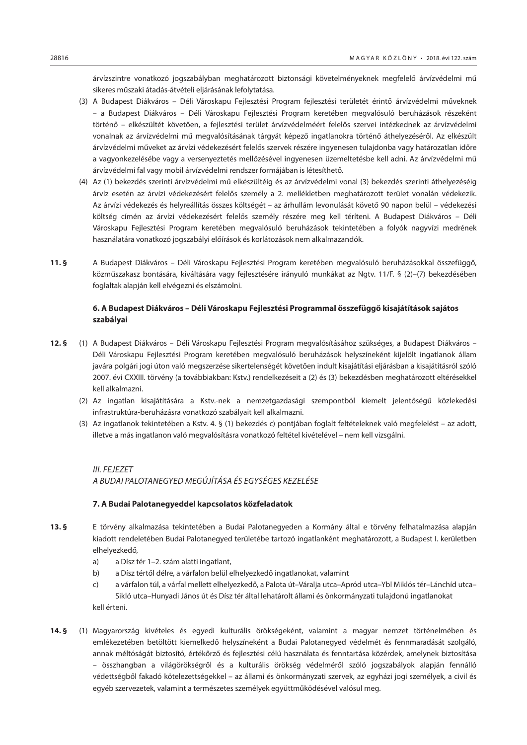árvízszintre vonatkozó jogszabályban meghatározott biztonsági követelményeknek megfelelő árvízvédelmi mű sikeres műszaki átadás-átvételi eljárásának lefolytatása.

(3) A Budapest Diákváros – Déli Városkapu Fejlesztési Program fejlesztési területét érintő árvízvédelmi műveknek – a Budapest Diákváros – Déli Városkapu Fejlesztési Program keretében megvalósuló beruházások részeként történő – elkészültét követően, a fejlesztési terület árvízvédelméért felelős szervei intézkednek az árvízvédelmi vonalnak az árvízvédelmi mű megvalósításának tárgyát képező ingatlanokra történő áthelyezéséről. Az elkészült árvízvédelmi műveket az árvízi védekezésért felelős szervek részére ingyenesen tulajdonba vagy határozatlan időre a vagyonkezelésébe vagy a versenyeztetés mellőzésével ingyenesen üzemeltetésbe kell adni. Az árvízvédelmi mű árvízvédelmi fal vagy mobil árvízvédelmi rendszer formájában is létesíthető.

(4) Az (1) bekezdés szerinti árvízvédelmi mű elkészültéig és az árvízvédelmi vonal (3) bekezdés szerinti áthelyezéséig árvíz esetén az árvízi védekezésért felelős személy a 2. mellékletben meghatározott terület vonalán védekezik. Az árvízi védekezés és helyreállítás összes költségét – az árhullám levonulását követő 90 napon belül – védekezési költség címén az árvízi védekezésért felelős személy részére meg kell téríteni. A Budapest Diákváros – Déli Városkapu Fejlesztési Program keretében megvalósuló beruházások tekintetében a folyók nagyvízi medrének használatára vonatkozó jogszabályi előírások és korlátozások nem alkalmazandók.

**11. §** A Budapest Diákváros – Déli Városkapu Fejlesztési Program keretében megvalósuló beruházásokkal összefüggő, közműszakasz bontására, kiváltására vagy fejlesztésére irányuló munkákat az Ngtv. 11/F. § (2)–(7) bekezdésében foglaltak alapján kell elvégezni és elszámolni.

### 6. A Budapest Diákváros – Déli Városkapu Fejlesztési Programmal összefüggő kisajátítások sajátos szabályai

**12. §** (1) A Budapest Diákváros – Déli Városkapu Fejlesztési Program megvalósításához szükséges, a Budapest Diákváros – Déli Városkapu Fejlesztési Program keretében megvalósuló beruházások helyszíneként kijelölt ingatlanok állam javára polgári jogi úton való megszerzése sikertelenségét követően indult kisajátítási eljárásban a kisajátításról szóló 2007. évi CXXIII. törvény (a továbbiakban: Kstv.) rendelkezéseit a (2) és (3) bekezdésben meghatározott eltérésekkel kell alkalmazni.

(2) Az ingatlan kisajátítására a Kstv.-nek a nemzetgazdasági szempontból kiemelt jelentőségű közlekedési infrastruktúra-beruházásra vonatkozó szabályait kell alkalmazni.

(3) Az ingatlanok tekintetében a Kstv. 4. § (1) bekezdés c) pontjában foglalt feltételeknek való megfelelést – az adott, illetve a más ingatlanon való megvalósításra vonatkozó feltétel kivételével – nem kell vizsgálni.

## *III. FEJEZET*
## *A BUDAI PALOTANEGYED MEGÚJÍTÁSA ÉS EGYSÉGES KEZELÉSE*

### 7. A Budai Palotanegyeddel kapcsolatos közfeladatok

**13. §** E törvény alkalmazása tekintetében a Budai Palotanegyeden a Kormány által e törvény felhatalmazása alapján kiadott rendeletében Budai Palotanegyed területébe tartozó ingatlanként meghatározott, a Budapest I. kerületben elhelyezkedő,

a) a Dísz tér 1–2. szám alatti ingatlant,

b) a Dísz tértől délre, a várfalon belül elhelyezkedő ingatlanokat, valamint

c) a várfalon túl, a várfal mellett elhelyezkedő, a Palota út–Váralja utca–Apród utca–Ybl Miklós tér–Lánchíd utca–Sikló utca–Hunyadi János út és Dísz tér által lehatárolt állami és önkormányzati tulajdonú ingatlanokat

kell érteni.

**14. §** (1) Magyarország kivételes és egyedi kulturális örökségeként, valamint a magyar nemzet történelmében és emlékezetében betöltött kiemelkedő helyszíneként a Budai Palotanegyed védelmét és fennmaradását szolgáló, annak méltóságát biztosító, értékőrző és fejlesztési célú használata és fenntartása közérdek, amelynek biztosítása – összhangban a világörökségről és a kulturális örökség védelméről szóló jogszabályok alapján fennálló védettségből fakadó kötelezettségekkel – az állami és önkormányzati szervek, az egyházi jogi személyek, a civil és egyéb szervezetek, valamint a természetes személyek együttműködésével valósul meg.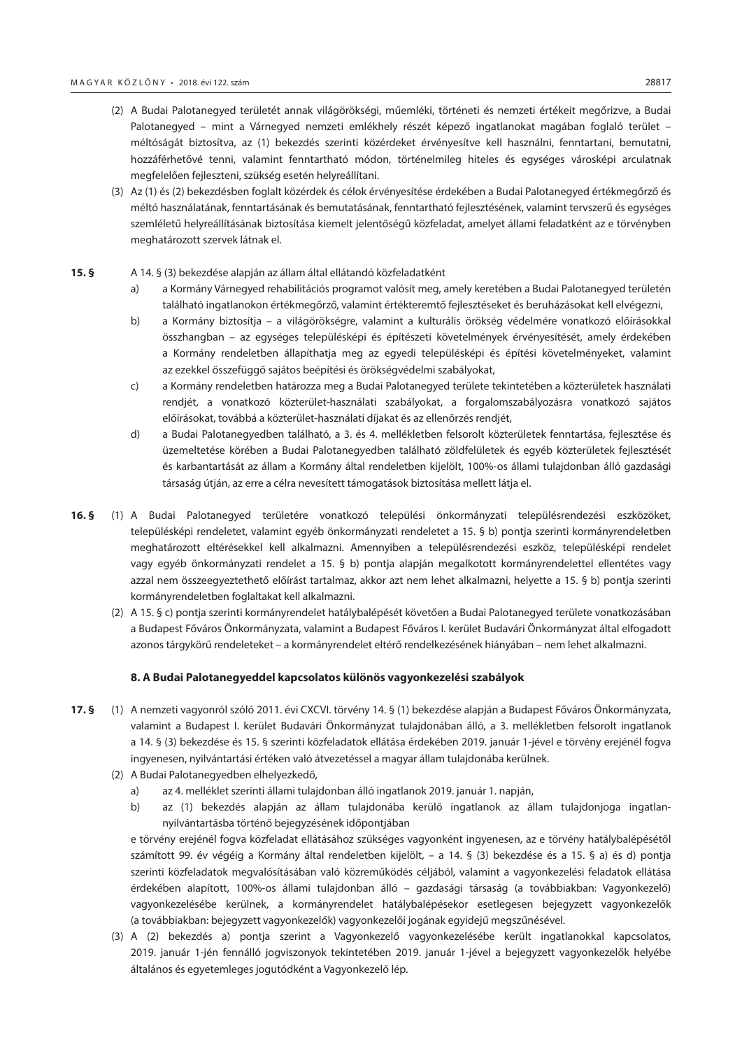(2) A Budai Palotanegyed területét annak világörökségi, műemléki, történeti és nemzeti értékeit megőrizve, a Budai Palotanegyed – mint a Várnegyed nemzeti emlékhely részét képező ingatlanokat magában foglaló terület – méltóságát biztosítva, az (1) bekezdés szerinti közérdeket érvényesítve kell használni, fenntartani, bemutatni, hozzáférhetővé tenni, valamint fenntartható módon, történelmileg hiteles és egységes városképi arculatnak megfelelően fejleszteni, szükség esetén helyreállítani.

(3) Az (1) és (2) bekezdésben foglalt közérdek és célok érvényesítése érdekében a Budai Palotanegyed értékmegőrző és méltó használatának, fenntartásának és bemutatásának, fenntartható fejlesztésének, valamint tervszerű és egységes szemléletű helyreállításának biztosítása kiemelt jelentőségű közfeladat, amelyet állami feladatként az e törvényben meghatározott szervek látnak el.

**15. §** A 14. § (3) bekezdése alapján az állam által ellátandó közfeladatként

a) a Kormány Várnegyed rehabilitációs programot valósít meg, amely keretében a Budai Palotanegyed területén található ingatlanokon értékmegőrző, valamint értékteremtő fejlesztéseket és beruházásokat kell elvégezni,

b) a Kormány biztosítja – a világörökségre, valamint a kulturális örökség védelmére vonatkozó előírásokkal összhangban – az egységes településképi és építészeti követelmények érvényesítését, amely érdekében a Kormány rendeletben állapíthatja meg az egyedi településképi és építési követelményeket, valamint az ezekkel összefüggő sajátos beépítési és örökségvédelmi szabályokat,

c) a Kormány rendeletben határozza meg a Budai Palotanegyed területe tekintetében a közterületek használati rendjét, a vonatkozó közterület-használati szabályokat, a forgalomszabályozásra vonatkozó sajátos előírásokat, továbbá a közterület-használati díjakat és az ellenőrzés rendjét,

d) a Budai Palotanegyedben található, a 3. és 4. mellékletben felsorolt közterületek fenntartása, fejlesztése és üzemeltetése körében a Budai Palotanegyedben található zöldfelületek és egyéb közterületek fejlesztését és karbantartását az állam a Kormány által rendeletben kijelölt, 100%-os állami tulajdonban álló gazdasági társaság útján, az erre a célra nevesített támogatások biztosítása mellett látja el.

**16. §** (1) A Budai Palotanegyed területére vonatkozó települési önkormányzati településrendezési eszközöket, településképi rendeletet, valamint egyéb önkormányzati rendeletet a 15. § b) pontja szerinti kormányrendeletben meghatározott eltérésekkel kell alkalmazni. Amennyiben a településrendezési eszköz, településképi rendelet vagy egyéb önkormányzati rendelet a 15. § b) pontja alapján megalkotott kormányrendelettel ellentétes vagy azzal nem összeegyeztethető előírást tartalmaz, akkor azt nem lehet alkalmazni, helyette a 15. § b) pontja szerinti kormányrendeletben foglaltakat kell alkalmazni.

(2) A 15. § c) pontja szerinti kormányrendelet hatálybalépését követően a Budai Palotanegyed területe vonatkozásában a Budapest Főváros Önkormányzata, valamint a Budapest Főváros I. kerület Budavári Önkormányzat által elfogadott azonos tárgykörű rendeleteket – a kormányrendelet eltérő rendelkezésének hiányában – nem lehet alkalmazni.

### 8. A Budai Palotanegyeddel kapcsolatos különös vagyonkezelési szabályok

**17. §** (1) A nemzeti vagyonról szóló 2011. évi CXCVI. törvény 14. § (1) bekezdése alapján a Budapest Főváros Önkormányzata, valamint a Budapest I. kerület Budavári Önkormányzat tulajdonában álló, a 3. mellékletben felsorolt ingatlanok a 14. § (3) bekezdése és 15. § szerinti közfeladatok ellátása érdekében 2019. január 1-jével e törvény erejénél fogva ingyenesen, nyilvántartási értéken való átvezetéssel a magyar állam tulajdonába kerülnek.

(2) A Budai Palotanegyedben elhelyezkedő,

a) az 4. melléklet szerinti állami tulajdonban álló ingatlanok 2019. január 1. napján,

b) az (1) bekezdés alapján az állam tulajdonába kerülő ingatlanok az állam tulajdonjoga ingatlan-nyilvántartásba történő bejegyzésének időpontjában

e törvény erejénél fogva közfeladat ellátásához szükséges vagyonként ingyenesen, az e törvény hatálybalépésétől számított 99. év végéig a Kormány által rendeletben kijelölt, – a 14. § (3) bekezdése és a 15. § a) és d) pontja szerinti közfeladatok megvalósításában való közreműködés céljából, valamint a vagyonkezelési feladatok ellátása érdekében alapított, 100%-os állami tulajdonban álló – gazdasági társaság (a továbbiakban: Vagyonkezelő) vagyonkezelésébe kerülnek, a kormányrendelet hatálybalépésekor esetlegesen bejegyzett vagyonkezelők (a továbbiakban: bejegyzett vagyonkezelők) vagyonkezelői jogának egyidejű megszűnésével.

(3) A (2) bekezdés a) pontja szerint a Vagyonkezelő vagyonkezelésébe került ingatlanokkal kapcsolatos, 2019. január 1-jén fennálló jogviszonyok tekintetében 2019. január 1-jével a bejegyzett vagyonkezelők helyébe általános és egyetemleges jogutódként a Vagyonkezelő lép.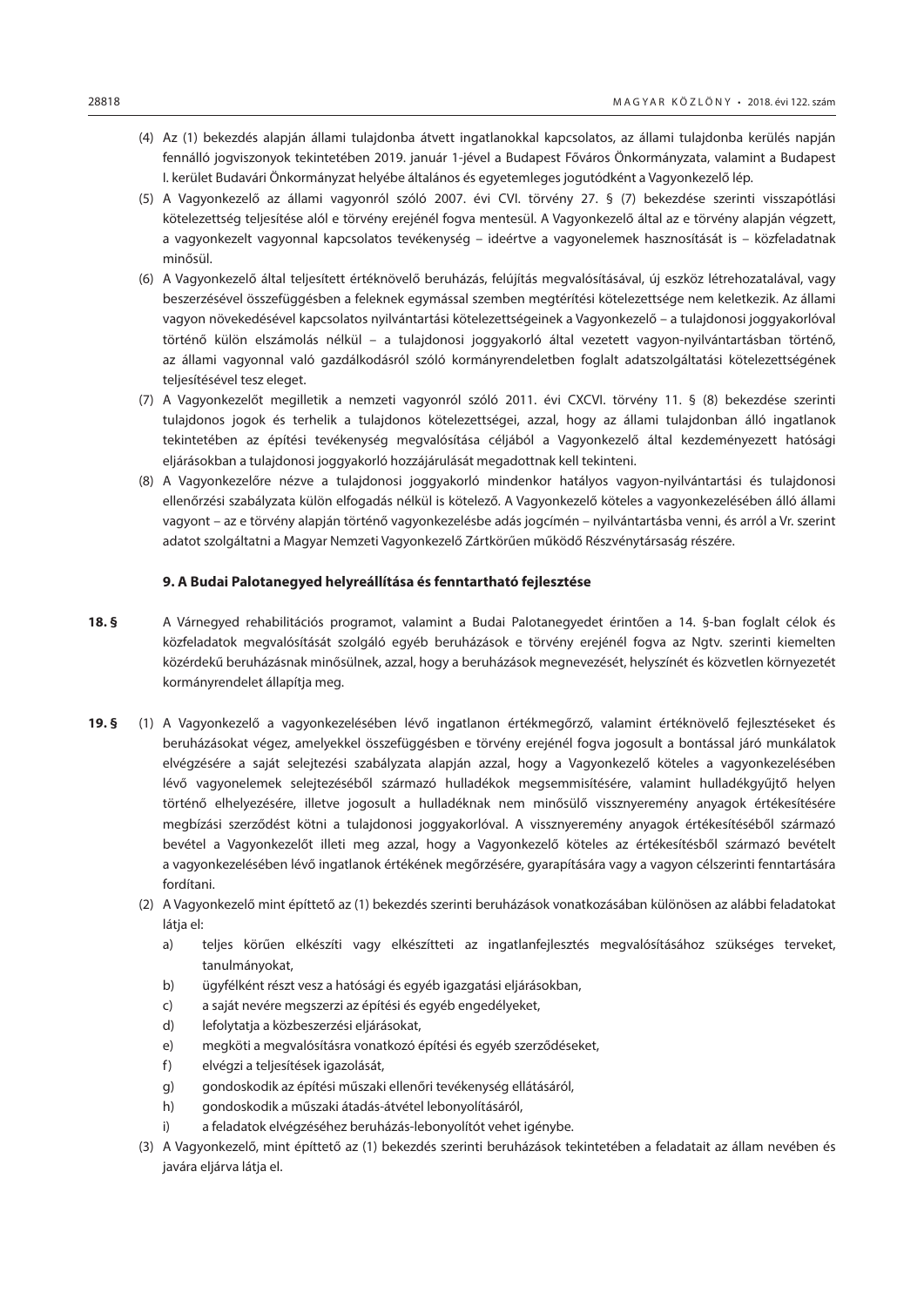(4) Az (1) bekezdés alapján állami tulajdonba átvett ingatlanokkal kapcsolatos, az állami tulajdonba kerülés napján fennálló jogviszonyok tekintetében 2019. január 1-jével a Budapest Főváros Önkormányzata, valamint a Budapest I. kerület Budavári Önkormányzat helyébe általános és egyetemleges jogutódként a Vagyonkezelő lép.

(5) A Vagyonkezelő az állami vagyonról szóló 2007. évi CVI. törvény 27. § (7) bekezdése szerinti visszapótlási kötelezettség teljesítése alól e törvény erejénél fogva mentesül. A Vagyonkezelő által az e törvény alapján végzett, a vagyonkezelt vagyonnal kapcsolatos tevékenység – ideértve a vagyonelemek hasznosítását is – közfeladatnak minősül.

(6) A Vagyonkezelő által teljesített értéknövelő beruházás, felújítás megvalósításával, új eszköz létrehozatalával, vagy beszerzésével összefüggésben a feleknek egymással szemben megtérítési kötelezettsége nem keletkezik. Az állami vagyon növekedésével kapcsolatos nyilvántartási kötelezettségeinek a Vagyonkezelő – a tulajdonosi joggyakorlóval történő külön elszámolás nélkül – a tulajdonosi joggyakorló által vezetett vagyon-nyilvántartásban történő, az állami vagyonnal való gazdálkodásról szóló kormányrendeletben foglalt adatszolgáltatási kötelezettségének teljesítésével tesz eleget.

(7) A Vagyonkezelőt megilletik a nemzeti vagyonról szóló 2011. évi CXCVI. törvény 11. § (8) bekezdése szerinti tulajdonos jogok és terhelik a tulajdonos kötelezettségei, azzal, hogy az állami tulajdonban álló ingatlanok tekintetében az építési tevékenység megvalósítása céljából a Vagyonkezelő által kezdeményezett hatósági eljárásokban a tulajdonosi joggyakorló hozzájárulását megadottnak kell tekinteni.

(8) A Vagyonkezelőre nézve a tulajdonosi joggyakorló mindenkor hatályos vagyon-nyilvántartási és tulajdonosi ellenőrzési szabályzata külön elfogadás nélkül is kötelező. A Vagyonkezelő köteles a vagyonkezelésében álló állami vagyont – az e törvény alapján történő vagyonkezelésbe adás jogcímén – nyilvántartásba venni, és arról a Vr. szerint adatot szolgáltatni a Magyar Nemzeti Vagyonkezelő Zártkörűen működő Részvénytársaság részére.

### 9. A Budai Palotanegyed helyreállítása és fenntartható fejlesztése

**18. §** A Várnegyed rehabilitációs programot, valamint a Budai Palotanegyedet érintően a 14. §-ban foglalt célok és közfeladatok megvalósítását szolgáló egyéb beruházások e törvény erejénél fogva az Ngtv. szerinti kiemelten közérdekű beruházásnak minősülnek, azzal, hogy a beruházások megnevezését, helyszínét és közvetlen környezetét kormányrendelet állapítja meg.

**19. §** (1) A Vagyonkezelő a vagyonkezelésében lévő ingatlanon értékmegőrző, valamint értéknövelő fejlesztéseket és beruházásokat végez, amelyekkel összefüggésben e törvény erejénél fogva jogosult a bontással járó munkálatok elvégzésére a saját selejtezési szabályzata alapján azzal, hogy a Vagyonkezelő köteles a vagyonkezelésében lévő vagyonelemek selejtezéséből származó hulladékok megsemmisítésére, valamint hulladékgyűjtő helyen történő elhelyezésére, illetve jogosult a hulladéknak nem minősülő visszanyeremény anyagok értékesítésére megbízási szerződést kötni a tulajdonosi joggyakorlóval. A visszanyeremény anyagok értékesítéséből származó bevétel a Vagyonkezelőt illeti meg azzal, hogy a Vagyonkezelő köteles az értékesítésből származó bevételt a vagyonkezelésében lévő ingatlanok értékének megőrzésére, gyarapítására vagy a vagyon célszerinti fenntartására fordítani.

(2) A Vagyonkezelő mint építtető az (1) bekezdés szerinti beruházások vonatkozásában különösen az alábbi feladatokat látja el:

a) teljes körűen elkészíti vagy elkészítteti az ingatlanfejlesztés megvalósításához szükséges terveket, tanulmányokat,
b) ügyfélként részt vesz a hatósági és egyéb igazgatási eljárásokban,
c) a saját nevére megszerzi az építési és egyéb engedélyeket,
d) lefolytatja a közbeszerzési eljárásokat,
e) megköti a megvalósításra vonatkozó építési és egyéb szerződéseket,
f) elvégzi a teljesítések igazolását,
g) gondoskodik az építési műszaki ellenőri tevékenység ellátásáról,
h) gondoskodik a műszaki átadás-átvétel lebonyolításáról,
i) a feladatok elvégzéséhez beruházás-lebonyolítót vehet igénybe.

(3) A Vagyonkezelő, mint építtető az (1) bekezdés szerinti beruházások tekintetében a feladatait az állam nevében és javára eljárva látja el.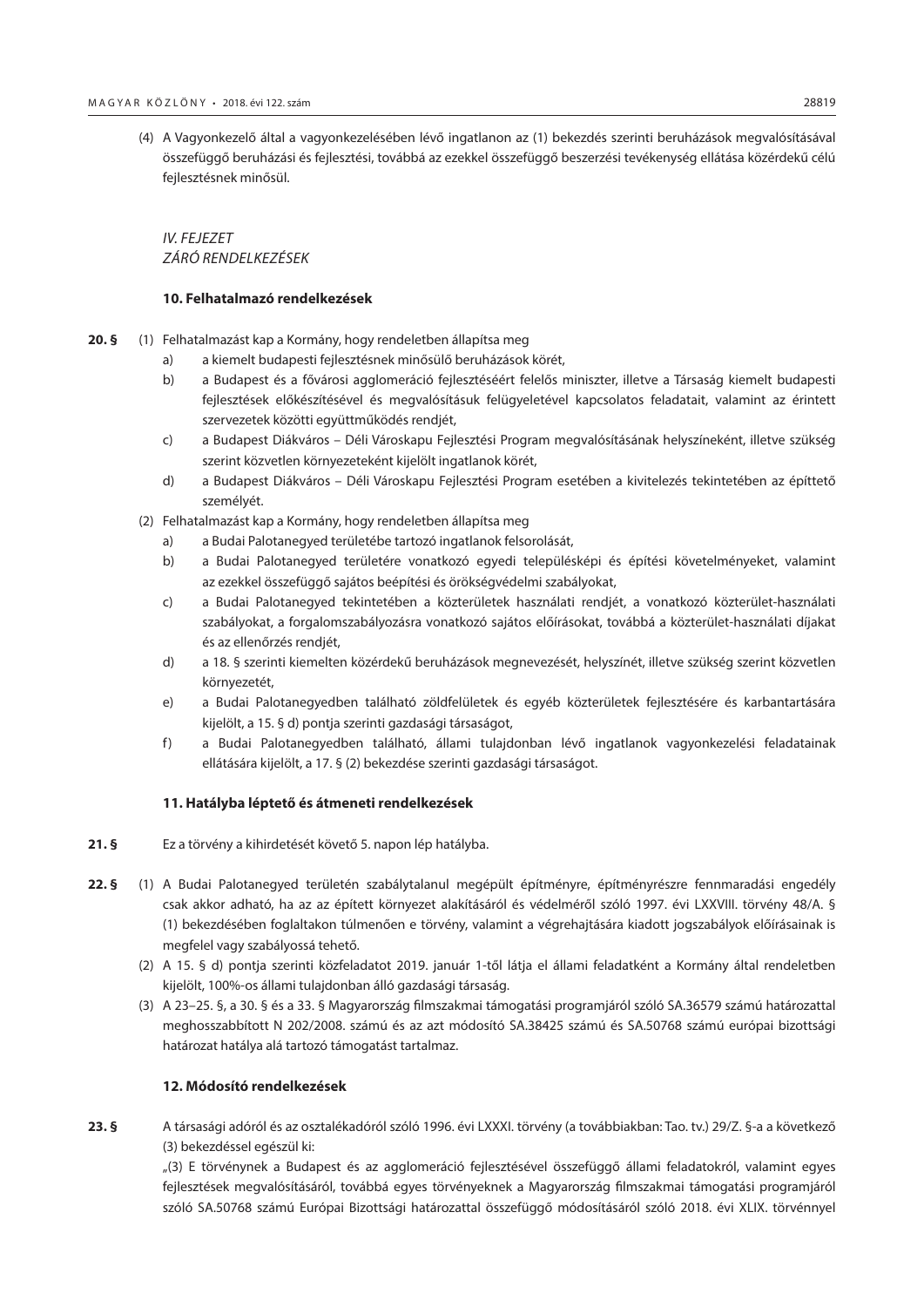(4) A Vagyonkezelő által a vagyonkezelésében lévő ingatlanon az (1) bekezdés szerinti beruházások megvalósításával összefüggő beruházási és fejlesztési, továbbá az ezekkel összefüggő beszerzési tevékenység ellátása közérdekű célú fejlesztésnek minősül.

*IV. FEJEZET*
*ZÁRÓ RENDELKEZÉSEK*

**10. Felhatalmazó rendelkezések**

**20. §** (1) Felhatalmazást kap a Kormány, hogy rendeletben állapítsa meg

a) a kiemelt budapesti fejlesztésnek minősülő beruházások körét,

b) a Budapest és a fővárosi agglomeráció fejlesztéséért felelős miniszter, illetve a Társaság kiemelt budapesti fejlesztések előkészítésével és megvalósításuk felügyeletével kapcsolatos feladatait, valamint az érintett szervezetek közötti együttműködés rendjét,

c) a Budapest Diákváros – Déli Városkapu Fejlesztési Program megvalósításának helyszíneként, illetve szükség szerint közvetlen környezeteként kijelölt ingatlanok körét,

d) a Budapest Diákváros – Déli Városkapu Fejlesztési Program esetében a kivitelezés tekintetében az építtető személyét.

(2) Felhatalmazást kap a Kormány, hogy rendeletben állapítsa meg

a) a Budai Palotanegyed területébe tartozó ingatlanok felsorolását,

b) a Budai Palotanegyed területére vonatkozó egyedi településképi és építési követelményeket, valamint az ezekkel összefüggő sajátos beépítési és örökségvédelmi szabályokat,

c) a Budai Palotanegyed tekintetében a közterületek használati rendjét, a vonatkozó közterület-használati szabályokat, a forgalomszabályozásra vonatkozó sajátos előírásokat, továbbá a közterület-használati díjakat és az ellenőrzés rendjét,

d) a 18. § szerinti kiemelten közérdekű beruházások megnevezését, helyszínét, illetve szükség szerint közvetlen környezetét,

e) a Budai Palotanegyedben található zöldfelületek és egyéb közterületek fejlesztésére és karbantartására kijelölt, a 15. § d) pontja szerinti gazdasági társaságot,

f) a Budai Palotanegyedben található, állami tulajdonban lévő ingatlanok vagyonkezelési feladatainak ellátására kijelölt, a 17. § (2) bekezdése szerinti gazdasági társaságot.

**11. Hatályba léptető és átmeneti rendelkezések**

**21. §** Ez a törvény a kihirdetését követő 5. napon lép hatályba.

**22. §** (1) A Budai Palotanegyed területén szabálytalanul megépült építményre, építményrészre fennmaradási engedély csak akkor adható, ha az az épített környezet alakításáról és védelméről szóló 1997. évi LXXVIII. törvény 48/A. § (1) bekezdésében foglaltakon túlmenően e törvény, valamint a végrehajtására kiadott jogszabályok előírásainak is megfelel vagy szabályossá tehető.

(2) A 15. § d) pontja szerinti közfeladatot 2019. január 1-től látja el állami feladatként a Kormány által rendeletben kijelölt, 100%-os állami tulajdonban álló gazdasági társaság.

(3) A 23–25. §, a 30. § és a 33. § Magyarország filmszakmai támogatási programjáról szóló SA.36579 számú határozattal meghosszabbított N 202/2008. számú és az azt módosító SA.38425 számú és SA.50768 számú európai bizottsági határozat hatálya alá tartozó támogatást tartalmaz.

**12. Módosító rendelkezések**

**23. §** A társasági adóról és az osztalékadóról szóló 1996. évi LXXXI. törvény (a továbbiakban: Tao. tv.) 29/Z. §-a a következő (3) bekezdéssel egészül ki:

„(3) E törvénynek a Budapest és az agglomeráció fejlesztésével összefüggő állami feladatokról, valamint egyes fejlesztések megvalósításáról, továbbá egyes törvényeknek a Magyarország filmszakmai támogatási programjáról szóló SA.50768 számú Európai Bizottsági határozattal összefüggő módosításáról szóló 2018. évi XLIX. törvénnyel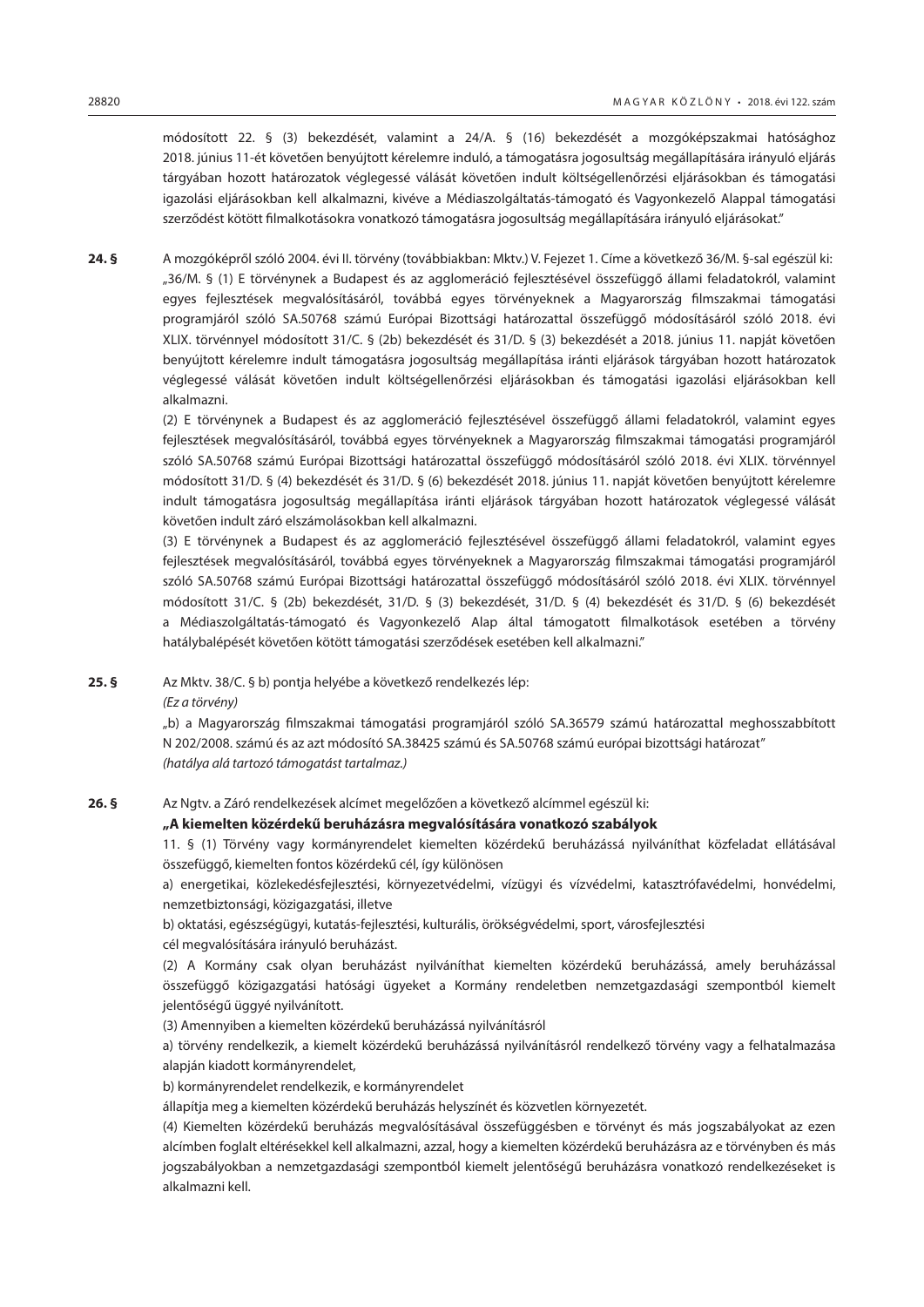módosított 22. § (3) bekezdését, valamint a 24/A. § (16) bekezdését a mozgóképszakmai hatósághoz 2018. június 11-ét követően benyújtott kérelemre induló, a támogatásra jogosultság megállapítására irányuló eljárás tárgyában hozott határozatok véglegessé válását követően indult költségellenőrzési eljárásokban és támogatási igazolási eljárásokban kell alkalmazni, kivéve a Médiaszolgáltatás-támogató és Vagyonkezelő Alappal támogatási szerződést kötött filmalkotásokra vonatkozó támogatásra jogosultság megállapítására irányuló eljárásokat."

**24. §** A mozgóképről szóló 2004. évi II. törvény (továbbiakban: Mktv.) V. Fejezet 1. Címe a következő 36/M. §-sal egészül ki:

„36/M. § (1) E törvénynek a Budapest és az agglomeráció fejlesztésével összefüggő állami feladatokról, valamint egyes fejlesztések megvalósításáról, továbbá egyes törvényeknek a Magyarország filmszakmai támogatási programjáról szóló SA.50768 számú Európai Bizottsági határozattal összefüggő módosításáról szóló 2018. évi XLIX. törvénnyel módosított 31/C. § (2b) bekezdését és 31/D. § (3) bekezdését a 2018. június 11. napját követően benyújtott kérelemre indult támogatásra jogosultság megállapítása iránti eljárások tárgyában hozott határozatok véglegessé válását követően indult költségellenőrzési eljárásokban és támogatási igazolási eljárásokban kell alkalmazni.

(2) E törvénynek a Budapest és az agglomeráció fejlesztésével összefüggő állami feladatokról, valamint egyes fejlesztések megvalósításáról, továbbá egyes törvényeknek a Magyarország filmszakmai támogatási programjáról szóló SA.50768 számú Európai Bizottsági határozattal összefüggő módosításáról szóló 2018. évi XLIX. törvénnyel módosított 31/D. § (4) bekezdését és 31/D. § (6) bekezdését 2018. június 11. napját követően benyújtott kérelemre indult támogatásra jogosultság megállapítása iránti eljárások tárgyában hozott határozatok véglegessé válását követően indult záró elszámolásokban kell alkalmazni.

(3) E törvénynek a Budapest és az agglomeráció fejlesztésével összefüggő állami feladatokról, valamint egyes fejlesztések megvalósításáról, továbbá egyes törvényeknek a Magyarország filmszakmai támogatási programjáról szóló SA.50768 számú Európai Bizottsági határozattal összefüggő módosításáról szóló 2018. évi XLIX. törvénnyel módosított 31/C. § (2b) bekezdését, 31/D. § (3) bekezdését, 31/D. § (4) bekezdését és 31/D. § (6) bekezdését a Médiaszolgáltatás-támogató és Vagyonkezelő Alap által támogatott filmalkotások esetében a törvény hatálybalépését követően kötött támogatási szerződések esetében kell alkalmazni."

**25. §** Az Mktv. 38/C. § b) pontja helyébe a következő rendelkezés lép:

*(Ez a törvény)*

„b) a Magyarország filmszakmai támogatási programjáról szóló SA.36579 számú határozattal meghosszabbított N 202/2008. számú és az azt módosító SA.38425 számú és SA.50768 számú európai bizottsági határozat"

*(hatálya alá tartozó támogatást tartalmaz.)*

**26. §** Az Ngtv. a Záró rendelkezések alcímet megelőzően a következő alcímmel egészül ki:

**„A kiemelten közérdekű beruházásra megvalósítására vonatkozó szabályok**

11. § (1) Törvény vagy kormányrendelet kiemelten közérdekű beruházássá nyilváníthat közfeladat ellátásával összefüggő, kiemelten fontos közérdekű cél, így különösen

a) energetikai, közlekedésfejlesztési, környezetvédelmi, vízügyi és vízvédelmi, katasztrófavédelmi, honvédelmi, nemzetbiztonsági, közigazgatási, illetve

b) oktatási, egészségügyi, kutatás-fejlesztési, kulturális, örökségvédelmi, sport, városfejlesztési

cél megvalósítására irányuló beruházást.

(2) A Kormány csak olyan beruházást nyilváníthat kiemelten közérdekű beruházássá, amely beruházással összefüggő közigazgatási hatósági ügyeket a Kormány rendeletben nemzetgazdasági szempontból kiemelt jelentőségű üggyé nyilvánított.

(3) Amennyiben a kiemelten közérdekű beruházássá nyilvánításról

a) törvény rendelkezik, a kiemelt közérdekű beruházássá nyilvánításról rendelkező törvény vagy a felhatalmazása alapján kiadott kormányrendelet,

b) kormányrendelet rendelkezik, e kormányrendelet

állapítja meg a kiemelten közérdekű beruházás helyszínét és közvetlen környezetét.

(4) Kiemelten közérdekű beruházás megvalósításával összefüggésben e törvényt és más jogszabályokat az ezen alcímben foglalt eltérésekkel kell alkalmazni, azzal, hogy a kiemelten közérdekű beruházásra az e törvényben és más jogszabályokban a nemzetgazdasági szempontból kiemelt jelentőségű beruházásra vonatkozó rendelkezéseket is alkalmazni kell.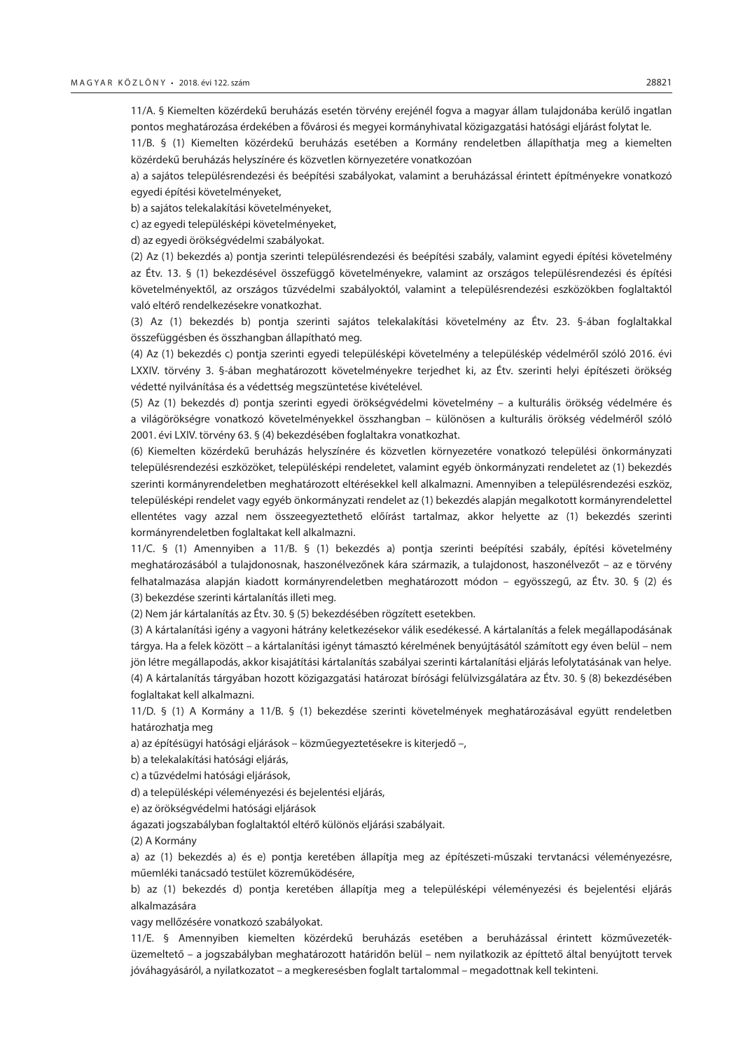11/A. § Kiemelten közérdekű beruházás esetén törvény erejénél fogva a magyar állam tulajdonába kerülő ingatlan pontos meghatározása érdekében a fővárosi és megyei kormányhivatal közigazgatási hatósági eljárást folytat le.

11/B. § (1) Kiemelten közérdekű beruházás esetében a Kormány rendeletben állapíthatja meg a kiemelten közérdekű beruházás helyszínére és közvetlen környezetére vonatkozóan

a) a sajátos településrendezési és beépítési szabályokat, valamint a beruházással érintett építményekre vonatkozó egyedi építési követelményeket,

b) a sajátos telekalakítási követelményeket,

c) az egyedi településképi követelményeket,

d) az egyedi örökségvédelmi szabályokat.

(2) Az (1) bekezdés a) pontja szerinti településrendezési és beépítési szabály, valamint egyedi építési követelmény az Étv. 13. § (1) bekezdésével összefüggő követelményekre, valamint az országos településrendezési és építési követelményektől, az országos tűzvédelmi szabályoktól, valamint a településrendezési eszközökben foglaltaktól való eltérő rendelkezésekre vonatkozhat.

(3) Az (1) bekezdés b) pontja szerinti sajátos telekalakítási követelmény az Étv. 23. §-ában foglaltakkal összefüggésben és összhangban állapítható meg.

(4) Az (1) bekezdés c) pontja szerinti egyedi településképi követelmény a településkép védelméről szóló 2016. évi LXXIV. törvény 3. §-ában meghatározott követelményekre terjedhet ki, az Étv. szerinti helyi építészeti örökség védetté nyilvánítása és a védettség megszüntetése kivételével.

(5) Az (1) bekezdés d) pontja szerinti egyedi örökségvédelmi követelmény – a kulturális örökség védelmére és a világörökségre vonatkozó követelményekkel összhangban – különösen a kulturális örökség védelméről szóló 2001. évi LXIV. törvény 63. § (4) bekezdésében foglaltakra vonatkozhat.

(6) Kiemelten közérdekű beruházás helyszínére és közvetlen környezetére vonatkozó települési önkormányzati településrendezési eszközöket, településképi rendeletet, valamint egyéb önkormányzati rendeletet az (1) bekezdés szerinti kormányrendeletben meghatározott eltérésekkel kell alkalmazni. Amennyiben a településrendezési eszköz, településképi rendelet vagy egyéb önkormányzati rendelet az (1) bekezdés alapján megalkotott kormányrendelettel ellentétes vagy azzal nem összeegyeztethető előírást tartalmaz, akkor helyette az (1) bekezdés szerinti kormányrendeletben foglaltakat kell alkalmazni.

11/C. § (1) Amennyiben a 11/B. § (1) bekezdés a) pontja szerinti beépítési szabály, építési követelmény meghatározásából a tulajdonosnak, haszonélvezőnek kára származik, a tulajdonost, haszonélvezőt – az e törvény felhatalmazása alapján kiadott kormányrendeletben meghatározott módon – egyösszegű, az Étv. 30. § (2) és (3) bekezdése szerinti kártalanítás illeti meg.

(2) Nem jár kártalanítás az Étv. 30. § (5) bekezdésében rögzített esetekben.

(3) A kártalanítási igény a vagyoni hátrány keletkezésekor válik esedékessé. A kártalanítás a felek megállapodásának tárgya. Ha a felek között – a kártalanítási igényt támasztó kérelmének benyújtásától számított egy éven belül – nem jön létre megállapodás, akkor kisajátítási kártalanítás szabályai szerinti kártalanítási eljárás lefolytatásának van helye.

(4) A kártalanítás tárgyában hozott közigazgatási határozat bírósági felülvizsgálatára az Étv. 30. § (8) bekezdésében foglaltakat kell alkalmazni.

11/D. § (1) A Kormány a 11/B. § (1) bekezdése szerinti követelmények meghatározásával együtt rendeletben határozhatja meg

a) az építésügyi hatósági eljárások – közműegyeztetésekre is kiterjedő –,

b) a telekalakítási hatósági eljárás,

c) a tűzvédelmi hatósági eljárások,

d) a településképi véleményezési és bejelentési eljárás,

e) az örökségvédelmi hatósági eljárások

ágazati jogszabályban foglaltaktól eltérő különös eljárási szabályait.

(2) A Kormány

a) az (1) bekezdés a) és e) pontja keretében állapítja meg az építészeti-műszaki tervtanácsi véleményezésre, műemléki tanácsadó testület közreműködésére,

b) az (1) bekezdés d) pontja keretében állapítja meg a településképi véleményezési és bejelentési eljárás alkalmazására

vagy mellőzésére vonatkozó szabályokat.

11/E. § Amennyiben kiemelten közérdekű beruházás esetében a beruházással érintett közművezeték-üzemeltető – a jogszabályban meghatározott határidőn belül – nem nyilatkozik az építtető által benyújtott tervek jóváhagyásáról, a nyilatkozatot – a megkeresésben foglalt tartalommal – megadottnak kell tekinteni.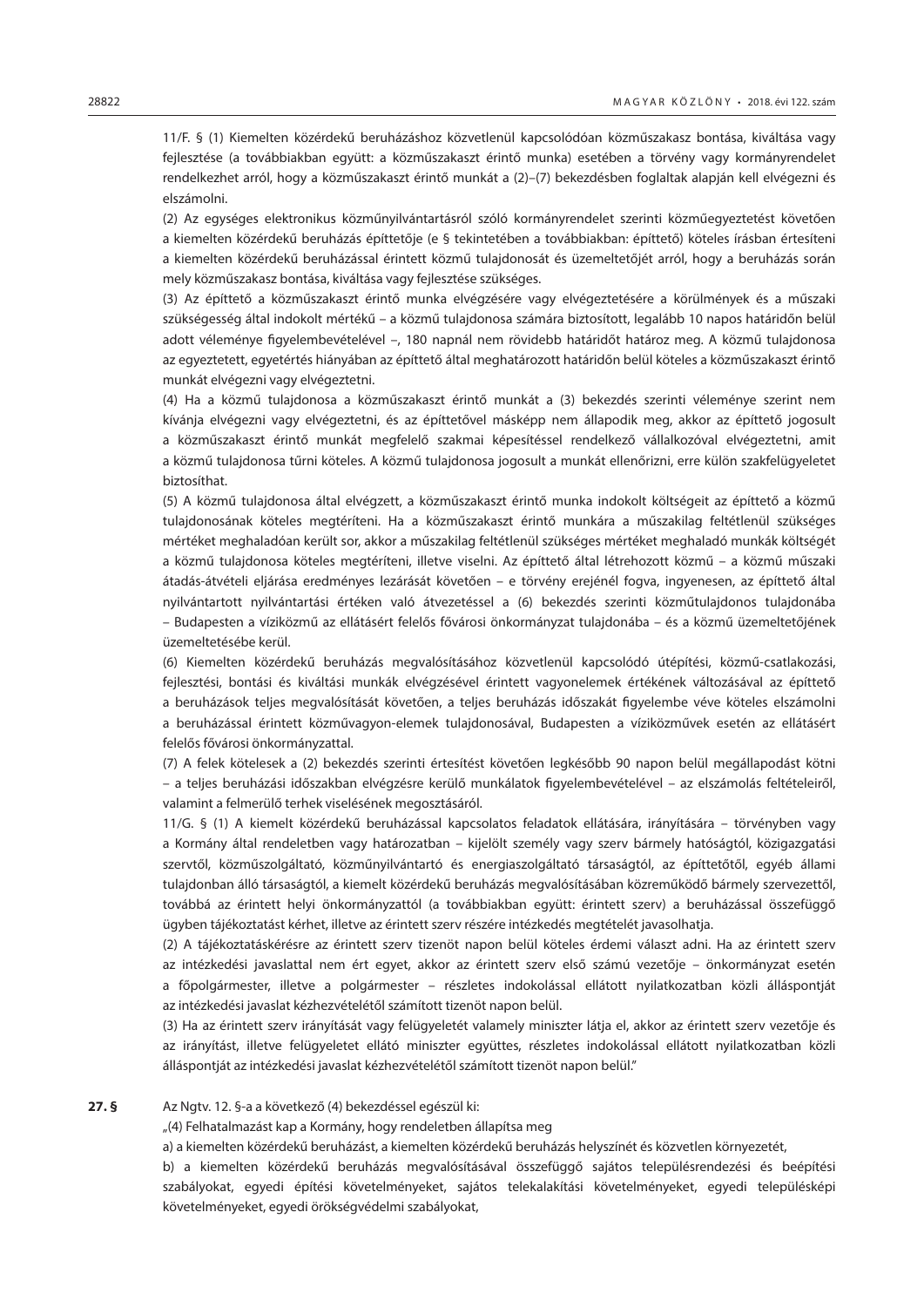11/F. § (1) Kiemelten közérdekű beruházáshoz közvetlenül kapcsolódóan közműszakasz bontása, kiváltása vagy fejlesztése (a továbbiakban együtt: a közműszakaszt érintő munka) esetében a törvény vagy kormányrendelet rendelkezhet arról, hogy a közműszakaszt érintő munkát a (2)–(7) bekezdésben foglaltak alapján kell elvégezni és elszámolni.

(2) Az egységes elektronikus közműnyilvántartásról szóló kormányrendelet szerinti közműegyeztetést követően a kiemelten közérdekű beruházás építtetője (e § tekintetében a továbbiakban: építtető) köteles írásban értesíteni a kiemelten közérdekű beruházással érintett közmű tulajdonosát és üzemeltetőjét arról, hogy a beruházás során mely közműszakasz bontása, kiváltása vagy fejlesztése szükséges.

(3) Az építtető a közműszakaszt érintő munka elvégzésére vagy elvégeztetésére a körülmények és a műszaki szükségesség által indokolt mértékű – a közmű tulajdonosa számára biztosított, legalább 10 napos határidőn belül adott véleménye figyelembevételével –, 180 napnál nem rövidebb határidőt határoz meg. A közmű tulajdonosa az egyeztetett, egyetértés hiányában az építtető által meghatározott határidőn belül köteles a közműszakaszt érintő munkát elvégezni vagy elvégeztetni.

(4) Ha a közmű tulajdonosa a közműszakaszt érintő munkát a (3) bekezdés szerinti véleménye szerint nem kívánja elvégezni vagy elvégeztetni, és az építtetővel másképp nem állapodik meg, akkor az építtető jogosult a közműszakaszt érintő munkát megfelelő szakmai képesítéssel rendelkező vállalkozóval elvégeztetni, amit a közmű tulajdonosa tűrni köteles. A közmű tulajdonosa jogosult a munkát ellenőrizni, erre külön szakfelügyeletet biztosíthat.

(5) A közmű tulajdonosa által elvégzett, a közműszakaszt érintő munka indokolt költségeit az építtető a közmű tulajdonosának köteles megtéríteni. Ha a közműszakaszt érintő munkára a műszakilag feltétlenül szükséges mértéket meghaladóan került sor, akkor a műszakilag feltétlenül szükséges mértéket meghaladó munkák költségét a közmű tulajdonosa köteles megtéríteni, illetve viselni. Az építtető által létrehozott közmű – a közmű műszaki átadás-átvételi eljárása eredményes lezárását követően – e törvény erejénél fogva, ingyenesen, az építtető által nyilvántartott nyilvántartási értéken való átvezetéssel a (6) bekezdés szerinti közműtulajdonos tulajdonába – Budapesten a víziközmű az ellátásért felelős fővárosi önkormányzat tulajdonába – és a közmű üzemeltetőjének üzemeltetésébe kerül.

(6) Kiemelten közérdekű beruházás megvalósításához közvetlenül kapcsolódó útépítési, közmű-csatlakozási, fejlesztési, bontási és kiváltási munkák elvégzésével érintett vagyonelemek értékének változásával az építtető a beruházások teljes megvalósítását követően, a teljes beruházás időszakát figyelembe véve köteles elszámolni a beruházással érintett közművagyon-elemek tulajdonosával, Budapesten a víziközművek esetén az ellátásért felelős fővárosi önkormányzattal.

(7) A felek kötelesek a (2) bekezdés szerinti értesítést követően legkésőbb 90 napon belül megállapodást kötni – a teljes beruházási időszakban elvégzésre kerülő munkálatok figyelembevételével – az elszámolás feltételeiről, valamint a felmerülő terhek viselésének megosztásáról.

11/G. § (1) A kiemelt közérdekű beruházással kapcsolatos feladatok ellátására, irányítására – törvényben vagy a Kormány által rendeletben vagy határozatban – kijelölt személy vagy szerv bármely hatóságtól, közigazgatási szervtől, közműszolgáltató, közműnyilvántartó és energiaszolgáltató társaságtól, az építtetőtől, egyéb állami tulajdonban álló társaságtól, a kiemelt közérdekű beruházás megvalósításában közreműködő bármely szervezettől, továbbá az érintett helyi önkormányzattól (a továbbiakban együtt: érintett szerv) a beruházással összefüggő ügyben tájékoztatást kérhet, illetve az érintett szerv részére intézkedés megtételét javasolhatja.

(2) A tájékoztatáskérésre az érintett szerv tizenöt napon belül köteles érdemi választ adni. Ha az érintett szerv az intézkedési javaslattal nem ért egyet, akkor az érintett szerv első számú vezetője – önkormányzat esetén a főpolgármester, illetve a polgármester – részletes indokolással ellátott nyilatkozatban közli álláspontját az intézkedési javaslat kézhezvételétől számított tizenöt napon belül.

(3) Ha az érintett szerv irányítását vagy felügyeletét valamely miniszter látja el, akkor az érintett szerv vezetője és az irányítást, illetve felügyeletet ellátó miniszter együttes, részletes indokolással ellátott nyilatkozatban közli álláspontját az intézkedési javaslat kézhezvételétől számított tizenöt napon belül."

**27. §** Az Ngtv. 12. §-a a következő (4) bekezdéssel egészül ki:

„(4) Felhatalmazást kap a Kormány, hogy rendeletben állapítsa meg

a) a kiemelten közérdekű beruházást, a kiemelten közérdekű beruházás helyszínét és közvetlen környezetét,

b) a kiemelten közérdekű beruházás megvalósításával összefüggő sajátos településrendezési és beépítési szabályokat, egyedi építési követelményeket, sajátos telekalakítási követelményeket, egyedi településképi követelményeket, egyedi örökségvédelmi szabályokat,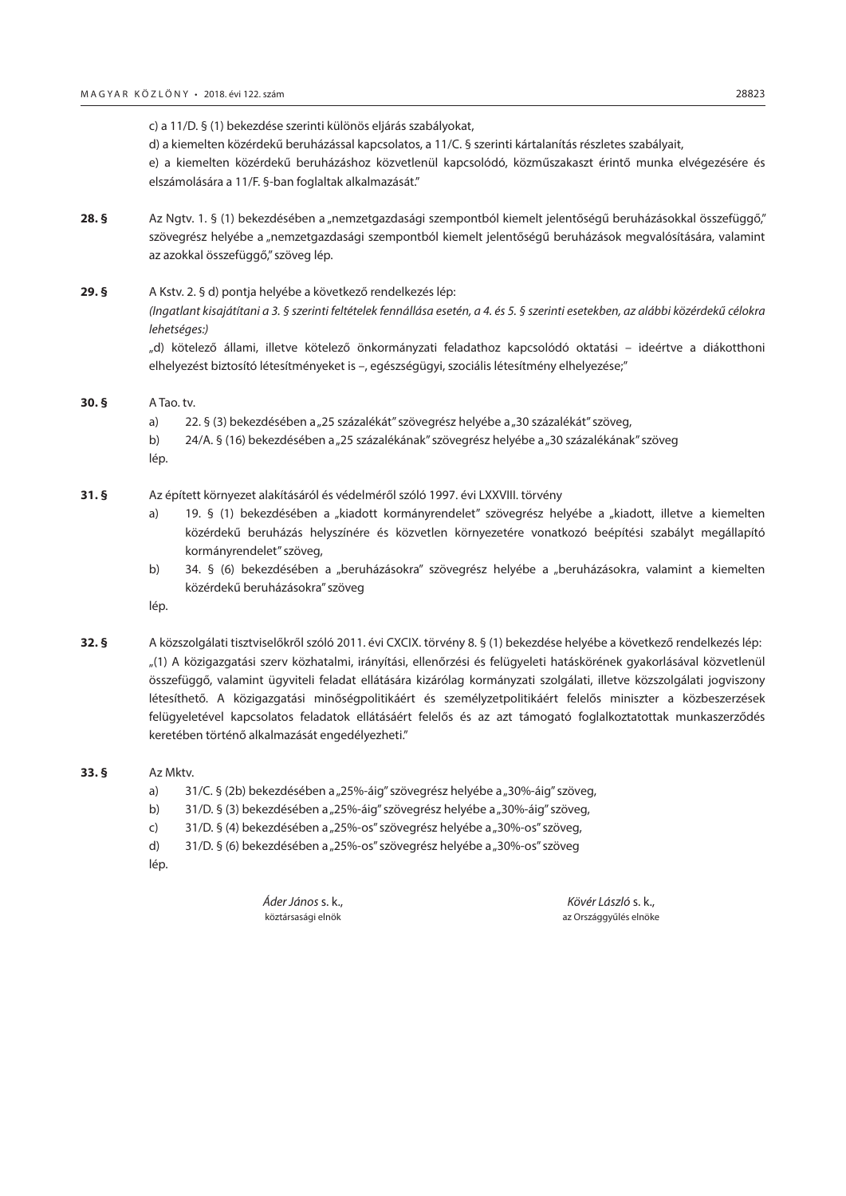c) a 11/D. § (1) bekezdése szerinti különös eljárás szabályokat,

d) a kiemelten közérdekű beruházással kapcsolatos, a 11/C. § szerinti kártalanítás részletes szabályait,

e) a kiemelten közérdekű beruházáshoz közvetlenül kapcsolódó, közműszakaszt érintő munka elvégezésére és elszámolására a 11/F. §-ban foglaltak alkalmazását."

**28. §** Az Ngtv. 1. § (1) bekezdésében a „nemzetgazdasági szempontból kiemelt jelentőségű beruházásokkal összefüggő," szövegrész helyébe a „nemzetgazdasági szempontból kiemelt jelentőségű beruházások megvalósítására, valamint az azokkal összefüggő," szöveg lép.

**29. §** A Kstv. 2. § d) pontja helyébe a következő rendelkezés lép:

*(Ingatlant kisajátítani a 3. § szerinti feltételek fennállása esetén, a 4. és 5. § szerinti esetekben, az alábbi közérdekű célokra lehetséges:)*

„d) kötelező állami, illetve kötelező önkormányzati feladathoz kapcsolódó oktatási – ideértve a diákotthoni elhelyezést biztosító létesítményeket is –, egészségügyi, szociális létesítmény elhelyezése;"

**30. §** A Tao. tv.

a) 22. § (3) bekezdésében a „25 százalékát" szövegrész helyébe a „30 százalékát" szöveg,

b) 24/A. § (16) bekezdésében a „25 százalékának" szövegrész helyébe a „30 százalékának" szöveg

lép.

**31. §** Az épített környezet alakításáról és védelméről szóló 1997. évi LXXVIII. törvény

a) 19. § (1) bekezdésében a „kiadott kormányrendelet" szövegrész helyébe a „kiadott, illetve a kiemelten közérdekű beruházás helyszínére és közvetlen környezetére vonatkozó beépítési szabályt megállapító kormányrendelet" szöveg,

b) 34. § (6) bekezdésében a „beruházásokra" szövegrész helyébe a „beruházásokra, valamint a kiemelten közérdekű beruházásokra" szöveg

lép.

**32. §** A közszolgálati tisztviselőkről szóló 2011. évi CXCIX. törvény 8. § (1) bekezdése helyébe a következő rendelkezés lép:

„(1) A közigazgatási szerv közhatalmi, irányítási, ellenőrzési és felügyeleti hatáskörének gyakorlásával közvetlenül összefüggő, valamint ügyviteli feladat ellátására kizárólag kormányzati szolgálati, illetve közszolgálati jogviszony létesíthető. A közigazgatási minőségpolitikáért és személyzetpolitikáért felelős miniszter a közbeszerzések felügyeletével kapcsolatos feladatok ellátásáért felelős és az azt támogató foglalkoztatottak munkaszerződés keretében történő alkalmazását engedélyezheti."

**33. §** Az Mktv.

a) 31/C. § (2b) bekezdésében a „25%-áig" szövegrész helyébe a „30%-áig" szöveg,

b) 31/D. § (3) bekezdésében a „25%-áig" szövegrész helyébe a „30%-áig" szöveg,

c) 31/D. § (4) bekezdésében a „25%-os" szövegrész helyébe a „30%-os" szöveg,

d) 31/D. § (6) bekezdésében a „25%-os" szövegrész helyébe a „30%-os" szöveg

lép.

| *Áder János* s. k., | *Kövér László* s. k., |
|---|---|
| köztársasági elnök | az Országgyűlés elnöke |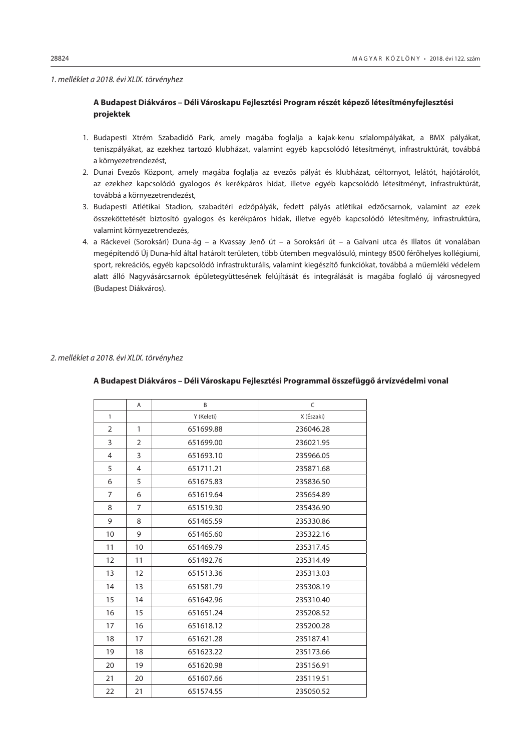*1. melléklet a 2018. évi XLIX. törvényhez*

**A Budapest Diákváros – Déli Városkapu Fejlesztési Program részét képező létesítményfejlesztési projektek**

1. Budapesti Xtrém Szabadidő Park, amely magába foglalja a kajak-kenu szlalompályákat, a BMX pályákat, teniszpályákat, az ezekhez tartozó klubházat, valamint egyéb kapcsolódó létesítményt, infrastruktúrát, továbbá a környezetrendezést,
2. Dunai Evezős Központ, amely magába foglalja az evezős pályát és klubházat, céltornyot, lelátót, hajótárolót, az ezekhez kapcsolódó gyalogos és kerékpáros hidat, illetve egyéb kapcsolódó létesítményt, infrastruktúrát, továbbá a környezetrendezést,
3. Budapesti Atlétikai Stadion, szabadtéri edzőpályák, fedett pályás atlétikai edzőcsarnok, valamint az ezek összeköttetését biztosító gyalogos és kerékpáros hidak, illetve egyéb kapcsolódó létesítmény, infrastruktúra, valamint környezetrendezés,
4. a Ráckevei (Soroksári) Duna-ág – a Kvassay Jenő út – a Soroksári út – a Galvani utca és Illatos út vonalában megépítendő Új Duna-híd által határolt területen, több ütemben megvalósuló, mintegy 8500 férőhelyes kollégiumi, sport, rekreációs, egyéb kapcsolódó infrastrukturális, valamint kiegészítő funkciókat, továbbá a műemléki védelem alatt álló Nagyvásárcsarnok épületegyüttesének felújítását és integrálását is magába foglaló új városnegyed (Budapest Diákváros).

*2. melléklet a 2018. évi XLIX. törvényhez*

**A Budapest Diákváros – Déli Városkapu Fejlesztési Programmal összefüggő árvízvédelmi vonal**

| | A | B | C |
|---|---|---|---|
| 1 | | Y (Keleti) | X (Északi) |
| 2 | 1 | 651699.88 | 236046.28 |
| 3 | 2 | 651699.00 | 236021.95 |
| 4 | 3 | 651693.10 | 235966.05 |
| 5 | 4 | 651711.21 | 235871.68 |
| 6 | 5 | 651675.83 | 235836.50 |
| 7 | 6 | 651619.64 | 235654.89 |
| 8 | 7 | 651519.30 | 235436.90 |
| 9 | 8 | 651465.59 | 235330.86 |
| 10 | 9 | 651465.60 | 235322.16 |
| 11 | 10 | 651469.79 | 235317.45 |
| 12 | 11 | 651492.76 | 235314.49 |
| 13 | 12 | 651513.36 | 235313.03 |
| 14 | 13 | 651581.79 | 235308.19 |
| 15 | 14 | 651642.96 | 235310.40 |
| 16 | 15 | 651651.24 | 235208.52 |
| 17 | 16 | 651618.12 | 235200.28 |
| 18 | 17 | 651621.28 | 235187.41 |
| 19 | 18 | 651623.22 | 235173.66 |
| 20 | 19 | 651620.98 | 235156.91 |
| 21 | 20 | 651607.66 | 235119.51 |
| 22 | 21 | 651574.55 | 235050.52 |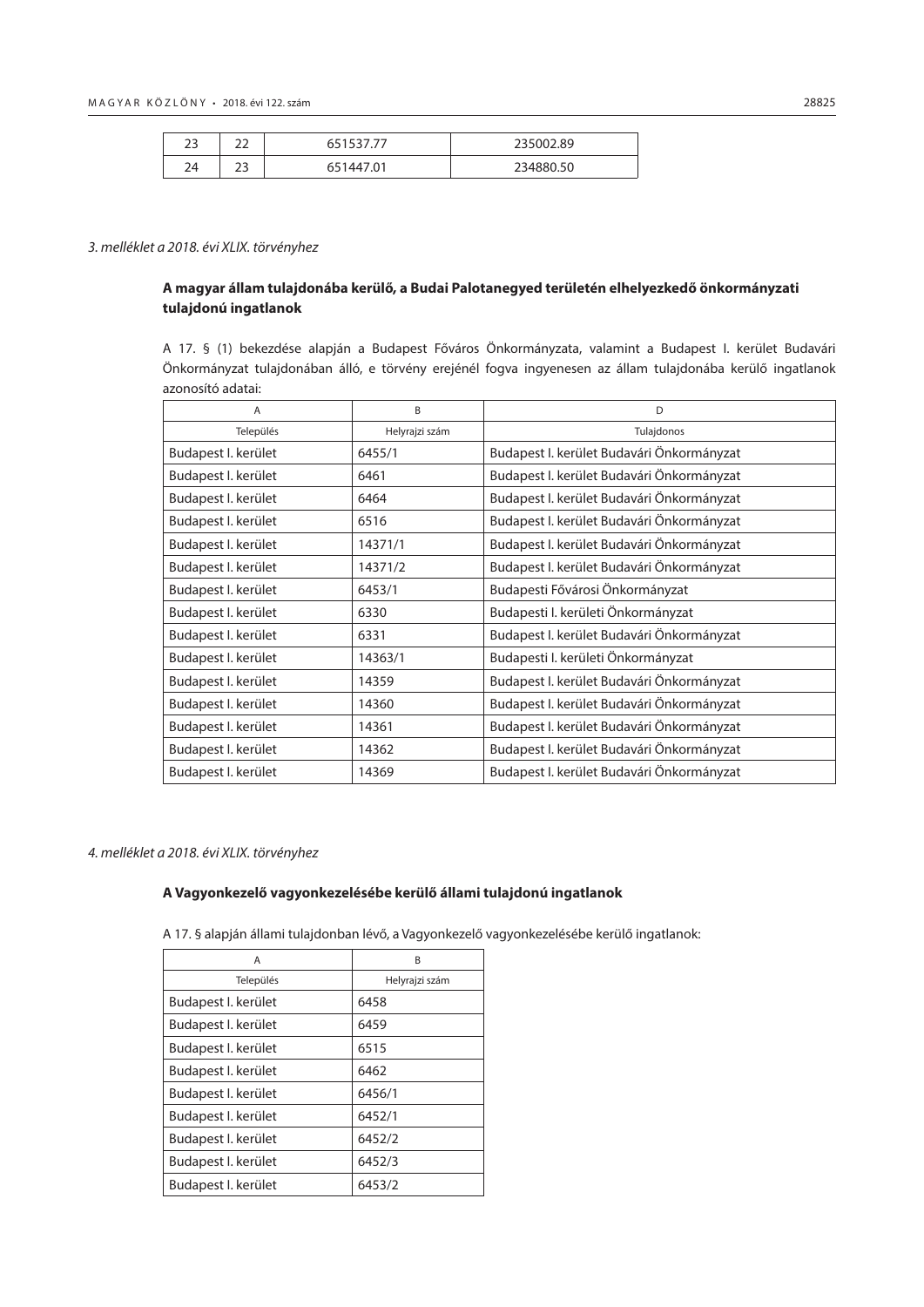| 23 | 22 | 651537.77 | 235002.89 |
|---|---|---|---|
| 24 | 23 | 651447.01 | 234880.50 |

*3. melléklet a 2018. évi XLIX. törvényhez*

### A magyar állam tulajdonába kerülő, a Budai Palotanegyed területén elhelyezkedő önkormányzati tulajdonú ingatlanok

A 17. § (1) bekezdése alapján a Budapest Főváros Önkormányzata, valamint a Budapest I. kerület Budavári Önkormányzat tulajdonában álló, e törvény erejénél fogva ingyenesen az állam tulajdonába kerülő ingatlanok azonosító adatai:

| A | B | D |
|---|---|---|
| Település | Helyrajzi szám | Tulajdonos |
| Budapest I. kerület | 6455/1 | Budapest I. kerület Budavári Önkormányzat |
| Budapest I. kerület | 6461 | Budapest I. kerület Budavári Önkormányzat |
| Budapest I. kerület | 6464 | Budapest I. kerület Budavári Önkormányzat |
| Budapest I. kerület | 6516 | Budapest I. kerület Budavári Önkormányzat |
| Budapest I. kerület | 14371/1 | Budapest I. kerület Budavári Önkormányzat |
| Budapest I. kerület | 14371/2 | Budapest I. kerület Budavári Önkormányzat |
| Budapest I. kerület | 6453/1 | Budapesti Fővárosi Önkormányzat |
| Budapest I. kerület | 6330 | Budapesti I. kerületi Önkormányzat |
| Budapest I. kerület | 6331 | Budapest I. kerület Budavári Önkormányzat |
| Budapest I. kerület | 14363/1 | Budapesti I. kerületi Önkormányzat |
| Budapest I. kerület | 14359 | Budapest I. kerület Budavári Önkormányzat |
| Budapest I. kerület | 14360 | Budapest I. kerület Budavári Önkormányzat |
| Budapest I. kerület | 14361 | Budapest I. kerület Budavári Önkormányzat |
| Budapest I. kerület | 14362 | Budapest I. kerület Budavári Önkormányzat |
| Budapest I. kerület | 14369 | Budapest I. kerület Budavári Önkormányzat |

*4. melléklet a 2018. évi XLIX. törvényhez*

### A Vagyonkezelő vagyonkezelésébe kerülő állami tulajdonú ingatlanok

A 17. § alapján állami tulajdonban lévő, a Vagyonkezelő vagyonkezelésébe kerülő ingatlanok:

| A | B |
|---|---|
| Település | Helyrajzi szám |
| Budapest I. kerület | 6458 |
| Budapest I. kerület | 6459 |
| Budapest I. kerület | 6515 |
| Budapest I. kerület | 6462 |
| Budapest I. kerület | 6456/1 |
| Budapest I. kerület | 6452/1 |
| Budapest I. kerület | 6452/2 |
| Budapest I. kerület | 6452/3 |
| Budapest I. kerület | 6453/2 |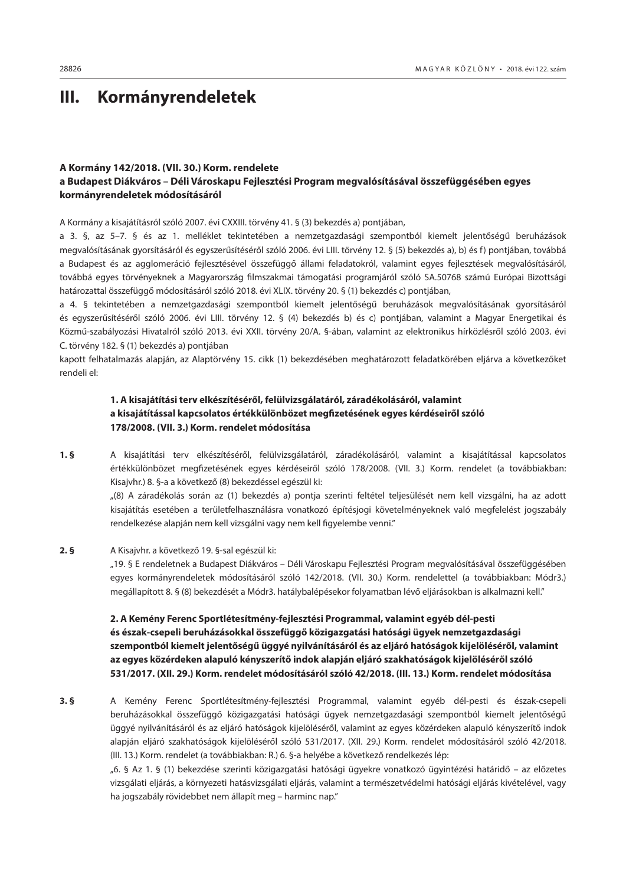# III. Kormányrendeletek

### A Kormány 142/2018. (VII. 30.) Korm. rendelete a Budapest Diákváros – Déli Városkapu Fejlesztési Program megvalósításával összefüggésében egyes kormányrendeletek módosításáról

A Kormány a kisajátításról szóló 2007. évi CXXIII. törvény 41. § (3) bekezdés a) pontjában,

a 3. §, az 5–7. § és az 1. melléklet tekintetében a nemzetgazdasági szempontból kiemelt jelentőségű beruházások megvalósításának gyorsításáról és egyszerűsítéséről szóló 2006. évi LIII. törvény 12. § (5) bekezdés a), b) és f) pontjában, továbbá a Budapest és az agglomeráció fejlesztésével összefüggő állami feladatokról, valamint egyes fejlesztések megvalósításáról, továbbá egyes törvényeknek a Magyarország filmszakmai támogatási programjáról szóló SA.50768 számú Európai Bizottsági határozattal összefüggő módosításáról szóló 2018. évi XLIX. törvény 20. § (1) bekezdés c) pontjában,

a 4. § tekintetében a nemzetgazdasági szempontból kiemelt jelentőségű beruházások megvalósításának gyorsításáról és egyszerűsítéséről szóló 2006. évi LIII. törvény 12. § (4) bekezdés b) és c) pontjában, valamint a Magyar Energetikai és Közmű-szabályozási Hivatalról szóló 2013. évi XXII. törvény 20/A. §-ában, valamint az elektronikus hírközlésről szóló 2003. évi C. törvény 182. § (1) bekezdés a) pontjában

kapott felhatalmazás alapján, az Alaptörvény 15. cikk (1) bekezdésében meghatározott feladatkörében eljárva a következőket rendeli el:

#### 1. A kisajátítási terv elkészítéséről, felülvizsgálatáról, záradékolásáról, valamint a kisajátítással kapcsolatos értékkülönbözet megfizetésének egyes kérdéseiről szóló 178/2008. (VII. 3.) Korm. rendelet módosítása

**1. §** A kisajátítási terv elkészítéséről, felülvizsgálatáról, záradékolásáról, valamint a kisajátítással kapcsolatos értékkülönbözet megfizetésének egyes kérdéseiről szóló 178/2008. (VII. 3.) Korm. rendelet (a továbbiakban: Kisajvhr.) 8. §-a a következő (8) bekezdéssel egészül ki:

„(8) A záradékolás során az (1) bekezdés a) pontja szerinti feltétel teljesülését nem kell vizsgálni, ha az adott kisajátítás esetében a területfelhasználásra vonatkozó építésjogi követelményeknek való megfelelést jogszabály rendelkezése alapján nem kell vizsgálni vagy nem kell figyelembe venni."

**2. §** A Kisajvhr. a következő 19. §-sal egészül ki:

„19. § E rendeletnek a Budapest Diákváros – Déli Városkapu Fejlesztési Program megvalósításával összefüggésében egyes kormányrendeletek módosításáról szóló 142/2018. (VII. 30.) Korm. rendelettel (a továbbiakban: Módr3.) megállapított 8. § (8) bekezdését a Módr3. hatálybalépésekor folyamatban lévő eljárásokban is alkalmazni kell."

#### 2. A Kemény Ferenc Sportlétesítmény-fejlesztési Programmal, valamint egyéb dél-pesti és észak-csepeli beruházásokkal összefüggő közigazgatási hatósági ügyek nemzetgazdasági szempontból kiemelt jelentőségű üggyé nyilvánításáról és az eljáró hatóságok kijelöléséről, valamint az egyes közérdeken alapuló kényszerítő indok alapján eljáró szakhatóságok kijelöléséről szóló 531/2017. (XII. 29.) Korm. rendelet módosításáról szóló 42/2018. (III. 13.) Korm. rendelet módosítása

**3. §** A Kemény Ferenc Sportlétesítmény-fejlesztési Programmal, valamint egyéb dél-pesti és észak-csepeli beruházásokkal összefüggő közigazgatási hatósági ügyek nemzetgazdasági szempontból kiemelt jelentőségű üggyé nyilvánításáról és az eljáró hatóságok kijelöléséről, valamint az egyes közérdeken alapuló kényszerítő indok alapján eljáró szakhatóságok kijelöléséről szóló 531/2017. (XII. 29.) Korm. rendelet módosításáról szóló 42/2018. (III. 13.) Korm. rendelet (a továbbiakban: R.) 6. §-a helyébe a következő rendelkezés lép:

„6. § Az 1. § (1) bekezdése szerinti közigazgatási hatósági ügyekre vonatkozó ügyintézési határidő – az előzetes vizsgálati eljárás, a környezeti hatásvizsgálati eljárás, valamint a természetvédelmi hatósági eljárás kivételével, vagy ha jogszabály rövidebbet nem állapít meg – harminc nap."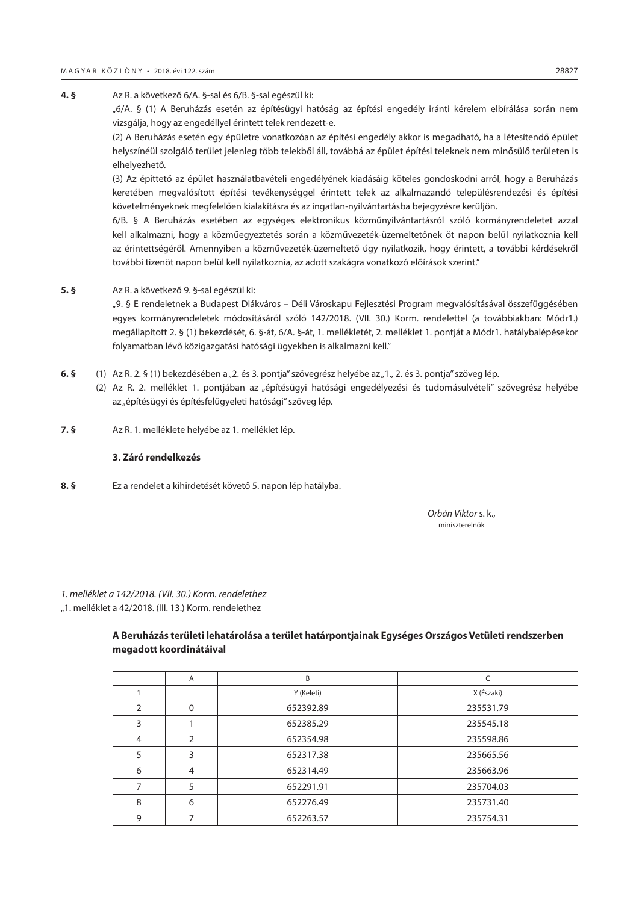**4. §** Az R. a következő 6/A. §-sal és 6/B. §-sal egészül ki:

„6/A. § (1) A Beruházás esetén az építésügyi hatóság az építési engedély iránti kérelem elbírálása során nem vizsgálja, hogy az engedéllyel érintett telek rendezett-e.

(2) A Beruházás esetén egy épületre vonatkozóan az építési engedély akkor is megadható, ha a létesítendő épület helyszínéül szolgáló terület jelenleg több telekből áll, továbbá az épület építési teleknek nem minősülő területen is elhelyezhető.

(3) Az építtető az épület használatbavételi engedélyének kiadásáig köteles gondoskodni arról, hogy a Beruházás keretében megvalósított építési tevékenységgel érintett telek az alkalmazandó településrendezési és építési követelményeknek megfelelően kialakításra és az ingatlan-nyilvántartásba bejegyzésre kerüljön.

6/B. § A Beruházás esetében az egységes elektronikus közműnyilvántartásról szóló kormányrendeletet azzal kell alkalmazni, hogy a közműegyeztetés során a közművezeték-üzemeltetőnek öt napon belül nyilatkoznia kell az érintettségéről. Amennyiben a közművezeték-üzemeltető úgy nyilatkozik, hogy érintett, a további kérdésekről további tizenöt napon belül kell nyilatkoznia, az adott szakágra vonatkozó előírások szerint."

**5. §** Az R. a következő 9. §-sal egészül ki:

„9. § E rendeletnek a Budapest Diákváros – Déli Városkapu Fejlesztési Program megvalósításával összefüggésében egyes kormányrendeletek módosításáról szóló 142/2018. (VII. 30.) Korm. rendelettel (a továbbiakban: Módr1.) megállapított 2. § (1) bekezdését, 6. §-át, 6/A. §-át, 1. mellékletét, 2. melléklet 1. pontját a Módr1. hatálybalépésekor folyamatban lévő közigazgatási hatósági ügyekben is alkalmazni kell."

**6. §** (1) Az R. 2. § (1) bekezdésében a „2. és 3. pontja" szövegrész helyébe az „1., 2. és 3. pontja" szöveg lép.

(2) Az R. 2. melléklet 1. pontjában az „építésügyi hatósági engedélyezési és tudomásulvételi" szövegrész helyébe az „építésügyi és építésfelügyeleti hatósági" szöveg lép.

**7. §** Az R. 1. melléklete helyébe az 1. melléklet lép.

### 3. Záró rendelkezés

**8. §** Ez a rendelet a kihirdetését követő 5. napon lép hatályba.

*Orbán Viktor* s. k.,
miniszterelnök

*1. melléklet a 142/2018. (VII. 30.) Korm. rendelethez*

„1. melléklet a 42/2018. (III. 13.) Korm. rendelethez

**A Beruházás területi lehatárolása a terület határpontjainak Egységes Országos Vetületi rendszerben megadott koordinátáival**

| | A | B | C |
|---|---|---|---|
| 1 | | Y (Keleti) | X (Északi) |
| 2 | 0 | 652392.89 | 235531.79 |
| 3 | 1 | 652385.29 | 235545.18 |
| 4 | 2 | 652354.98 | 235598.86 |
| 5 | 3 | 652317.38 | 235665.56 |
| 6 | 4 | 652314.49 | 235663.96 |
| 7 | 5 | 652291.91 | 235704.03 |
| 8 | 6 | 652276.49 | 235731.40 |
| 9 | 7 | 652263.57 | 235754.31 |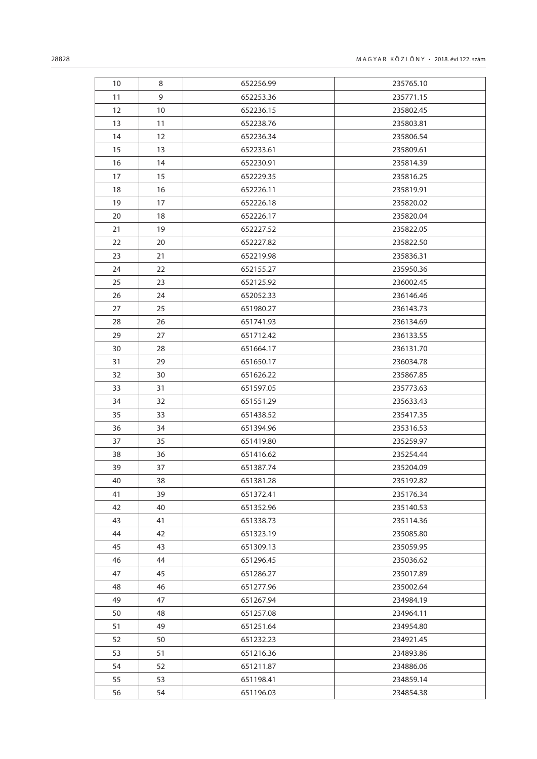| 10 | 8 | 652256.99 | 235765.10 |
|---|---|---|---|
| 11 | 9 | 652253.36 | 235771.15 |
| 12 | 10 | 652236.15 | 235802.45 |
| 13 | 11 | 652238.76 | 235803.81 |
| 14 | 12 | 652236.34 | 235806.54 |
| 15 | 13 | 652233.61 | 235809.61 |
| 16 | 14 | 652230.91 | 235814.39 |
| 17 | 15 | 652229.35 | 235816.25 |
| 18 | 16 | 652226.11 | 235819.91 |
| 19 | 17 | 652226.18 | 235820.02 |
| 20 | 18 | 652226.17 | 235820.04 |
| 21 | 19 | 652227.52 | 235822.05 |
| 22 | 20 | 652227.82 | 235822.50 |
| 23 | 21 | 652219.98 | 235836.31 |
| 24 | 22 | 652155.27 | 235950.36 |
| 25 | 23 | 652125.92 | 236002.45 |
| 26 | 24 | 652052.33 | 236146.46 |
| 27 | 25 | 651980.27 | 236143.73 |
| 28 | 26 | 651741.93 | 236134.69 |
| 29 | 27 | 651712.42 | 236133.55 |
| 30 | 28 | 651664.17 | 236131.70 |
| 31 | 29 | 651650.17 | 236034.78 |
| 32 | 30 | 651626.22 | 235867.85 |
| 33 | 31 | 651597.05 | 235773.63 |
| 34 | 32 | 651551.29 | 235633.43 |
| 35 | 33 | 651438.52 | 235417.35 |
| 36 | 34 | 651394.96 | 235316.53 |
| 37 | 35 | 651419.80 | 235259.97 |
| 38 | 36 | 651416.62 | 235254.44 |
| 39 | 37 | 651387.74 | 235204.09 |
| 40 | 38 | 651381.28 | 235192.82 |
| 41 | 39 | 651372.41 | 235176.34 |
| 42 | 40 | 651352.96 | 235140.53 |
| 43 | 41 | 651338.73 | 235114.36 |
| 44 | 42 | 651323.19 | 235085.80 |
| 45 | 43 | 651309.13 | 235059.95 |
| 46 | 44 | 651296.45 | 235036.62 |
| 47 | 45 | 651286.27 | 235017.89 |
| 48 | 46 | 651277.96 | 235002.64 |
| 49 | 47 | 651267.94 | 234984.19 |
| 50 | 48 | 651257.08 | 234964.11 |
| 51 | 49 | 651251.64 | 234954.80 |
| 52 | 50 | 651232.23 | 234921.45 |
| 53 | 51 | 651216.36 | 234893.86 |
| 54 | 52 | 651211.87 | 234886.06 |
| 55 | 53 | 651198.41 | 234859.14 |
| 56 | 54 | 651196.03 | 234854.38 |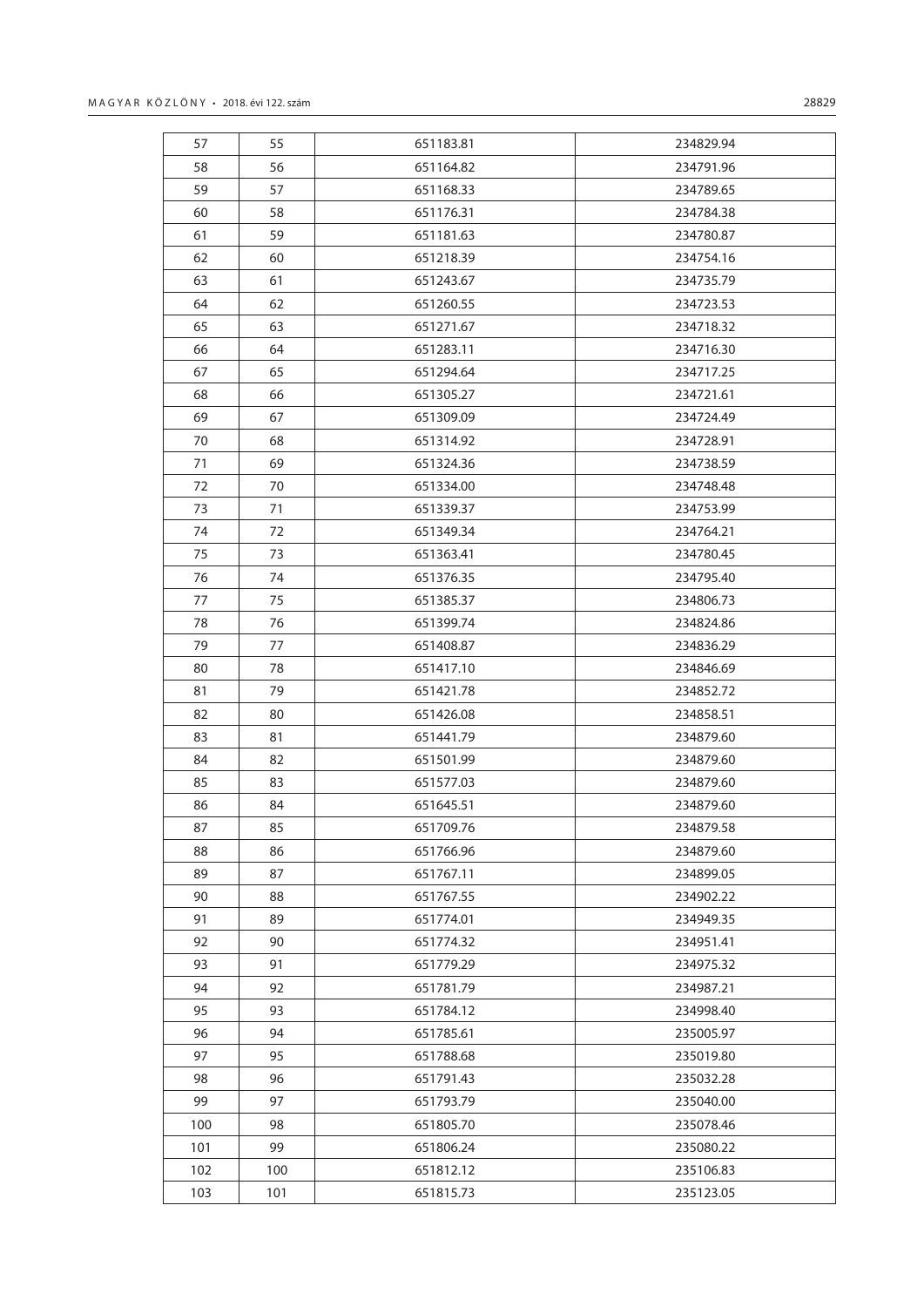| 57 | 55 | 651183.81 | 234829.94 |
| --- | --- | --- | --- |
| 58 | 56 | 651164.82 | 234791.96 |
| 59 | 57 | 651168.33 | 234789.65 |
| 60 | 58 | 651176.31 | 234784.38 |
| 61 | 59 | 651181.63 | 234780.87 |
| 62 | 60 | 651218.39 | 234754.16 |
| 63 | 61 | 651243.67 | 234735.79 |
| 64 | 62 | 651260.55 | 234723.53 |
| 65 | 63 | 651271.67 | 234718.32 |
| 66 | 64 | 651283.11 | 234716.30 |
| 67 | 65 | 651294.64 | 234717.25 |
| 68 | 66 | 651305.27 | 234721.61 |
| 69 | 67 | 651309.09 | 234724.49 |
| 70 | 68 | 651314.92 | 234728.91 |
| 71 | 69 | 651324.36 | 234738.59 |
| 72 | 70 | 651334.00 | 234748.48 |
| 73 | 71 | 651339.37 | 234753.99 |
| 74 | 72 | 651349.34 | 234764.21 |
| 75 | 73 | 651363.41 | 234780.45 |
| 76 | 74 | 651376.35 | 234795.40 |
| 77 | 75 | 651385.37 | 234806.73 |
| 78 | 76 | 651399.74 | 234824.86 |
| 79 | 77 | 651408.87 | 234836.29 |
| 80 | 78 | 651417.10 | 234846.69 |
| 81 | 79 | 651421.78 | 234852.72 |
| 82 | 80 | 651426.08 | 234858.51 |
| 83 | 81 | 651441.79 | 234879.60 |
| 84 | 82 | 651501.99 | 234879.60 |
| 85 | 83 | 651577.03 | 234879.60 |
| 86 | 84 | 651645.51 | 234879.60 |
| 87 | 85 | 651709.76 | 234879.58 |
| 88 | 86 | 651766.96 | 234879.60 |
| 89 | 87 | 651767.11 | 234899.05 |
| 90 | 88 | 651767.55 | 234902.22 |
| 91 | 89 | 651774.01 | 234949.35 |
| 92 | 90 | 651774.32 | 234951.41 |
| 93 | 91 | 651779.29 | 234975.32 |
| 94 | 92 | 651781.79 | 234987.21 |
| 95 | 93 | 651784.12 | 234998.40 |
| 96 | 94 | 651785.61 | 235005.97 |
| 97 | 95 | 651788.68 | 235019.80 |
| 98 | 96 | 651791.43 | 235032.28 |
| 99 | 97 | 651793.79 | 235040.00 |
| 100 | 98 | 651805.70 | 235078.46 |
| 101 | 99 | 651806.24 | 235080.22 |
| 102 | 100 | 651812.12 | 235106.83 |
| 103 | 101 | 651815.73 | 235123.05 |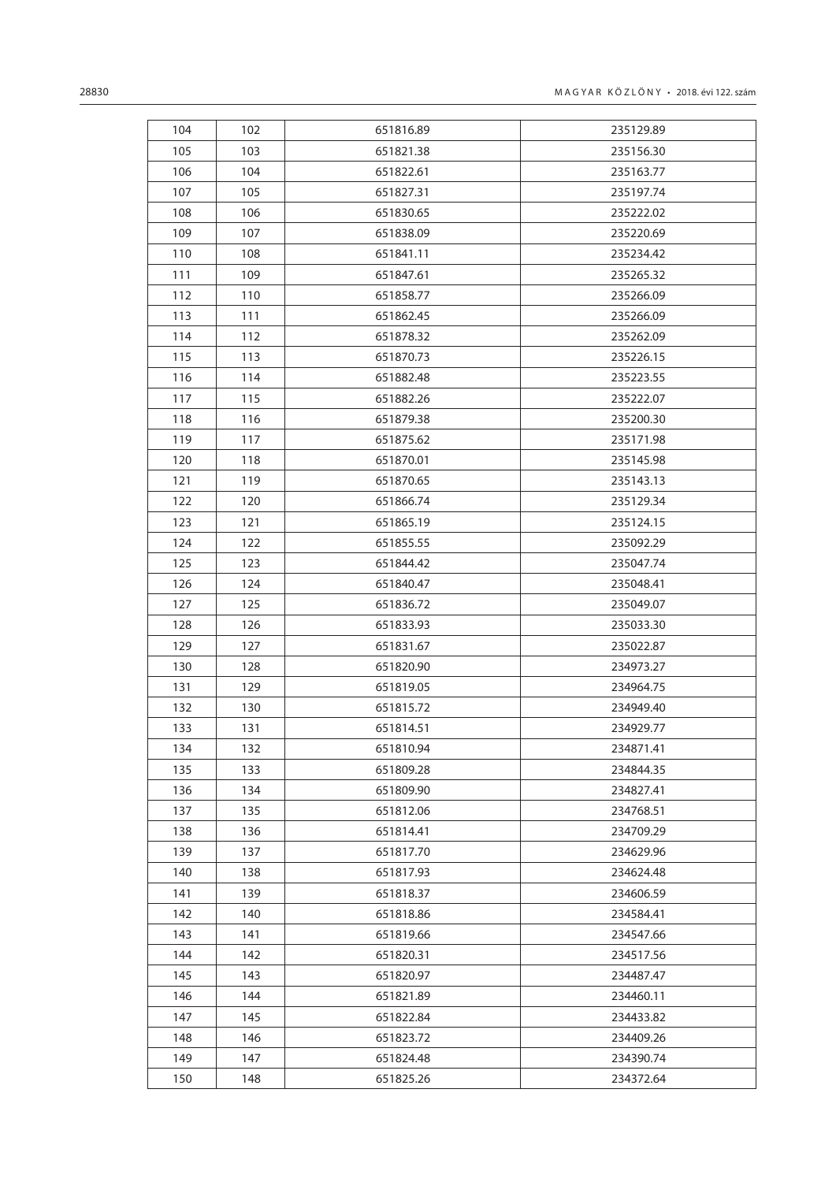| 104 | 102 | 651816.89 | 235129.89 |
|---|---|---|---|
| 105 | 103 | 651821.38 | 235156.30 |
| 106 | 104 | 651822.61 | 235163.77 |
| 107 | 105 | 651827.31 | 235197.74 |
| 108 | 106 | 651830.65 | 235222.02 |
| 109 | 107 | 651838.09 | 235220.69 |
| 110 | 108 | 651841.11 | 235234.42 |
| 111 | 109 | 651847.61 | 235265.32 |
| 112 | 110 | 651858.77 | 235266.09 |
| 113 | 111 | 651862.45 | 235266.09 |
| 114 | 112 | 651878.32 | 235262.09 |
| 115 | 113 | 651870.73 | 235226.15 |
| 116 | 114 | 651882.48 | 235223.55 |
| 117 | 115 | 651882.26 | 235222.07 |
| 118 | 116 | 651879.38 | 235200.30 |
| 119 | 117 | 651875.62 | 235171.98 |
| 120 | 118 | 651870.01 | 235145.98 |
| 121 | 119 | 651870.65 | 235143.13 |
| 122 | 120 | 651866.74 | 235129.34 |
| 123 | 121 | 651865.19 | 235124.15 |
| 124 | 122 | 651855.55 | 235092.29 |
| 125 | 123 | 651844.42 | 235047.74 |
| 126 | 124 | 651840.47 | 235048.41 |
| 127 | 125 | 651836.72 | 235049.07 |
| 128 | 126 | 651833.93 | 235033.30 |
| 129 | 127 | 651831.67 | 235022.87 |
| 130 | 128 | 651820.90 | 234973.27 |
| 131 | 129 | 651819.05 | 234964.75 |
| 132 | 130 | 651815.72 | 234949.40 |
| 133 | 131 | 651814.51 | 234929.77 |
| 134 | 132 | 651810.94 | 234871.41 |
| 135 | 133 | 651809.28 | 234844.35 |
| 136 | 134 | 651809.90 | 234827.41 |
| 137 | 135 | 651812.06 | 234768.51 |
| 138 | 136 | 651814.41 | 234709.29 |
| 139 | 137 | 651817.70 | 234629.96 |
| 140 | 138 | 651817.93 | 234624.48 |
| 141 | 139 | 651818.37 | 234606.59 |
| 142 | 140 | 651818.86 | 234584.41 |
| 143 | 141 | 651819.66 | 234547.66 |
| 144 | 142 | 651820.31 | 234517.56 |
| 145 | 143 | 651820.97 | 234487.47 |
| 146 | 144 | 651821.89 | 234460.11 |
| 147 | 145 | 651822.84 | 234433.82 |
| 148 | 146 | 651823.72 | 234409.26 |
| 149 | 147 | 651824.48 | 234390.74 |
| 150 | 148 | 651825.26 | 234372.64 |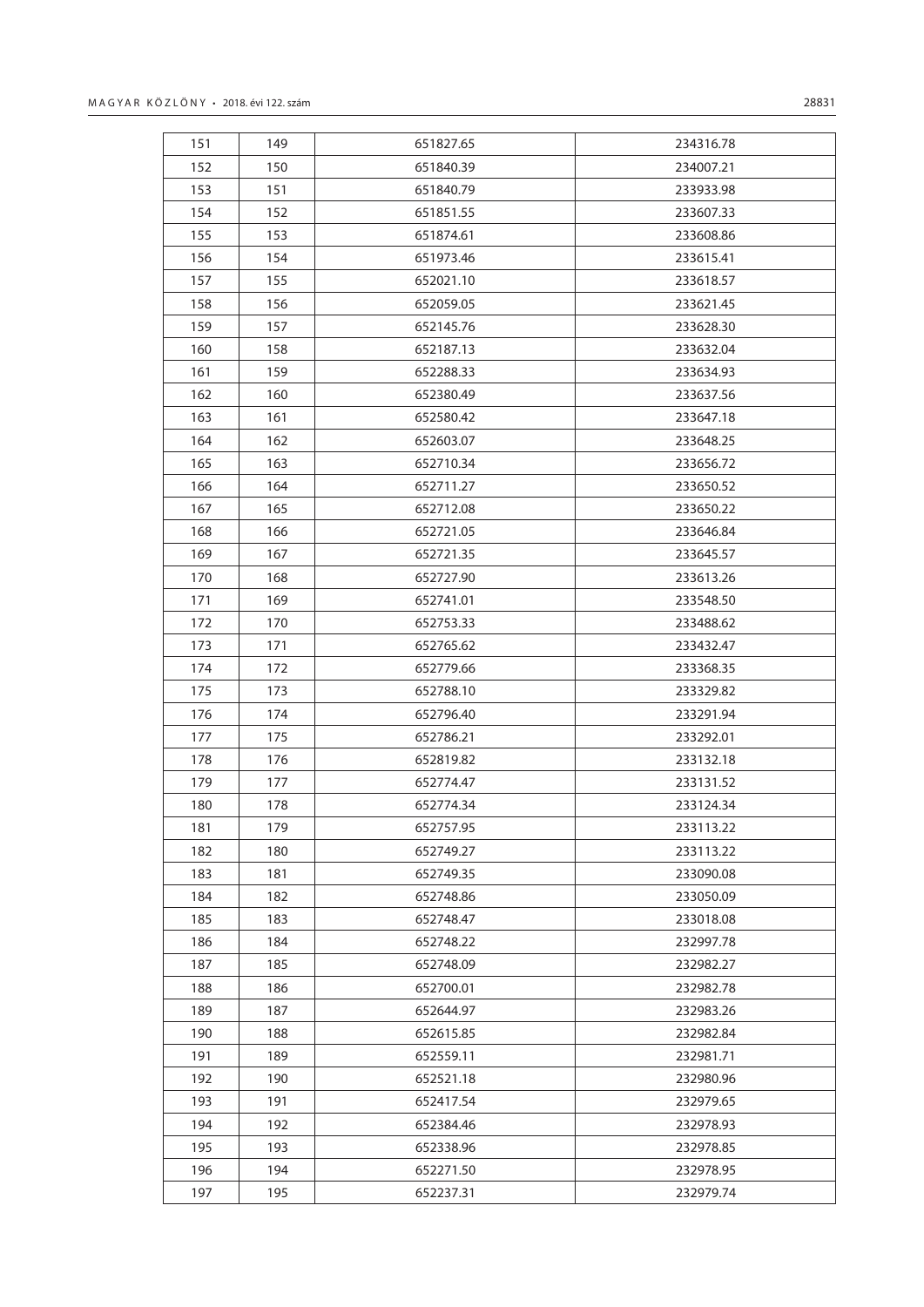| 151 | 149 | 651827.65 | 234316.78 |
|---|---|---|---|
| 152 | 150 | 651840.39 | 234007.21 |
| 153 | 151 | 651840.79 | 233933.98 |
| 154 | 152 | 651851.55 | 233607.33 |
| 155 | 153 | 651874.61 | 233608.86 |
| 156 | 154 | 651973.46 | 233615.41 |
| 157 | 155 | 652021.10 | 233618.57 |
| 158 | 156 | 652059.05 | 233621.45 |
| 159 | 157 | 652145.76 | 233628.30 |
| 160 | 158 | 652187.13 | 233632.04 |
| 161 | 159 | 652288.33 | 233634.93 |
| 162 | 160 | 652380.49 | 233637.56 |
| 163 | 161 | 652580.42 | 233647.18 |
| 164 | 162 | 652603.07 | 233648.25 |
| 165 | 163 | 652710.34 | 233656.72 |
| 166 | 164 | 652711.27 | 233650.52 |
| 167 | 165 | 652712.08 | 233650.22 |
| 168 | 166 | 652721.05 | 233646.84 |
| 169 | 167 | 652721.35 | 233645.57 |
| 170 | 168 | 652727.90 | 233613.26 |
| 171 | 169 | 652741.01 | 233548.50 |
| 172 | 170 | 652753.33 | 233488.62 |
| 173 | 171 | 652765.62 | 233432.47 |
| 174 | 172 | 652779.66 | 233368.35 |
| 175 | 173 | 652788.10 | 233329.82 |
| 176 | 174 | 652796.40 | 233291.94 |
| 177 | 175 | 652786.21 | 233292.01 |
| 178 | 176 | 652819.82 | 233132.18 |
| 179 | 177 | 652774.47 | 233131.52 |
| 180 | 178 | 652774.34 | 233124.34 |
| 181 | 179 | 652757.95 | 233113.22 |
| 182 | 180 | 652749.27 | 233113.22 |
| 183 | 181 | 652749.35 | 233090.08 |
| 184 | 182 | 652748.86 | 233050.09 |
| 185 | 183 | 652748.47 | 233018.08 |
| 186 | 184 | 652748.22 | 232997.78 |
| 187 | 185 | 652748.09 | 232982.27 |
| 188 | 186 | 652700.01 | 232982.78 |
| 189 | 187 | 652644.97 | 232983.26 |
| 190 | 188 | 652615.85 | 232982.84 |
| 191 | 189 | 652559.11 | 232981.71 |
| 192 | 190 | 652521.18 | 232980.96 |
| 193 | 191 | 652417.54 | 232979.65 |
| 194 | 192 | 652384.46 | 232978.93 |
| 195 | 193 | 652338.96 | 232978.85 |
| 196 | 194 | 652271.50 | 232978.95 |
| 197 | 195 | 652237.31 | 232979.74 |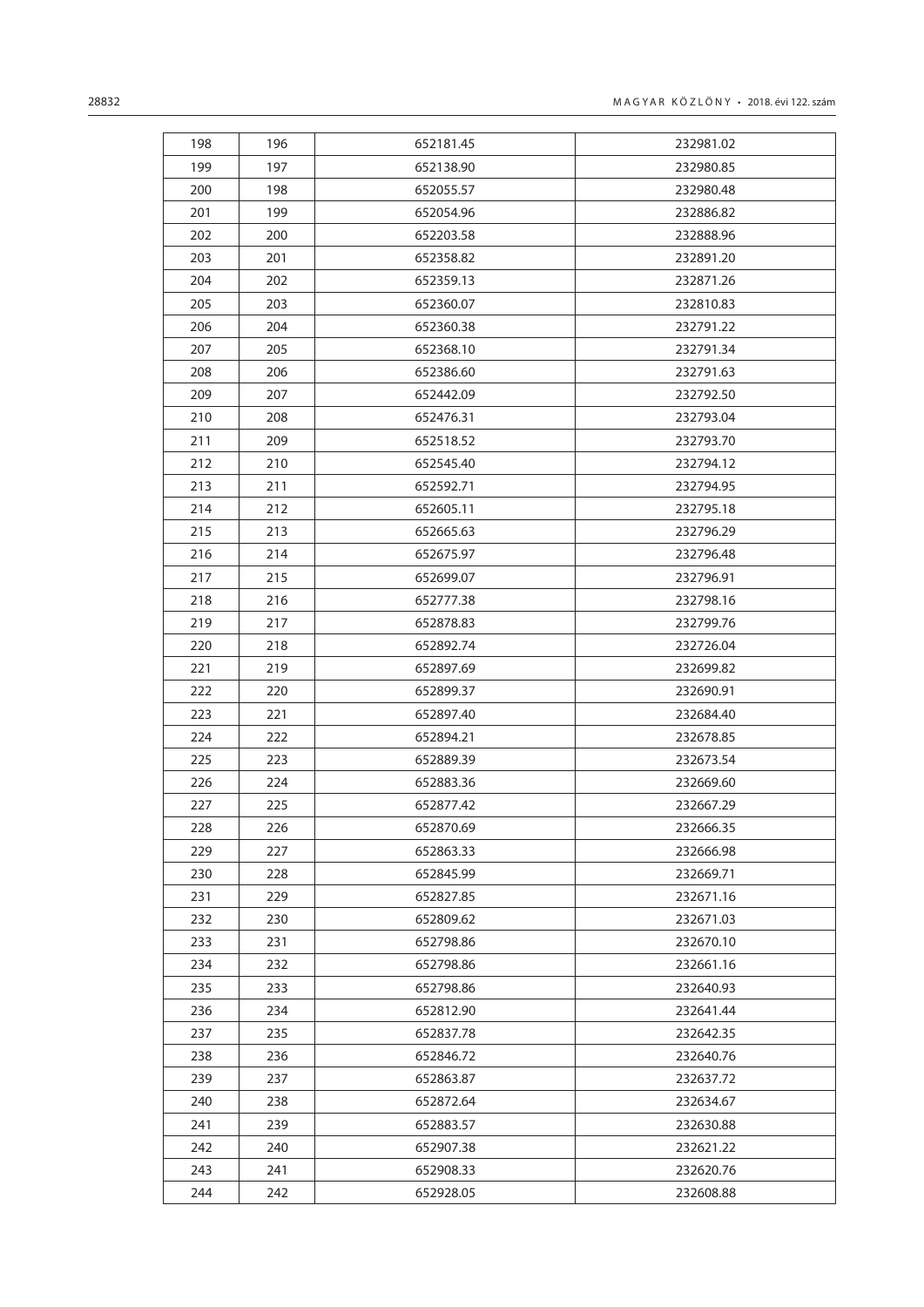| 198 | 196 | 652181.45 | 232981.02 |
|---|---|---|---|
| 199 | 197 | 652138.90 | 232980.85 |
| 200 | 198 | 652055.57 | 232980.48 |
| 201 | 199 | 652054.96 | 232886.82 |
| 202 | 200 | 652203.58 | 232888.96 |
| 203 | 201 | 652358.82 | 232891.20 |
| 204 | 202 | 652359.13 | 232871.26 |
| 205 | 203 | 652360.07 | 232810.83 |
| 206 | 204 | 652360.38 | 232791.22 |
| 207 | 205 | 652368.10 | 232791.34 |
| 208 | 206 | 652386.60 | 232791.63 |
| 209 | 207 | 652442.09 | 232792.50 |
| 210 | 208 | 652476.31 | 232793.04 |
| 211 | 209 | 652518.52 | 232793.70 |
| 212 | 210 | 652545.40 | 232794.12 |
| 213 | 211 | 652592.71 | 232794.95 |
| 214 | 212 | 652605.11 | 232795.18 |
| 215 | 213 | 652665.63 | 232796.29 |
| 216 | 214 | 652675.97 | 232796.48 |
| 217 | 215 | 652699.07 | 232796.91 |
| 218 | 216 | 652777.38 | 232798.16 |
| 219 | 217 | 652878.83 | 232799.76 |
| 220 | 218 | 652892.74 | 232726.04 |
| 221 | 219 | 652897.69 | 232699.82 |
| 222 | 220 | 652899.37 | 232690.91 |
| 223 | 221 | 652897.40 | 232684.40 |
| 224 | 222 | 652894.21 | 232678.85 |
| 225 | 223 | 652889.39 | 232673.54 |
| 226 | 224 | 652883.36 | 232669.60 |
| 227 | 225 | 652877.42 | 232667.29 |
| 228 | 226 | 652870.69 | 232666.35 |
| 229 | 227 | 652863.33 | 232666.98 |
| 230 | 228 | 652845.99 | 232669.71 |
| 231 | 229 | 652827.85 | 232671.16 |
| 232 | 230 | 652809.62 | 232671.03 |
| 233 | 231 | 652798.86 | 232670.10 |
| 234 | 232 | 652798.86 | 232661.16 |
| 235 | 233 | 652798.86 | 232640.93 |
| 236 | 234 | 652812.90 | 232641.44 |
| 237 | 235 | 652837.78 | 232642.35 |
| 238 | 236 | 652846.72 | 232640.76 |
| 239 | 237 | 652863.87 | 232637.72 |
| 240 | 238 | 652872.64 | 232634.67 |
| 241 | 239 | 652883.57 | 232630.88 |
| 242 | 240 | 652907.38 | 232621.22 |
| 243 | 241 | 652908.33 | 232620.76 |
| 244 | 242 | 652928.05 | 232608.88 |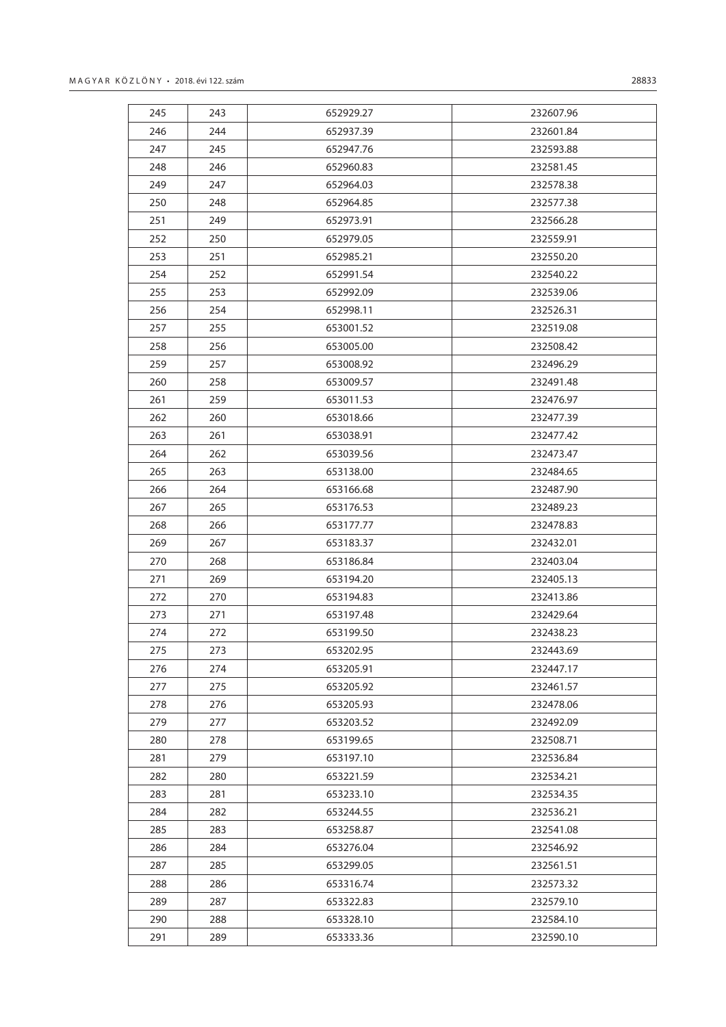| 245 | 243 | 652929.27 | 232607.96 |
|---|---|---|---|
| 246 | 244 | 652937.39 | 232601.84 |
| 247 | 245 | 652947.76 | 232593.88 |
| 248 | 246 | 652960.83 | 232581.45 |
| 249 | 247 | 652964.03 | 232578.38 |
| 250 | 248 | 652964.85 | 232577.38 |
| 251 | 249 | 652973.91 | 232566.28 |
| 252 | 250 | 652979.05 | 232559.91 |
| 253 | 251 | 652985.21 | 232550.20 |
| 254 | 252 | 652991.54 | 232540.22 |
| 255 | 253 | 652992.09 | 232539.06 |
| 256 | 254 | 652998.11 | 232526.31 |
| 257 | 255 | 653001.52 | 232519.08 |
| 258 | 256 | 653005.00 | 232508.42 |
| 259 | 257 | 653008.92 | 232496.29 |
| 260 | 258 | 653009.57 | 232491.48 |
| 261 | 259 | 653011.53 | 232476.97 |
| 262 | 260 | 653018.66 | 232477.39 |
| 263 | 261 | 653038.91 | 232477.42 |
| 264 | 262 | 653039.56 | 232473.47 |
| 265 | 263 | 653138.00 | 232484.65 |
| 266 | 264 | 653166.68 | 232487.90 |
| 267 | 265 | 653176.53 | 232489.23 |
| 268 | 266 | 653177.77 | 232478.83 |
| 269 | 267 | 653183.37 | 232432.01 |
| 270 | 268 | 653186.84 | 232403.04 |
| 271 | 269 | 653194.20 | 232405.13 |
| 272 | 270 | 653194.83 | 232413.86 |
| 273 | 271 | 653197.48 | 232429.64 |
| 274 | 272 | 653199.50 | 232438.23 |
| 275 | 273 | 653202.95 | 232443.69 |
| 276 | 274 | 653205.91 | 232447.17 |
| 277 | 275 | 653205.92 | 232461.57 |
| 278 | 276 | 653205.93 | 232478.06 |
| 279 | 277 | 653203.52 | 232492.09 |
| 280 | 278 | 653199.65 | 232508.71 |
| 281 | 279 | 653197.10 | 232536.84 |
| 282 | 280 | 653221.59 | 232534.21 |
| 283 | 281 | 653233.10 | 232534.35 |
| 284 | 282 | 653244.55 | 232536.21 |
| 285 | 283 | 653258.87 | 232541.08 |
| 286 | 284 | 653276.04 | 232546.92 |
| 287 | 285 | 653299.05 | 232561.51 |
| 288 | 286 | 653316.74 | 232573.32 |
| 289 | 287 | 653322.83 | 232579.10 |
| 290 | 288 | 653328.10 | 232584.10 |
| 291 | 289 | 653333.36 | 232590.10 |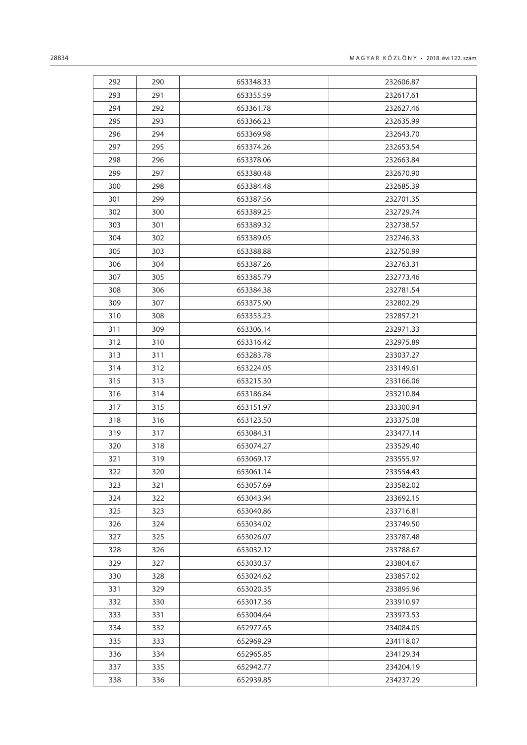| 292 | 290 | 653348.33 | 232606.87 |
|---|---|---|---|
| 293 | 291 | 653355.59 | 232617.61 |
| 294 | 292 | 653361.78 | 232627.46 |
| 295 | 293 | 653366.23 | 232635.99 |
| 296 | 294 | 653369.98 | 232643.70 |
| 297 | 295 | 653374.26 | 232653.54 |
| 298 | 296 | 653378.06 | 232663.84 |
| 299 | 297 | 653380.48 | 232670.90 |
| 300 | 298 | 653384.48 | 232685.39 |
| 301 | 299 | 653387.56 | 232701.35 |
| 302 | 300 | 653389.25 | 232729.74 |
| 303 | 301 | 653389.32 | 232738.57 |
| 304 | 302 | 653389.05 | 232746.33 |
| 305 | 303 | 653388.88 | 232750.99 |
| 306 | 304 | 653387.26 | 232763.31 |
| 307 | 305 | 653385.79 | 232773.46 |
| 308 | 306 | 653384.38 | 232781.54 |
| 309 | 307 | 653375.90 | 232802.29 |
| 310 | 308 | 653353.23 | 232857.21 |
| 311 | 309 | 653306.14 | 232971.33 |
| 312 | 310 | 653316.42 | 232975.89 |
| 313 | 311 | 653283.78 | 233037.27 |
| 314 | 312 | 653224.05 | 233149.61 |
| 315 | 313 | 653215.30 | 233166.06 |
| 316 | 314 | 653186.84 | 233210.84 |
| 317 | 315 | 653151.97 | 233300.94 |
| 318 | 316 | 653123.50 | 233375.08 |
| 319 | 317 | 653084.31 | 233477.14 |
| 320 | 318 | 653074.27 | 233529.40 |
| 321 | 319 | 653069.17 | 233555.97 |
| 322 | 320 | 653061.14 | 233554.43 |
| 323 | 321 | 653057.69 | 233582.02 |
| 324 | 322 | 653043.94 | 233692.15 |
| 325 | 323 | 653040.86 | 233716.81 |
| 326 | 324 | 653034.02 | 233749.50 |
| 327 | 325 | 653026.07 | 233787.48 |
| 328 | 326 | 653032.12 | 233788.67 |
| 329 | 327 | 653030.37 | 233804.67 |
| 330 | 328 | 653024.62 | 233857.02 |
| 331 | 329 | 653020.35 | 233895.96 |
| 332 | 330 | 653017.36 | 233910.97 |
| 333 | 331 | 653004.64 | 233973.53 |
| 334 | 332 | 652977.65 | 234084.05 |
| 335 | 333 | 652969.29 | 234118.07 |
| 336 | 334 | 652965.85 | 234129.34 |
| 337 | 335 | 652942.77 | 234204.19 |
| 338 | 336 | 652939.85 | 234237.29 |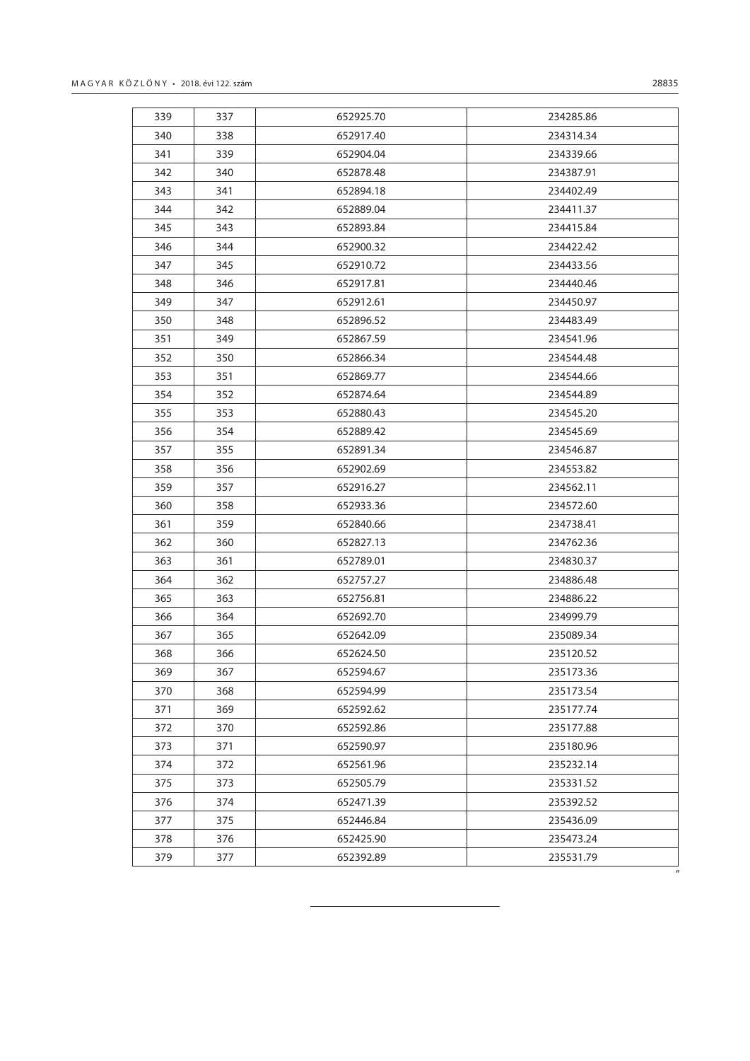| 339 | 337 | 652925.70 | 234285.86 |
|---|---|---|---|
| 340 | 338 | 652917.40 | 234314.34 |
| 341 | 339 | 652904.04 | 234339.66 |
| 342 | 340 | 652878.48 | 234387.91 |
| 343 | 341 | 652894.18 | 234402.49 |
| 344 | 342 | 652889.04 | 234411.37 |
| 345 | 343 | 652893.84 | 234415.84 |
| 346 | 344 | 652900.32 | 234422.42 |
| 347 | 345 | 652910.72 | 234433.56 |
| 348 | 346 | 652917.81 | 234440.46 |
| 349 | 347 | 652912.61 | 234450.97 |
| 350 | 348 | 652896.52 | 234483.49 |
| 351 | 349 | 652867.59 | 234541.96 |
| 352 | 350 | 652866.34 | 234544.48 |
| 353 | 351 | 652869.77 | 234544.66 |
| 354 | 352 | 652874.64 | 234544.89 |
| 355 | 353 | 652880.43 | 234545.20 |
| 356 | 354 | 652889.42 | 234545.69 |
| 357 | 355 | 652891.34 | 234546.87 |
| 358 | 356 | 652902.69 | 234553.82 |
| 359 | 357 | 652916.27 | 234562.11 |
| 360 | 358 | 652933.36 | 234572.60 |
| 361 | 359 | 652840.66 | 234738.41 |
| 362 | 360 | 652827.13 | 234762.36 |
| 363 | 361 | 652789.01 | 234830.37 |
| 364 | 362 | 652757.27 | 234886.48 |
| 365 | 363 | 652756.81 | 234886.22 |
| 366 | 364 | 652692.70 | 234999.79 |
| 367 | 365 | 652642.09 | 235089.34 |
| 368 | 366 | 652624.50 | 235120.52 |
| 369 | 367 | 652594.67 | 235173.36 |
| 370 | 368 | 652594.99 | 235173.54 |
| 371 | 369 | 652592.62 | 235177.74 |
| 372 | 370 | 652592.86 | 235177.88 |
| 373 | 371 | 652590.97 | 235180.96 |
| 374 | 372 | 652561.96 | 235232.14 |
| 375 | 373 | 652505.79 | 235331.52 |
| 376 | 374 | 652471.39 | 235392.52 |
| 377 | 375 | 652446.84 | 235436.09 |
| 378 | 376 | 652425.90 | 235473.24 |
| 379 | 377 | 652392.89 | 235531.79 |

”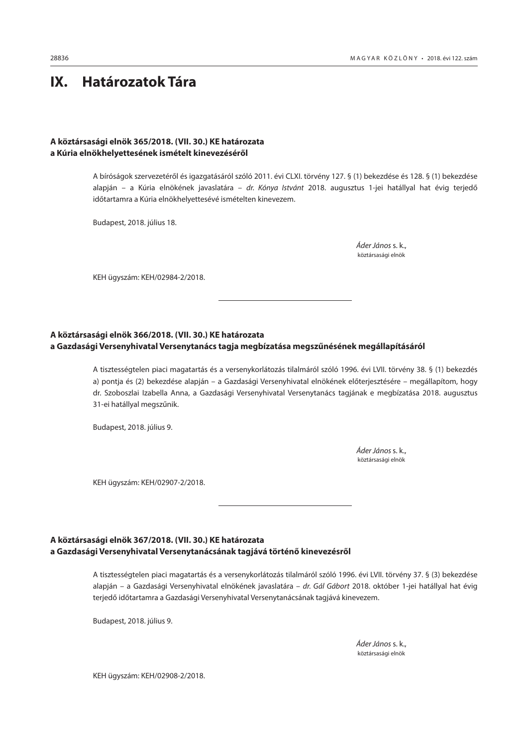# IX. Határozatok Tára

### A köztársasági elnök 365/2018. (VII. 30.) KE határozata a Kúria elnökhelyettesének ismételt kinevezéséről

A bíróságok szervezetéről és igazgatásáról szóló 2011. évi CLXI. törvény 127. § (1) bekezdése és 128. § (1) bekezdése alapján – a Kúria elnökének javaslatára – *dr. Kónya Istvánt* 2018. augusztus 1-jei hatállyal hat évig terjedő időtartamra a Kúria elnökhelyettesévé ismételten kinevezem.

Budapest, 2018. július 18.

*Áder János* s. k.,
köztársasági elnök

KEH ügyszám: KEH/02984-2/2018.

---

### A köztársasági elnök 366/2018. (VII. 30.) KE határozata a Gazdasági Versenyhivatal Versenytanács tagja megbízatása megszűnésének megállapításáról

A tisztességtelen piaci magatartás és a versenykorlátozás tilalmáról szóló 1996. évi LVII. törvény 38. § (1) bekezdés a) pontja és (2) bekezdése alapján – a Gazdasági Versenyhivatal elnökének előterjesztésére – megállapítom, hogy dr. Szoboszlai Izabella Anna, a Gazdasági Versenyhivatal Versenytanács tagjának e megbízatása 2018. augusztus 31-ei hatállyal megszűnik.

Budapest, 2018. július 9.

*Áder János* s. k.,
köztársasági elnök

KEH ügyszám: KEH/02907-2/2018.

---

### A köztársasági elnök 367/2018. (VII. 30.) KE határozata a Gazdasági Versenyhivatal Versenytanácsának tagjává történő kinevezésről

A tisztességtelen piaci magatartás és a versenykorlátozás tilalmáról szóló 1996. évi LVII. törvény 37. § (3) bekezdése alapján – a Gazdasági Versenyhivatal elnökének javaslatára – *dr. Gál Gábort* 2018. október 1-jei hatállyal hat évig terjedő időtartamra a Gazdasági Versenyhivatal Versenytanácsának tagjává kinevezem.

Budapest, 2018. július 9.

*Áder János* s. k.,
köztársasági elnök

KEH ügyszám: KEH/02908-2/2018.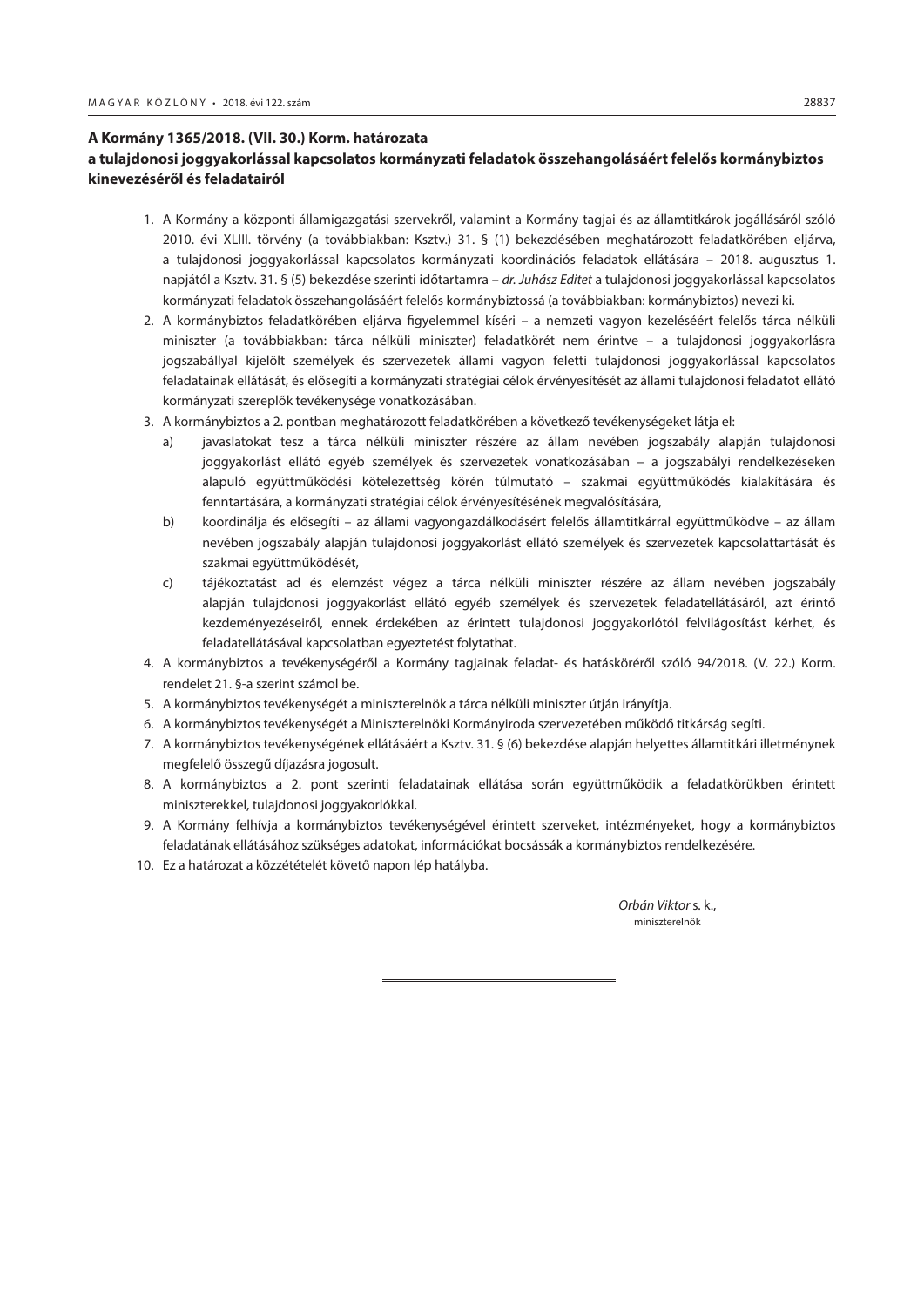**A Kormány 1365/2018. (VII. 30.) Korm. határozata**
**a tulajdonosi joggyakorlással kapcsolatos kormányzati feladatok összehangolásáért felelős kormánybiztos kinevezéséről és feladatairól**

1. A Kormány a központi államigazgatási szervekről, valamint a Kormány tagjai és az államtitkárok jogállásáról szóló 2010. évi XLIII. törvény (a továbbiakban: Ksztv.) 31. § (1) bekezdésében meghatározott feladatkörében eljárva, a tulajdonosi joggyakorlással kapcsolatos kormányzati koordinációs feladatok ellátására – 2018. augusztus 1. napjától a Ksztv. 31. § (5) bekezdése szerinti időtartamra – *dr. Juhász Editet* a tulajdonosi joggyakorlással kapcsolatos kormányzati feladatok összehangolásáért felelős kormánybiztossá (a továbbiakban: kormánybiztos) nevezi ki.
2. A kormánybiztos feladatkörében eljárva figyelemmel kíséri – a nemzeti vagyon kezeléséért felelős tárca nélküli miniszter (a továbbiakban: tárca nélküli miniszter) feladatkörét nem érintve – a tulajdonosi joggyakorlásra jogszabállyal kijelölt személyek és szervezetek állami vagyon feletti tulajdonosi joggyakorlással kapcsolatos feladatainak ellátását, és elősegíti a kormányzati stratégiai célok érvényesítését az állami tulajdonosi feladatot ellátó kormányzati szereplők tevékenysége vonatkozásában.
3. A kormánybiztos a 2. pontban meghatározott feladatkörében a következő tevékenységeket látja el:
   a) javaslatokat tesz a tárca nélküli miniszter részére az állam nevében jogszabály alapján tulajdonosi joggyakorlást ellátó egyéb személyek és szervezetek vonatkozásában – a jogszabályi rendelkezéseken alapuló együttműködési kötelezettség körén túlmutató – szakmai együttműködés kialakítására és fenntartására, a kormányzati stratégiai célok érvényesítésének megvalósítására,
   b) koordinálja és elősegíti – az állami vagyongazdálkodásért felelős államtitkárral együttműködve – az állam nevében jogszabály alapján tulajdonosi joggyakorlást ellátó személyek és szervezetek kapcsolattartását és szakmai együttműködését,
   c) tájékoztatást ad és elemzést végez a tárca nélküli miniszter részére az állam nevében jogszabály alapján tulajdonosi joggyakorlást ellátó egyéb személyek és szervezetek feladatellátásáról, azt érintő kezdeményezéseiről, ennek érdekében az érintett tulajdonosi joggyakorlótól felvilágosítást kérhet, és feladatellátásával kapcsolatban egyeztetést folytathat.
4. A kormánybiztos a tevékenységéről a Kormány tagjainak feladat- és hatásköréről szóló 94/2018. (V. 22.) Korm. rendelet 21. §-a szerint számol be.
5. A kormánybiztos tevékenységét a miniszterelnök a tárca nélküli miniszter útján irányítja.
6. A kormánybiztos tevékenységét a Miniszterelnöki Kormányiroda szervezetében működő titkárság segíti.
7. A kormánybiztos tevékenységének ellátásáért a Ksztv. 31. § (6) bekezdése alapján helyettes államtitkári illetménynek megfelelő összegű díjazásra jogosult.
8. A kormánybiztos a 2. pont szerinti feladatainak ellátása során együttműködik a feladatkörükben érintett miniszterekkel, tulajdonosi joggyakorlókkal.
9. A Kormány felhívja a kormánybiztos tevékenységével érintett szerveket, intézményeket, hogy a kormánybiztos feladatának ellátásához szükséges adatokat, információkat bocsássák a kormánybiztos rendelkezésére.
10. Ez a határozat a közzétételét követő napon lép hatályba.

*Orbán Viktor* s. k.,
miniszterelnök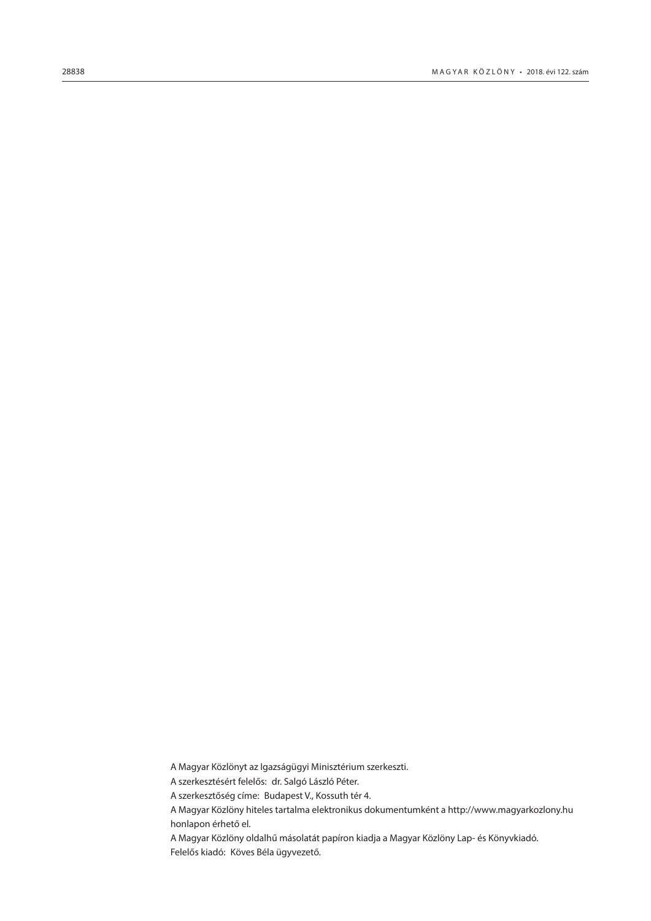A Magyar Közlönyt az Igazságügyi Minisztérium szerkeszti.

A szerkesztésért felelős: dr. Salgó László Péter.

A szerkesztőség címe: Budapest V., Kossuth tér 4.

A Magyar Közlöny hiteles tartalma elektronikus dokumentumként a http://www.magyarkozlony.hu honlapon érhető el.

A Magyar Közlöny oldalhű másolatát papíron kiadja a Magyar Közlöny Lap- és Könyvkiadó.

Felelős kiadó: Köves Béla ügyvezető.